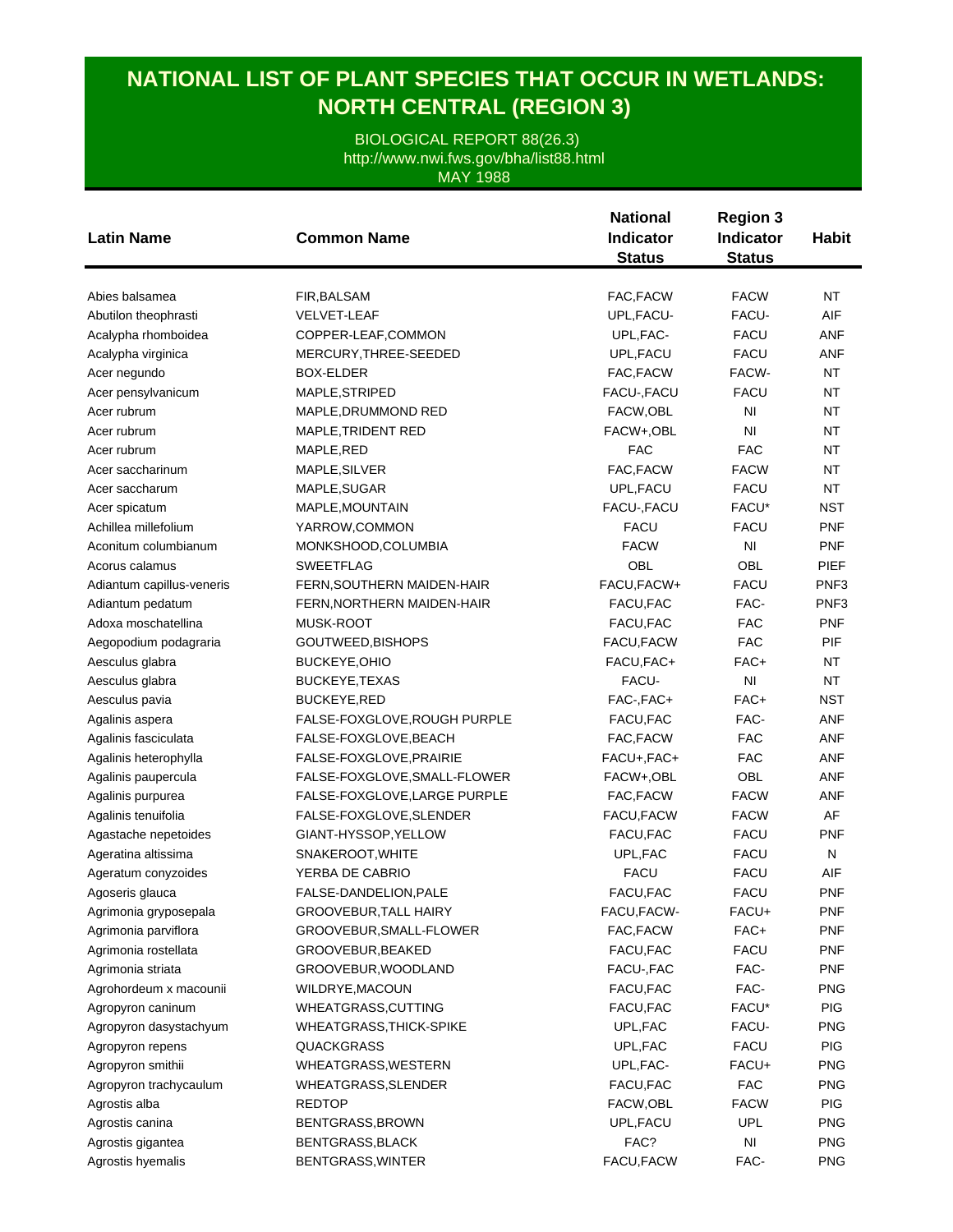# NATIONAL LIST OF PLANT SPECIES THAT OCCUR IN WETLANDS: NORTH CENTRAL (REGION 3)

BIOLOGICAL REPORT 88(26.3)
http://www.nwi.fws.gov/bha/list88.html
MAY 1988

| Latin Name | Common Name | National Indicator Status | Region 3 Indicator Status | Habit |
|---|---|---|---|---|
| Abies balsamea | FIR,BALSAM | FAC,FACW | FACW | NT |
| Abutilon theophrasti | VELVET-LEAF | UPL,FACU- | FACU- | AIF |
| Acalypha rhomboidea | COPPER-LEAF,COMMON | UPL,FAC- | FACU | ANF |
| Acalypha virginica | MERCURY,THREE-SEEDED | UPL,FACU | FACU | ANF |
| Acer negundo | BOX-ELDER | FAC,FACW | FACW- | NT |
| Acer pensylvanicum | MAPLE,STRIPED | FACU-,FACU | FACU | NT |
| Acer rubrum | MAPLE,DRUMMOND RED | FACW,OBL | NI | NT |
| Acer rubrum | MAPLE,TRIDENT RED | FACW+,OBL | NI | NT |
| Acer rubrum | MAPLE,RED | FAC | FAC | NT |
| Acer saccharinum | MAPLE,SILVER | FAC,FACW | FACW | NT |
| Acer saccharum | MAPLE,SUGAR | UPL,FACU | FACU | NT |
| Acer spicatum | MAPLE,MOUNTAIN | FACU-,FACU | FACU* | NST |
| Achillea millefolium | YARROW,COMMON | FACU | FACU | PNF |
| Aconitum columbianum | MONKSHOOD,COLUMBIA | FACW | NI | PNF |
| Acorus calamus | SWEETFLAG | OBL | OBL | PIEF |
| Adiantum capillus-veneris | FERN,SOUTHERN MAIDEN-HAIR | FACU,FACW+ | FACU | PNF3 |
| Adiantum pedatum | FERN,NORTHERN MAIDEN-HAIR | FACU,FAC | FAC- | PNF3 |
| Adoxa moschatellina | MUSK-ROOT | FACU,FAC | FAC | PNF |
| Aegopodium podagraria | GOUTWEED,BISHOPS | FACU,FACW | FAC | PIF |
| Aesculus glabra | BUCKEYE,OHIO | FACU,FAC+ | FAC+ | NT |
| Aesculus glabra | BUCKEYE,TEXAS | FACU- | NI | NT |
| Aesculus pavia | BUCKEYE,RED | FAC-,FAC+ | FAC+ | NST |
| Agalinis aspera | FALSE-FOXGLOVE,ROUGH PURPLE | FACU,FAC | FAC- | ANF |
| Agalinis fasciculata | FALSE-FOXGLOVE,BEACH | FAC,FACW | FAC | ANF |
| Agalinis heterophylla | FALSE-FOXGLOVE,PRAIRIE | FACU+,FAC+ | FAC | ANF |
| Agalinis paupercula | FALSE-FOXGLOVE,SMALL-FLOWER | FACW+,OBL | OBL | ANF |
| Agalinis purpurea | FALSE-FOXGLOVE,LARGE PURPLE | FAC,FACW | FACW | ANF |
| Agalinis tenuifolia | FALSE-FOXGLOVE,SLENDER | FACU,FACW | FACW | AF |
| Agastache nepetoides | GIANT-HYSSOP,YELLOW | FACU,FAC | FACU | PNF |
| Ageratina altissima | SNAKEROOT,WHITE | UPL,FAC | FACU | N |
| Ageratum conyzoides | YERBA DE CABRIO | FACU | FACU | AIF |
| Agoseris glauca | FALSE-DANDELION,PALE | FACU,FAC | FACU | PNF |
| Agrimonia gryposepala | GROOVEBUR,TALL HAIRY | FACU,FACW- | FACU+ | PNF |
| Agrimonia parviflora | GROOVEBUR,SMALL-FLOWER | FAC,FACW | FAC+ | PNF |
| Agrimonia rostellata | GROOVEBUR,BEAKED | FACU,FAC | FACU | PNF |
| Agrimonia striata | GROOVEBUR,WOODLAND | FACU-,FAC | FAC- | PNF |
| Agrohordeum x macounii | WILDRYE,MACOUN | FACU,FAC | FAC- | PNG |
| Agropyron caninum | WHEATGRASS,CUTTING | FACU,FAC | FACU* | PIG |
| Agropyron dasystachyum | WHEATGRASS,THICK-SPIKE | UPL,FAC | FACU- | PNG |
| Agropyron repens | QUACKGRASS | UPL,FAC | FACU | PIG |
| Agropyron smithii | WHEATGRASS,WESTERN | UPL,FAC- | FACU+ | PNG |
| Agropyron trachycaulum | WHEATGRASS,SLENDER | FACU,FAC | FAC | PNG |
| Agrostis alba | REDTOP | FACW,OBL | FACW | PIG |
| Agrostis canina | BENTGRASS,BROWN | UPL,FACU | UPL | PNG |
| Agrostis gigantea | BENTGRASS,BLACK | FAC? | NI | PNG |
| Agrostis hyemalis | BENTGRASS,WINTER | FACU,FACW | FAC- | PNG |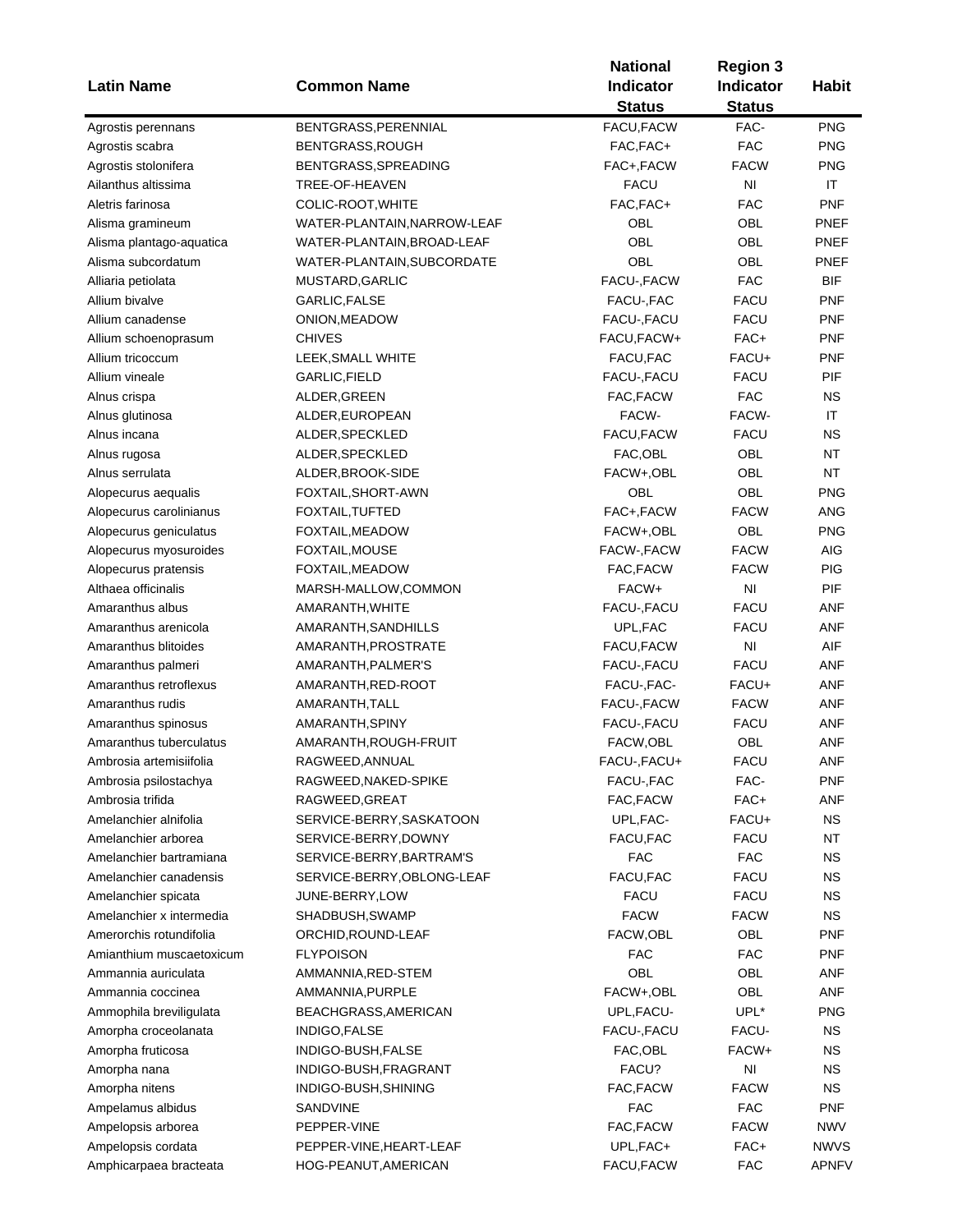| Latin Name | Common Name | National Indicator Status | Region 3 Indicator Status | Habit |
|---|---|---|---|---|
| Agrostis perennans | BENTGRASS,PERENNIAL | FACU,FACW | FAC- | PNG |
| Agrostis scabra | BENTGRASS,ROUGH | FAC,FAC+ | FAC | PNG |
| Agrostis stolonifera | BENTGRASS,SPREADING | FAC+,FACW | FACW | PNG |
| Ailanthus altissima | TREE-OF-HEAVEN | FACU | NI | IT |
| Aletris farinosa | COLIC-ROOT,WHITE | FAC,FAC+ | FAC | PNF |
| Alisma gramineum | WATER-PLANTAIN,NARROW-LEAF | OBL | OBL | PNEF |
| Alisma plantago-aquatica | WATER-PLANTAIN,BROAD-LEAF | OBL | OBL | PNEF |
| Alisma subcordatum | WATER-PLANTAIN,SUBCORDATE | OBL | OBL | PNEF |
| Alliaria petiolata | MUSTARD,GARLIC | FACU-,FACW | FAC | BIF |
| Allium bivalve | GARLIC,FALSE | FACU-,FAC | FACU | PNF |
| Allium canadense | ONION,MEADOW | FACU-,FACU | FACU | PNF |
| Allium schoenoprasum | CHIVES | FACU,FACW+ | FAC+ | PNF |
| Allium tricoccum | LEEK,SMALL WHITE | FACU,FAC | FACU+ | PNF |
| Allium vineale | GARLIC,FIELD | FACU-,FACU | FACU | PIF |
| Alnus crispa | ALDER,GREEN | FAC,FACW | FAC | NS |
| Alnus glutinosa | ALDER,EUROPEAN | FACW- | FACW- | IT |
| Alnus incana | ALDER,SPECKLED | FACU,FACW | FACU | NS |
| Alnus rugosa | ALDER,SPECKLED | FAC,OBL | OBL | NT |
| Alnus serrulata | ALDER,BROOK-SIDE | FACW+,OBL | OBL | NT |
| Alopecurus aequalis | FOXTAIL,SHORT-AWN | OBL | OBL | PNG |
| Alopecurus carolinianus | FOXTAIL,TUFTED | FAC+,FACW | FACW | ANG |
| Alopecurus geniculatus | FOXTAIL,MEADOW | FACW+,OBL | OBL | PNG |
| Alopecurus myosuroides | FOXTAIL,MOUSE | FACW-,FACW | FACW | AIG |
| Alopecurus pratensis | FOXTAIL,MEADOW | FAC,FACW | FACW | PIG |
| Althaea officinalis | MARSH-MALLOW,COMMON | FACW+ | NI | PIF |
| Amaranthus albus | AMARANTH,WHITE | FACU-,FACU | FACU | ANF |
| Amaranthus arenicola | AMARANTH,SANDHILLS | UPL,FAC | FACU | ANF |
| Amaranthus blitoides | AMARANTH,PROSTRATE | FACU,FACW | NI | AIF |
| Amaranthus palmeri | AMARANTH,PALMER'S | FACU-,FACU | FACU | ANF |
| Amaranthus retroflexus | AMARANTH,RED-ROOT | FACU-,FAC- | FACU+ | ANF |
| Amaranthus rudis | AMARANTH,TALL | FACU-,FACW | FACW | ANF |
| Amaranthus spinosus | AMARANTH,SPINY | FACU-,FACU | FACU | ANF |
| Amaranthus tuberculatus | AMARANTH,ROUGH-FRUIT | FACW,OBL | OBL | ANF |
| Ambrosia artemisiifolia | RAGWEED,ANNUAL | FACU-,FACU+ | FACU | ANF |
| Ambrosia psilostachya | RAGWEED,NAKED-SPIKE | FACU-,FAC | FAC- | PNF |
| Ambrosia trifida | RAGWEED,GREAT | FAC,FACW | FAC+ | ANF |
| Amelanchier alnifolia | SERVICE-BERRY,SASKATOON | UPL,FAC- | FACU+ | NS |
| Amelanchier arborea | SERVICE-BERRY,DOWNY | FACU,FAC | FACU | NT |
| Amelanchier bartramiana | SERVICE-BERRY,BARTRAM'S | FAC | FAC | NS |
| Amelanchier canadensis | SERVICE-BERRY,OBLONG-LEAF | FACU,FAC | FACU | NS |
| Amelanchier spicata | JUNE-BERRY,LOW | FACU | FACU | NS |
| Amelanchier x intermedia | SHADBUSH,SWAMP | FACW | FACW | NS |
| Amerorchis rotundifolia | ORCHID,ROUND-LEAF | FACW,OBL | OBL | PNF |
| Amianthium muscaetoxicum | FLYPOISON | FAC | FAC | PNF |
| Ammannia auriculata | AMMANNIA,RED-STEM | OBL | OBL | ANF |
| Ammannia coccinea | AMMANNIA,PURPLE | FACW+,OBL | OBL | ANF |
| Ammophila breviligulata | BEACHGRASS,AMERICAN | UPL,FACU- | UPL* | PNG |
| Amorpha croceolanata | INDIGO,FALSE | FACU-,FACU | FACU- | NS |
| Amorpha fruticosa | INDIGO-BUSH,FALSE | FAC,OBL | FACW+ | NS |
| Amorpha nana | INDIGO-BUSH,FRAGRANT | FACU? | NI | NS |
| Amorpha nitens | INDIGO-BUSH,SHINING | FAC,FACW | FACW | NS |
| Ampelamus albidus | SANDVINE | FAC | FAC | PNF |
| Ampelopsis arborea | PEPPER-VINE | FAC,FACW | FACW | NWV |
| Ampelopsis cordata | PEPPER-VINE,HEART-LEAF | UPL,FAC+ | FAC+ | NWVS |
| Amphicarpaea bracteata | HOG-PEANUT,AMERICAN | FACU,FACW | FAC | APNFV |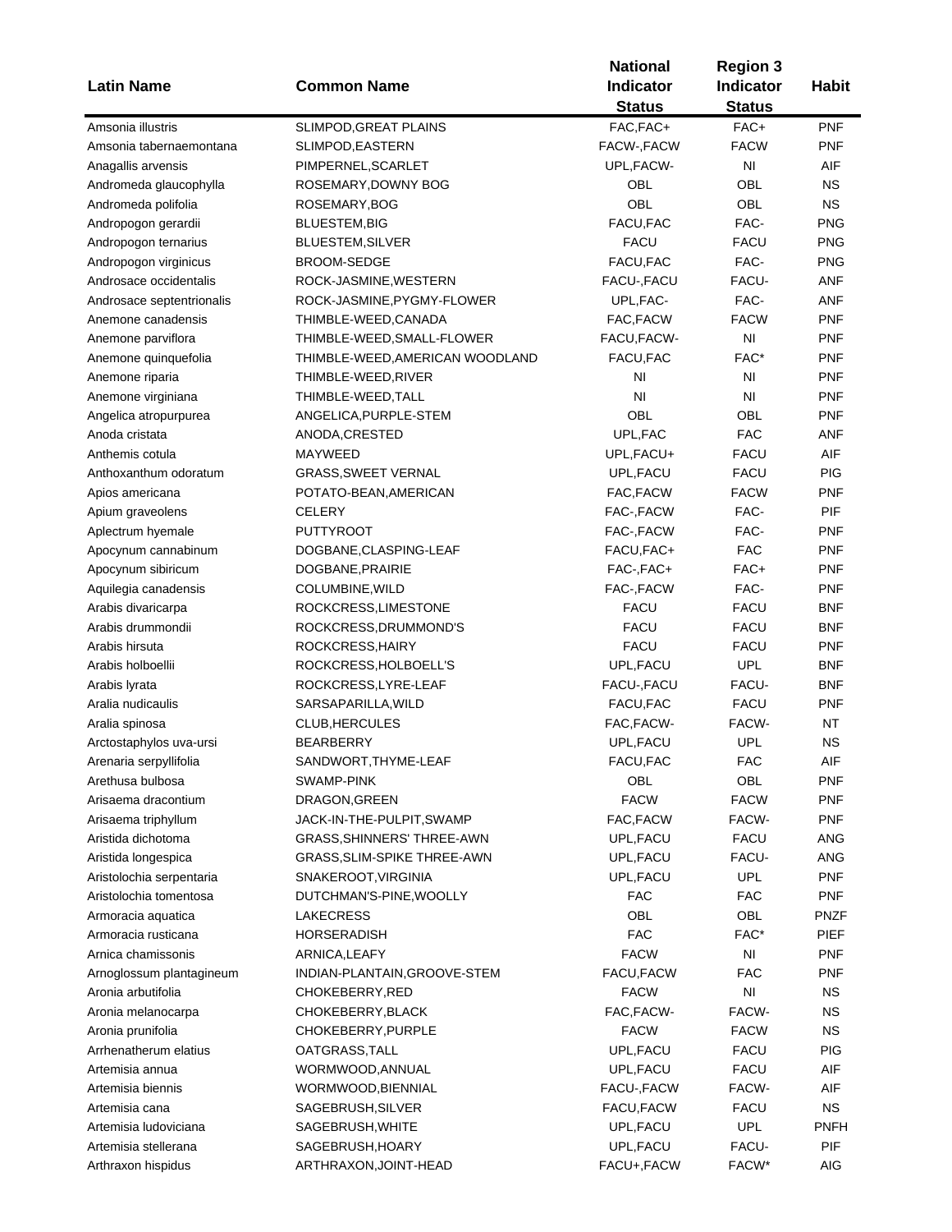| Latin Name | Common Name | National Indicator Status | Region 3 Indicator Status | Habit |
|---|---|---|---|---|
| Amsonia illustris | SLIMPOD,GREAT PLAINS | FAC,FAC+ | FAC+ | PNF |
| Amsonia tabernaemontana | SLIMPOD,EASTERN | FACW-,FACW | FACW | PNF |
| Anagallis arvensis | PIMPERNEL,SCARLET | UPL,FACW- | NI | AIF |
| Andromeda glaucophylla | ROSEMARY,DOWNY BOG | OBL | OBL | NS |
| Andromeda polifolia | ROSEMARY,BOG | OBL | OBL | NS |
| Andropogon gerardii | BLUESTEM,BIG | FACU,FAC | FAC- | PNG |
| Andropogon ternarius | BLUESTEM,SILVER | FACU | FACU | PNG |
| Andropogon virginicus | BROOM-SEDGE | FACU,FAC | FAC- | PNG |
| Androsace occidentalis | ROCK-JASMINE,WESTERN | FACU-,FACU | FACU- | ANF |
| Androsace septentrionalis | ROCK-JASMINE,PYGMY-FLOWER | UPL,FAC- | FAC- | ANF |
| Anemone canadensis | THIMBLE-WEED,CANADA | FAC,FACW | FACW | PNF |
| Anemone parviflora | THIMBLE-WEED,SMALL-FLOWER | FACU,FACW- | NI | PNF |
| Anemone quinquefolia | THIMBLE-WEED,AMERICAN WOODLAND | FACU,FAC | FAC* | PNF |
| Anemone riparia | THIMBLE-WEED,RIVER | NI | NI | PNF |
| Anemone virginiana | THIMBLE-WEED,TALL | NI | NI | PNF |
| Angelica atropurpurea | ANGELICA,PURPLE-STEM | OBL | OBL | PNF |
| Anoda cristata | ANODA,CRESTED | UPL,FAC | FAC | ANF |
| Anthemis cotula | MAYWEED | UPL,FACU+ | FACU | AIF |
| Anthoxanthum odoratum | GRASS,SWEET VERNAL | UPL,FACU | FACU | PIG |
| Apios americana | POTATO-BEAN,AMERICAN | FAC,FACW | FACW | PNF |
| Apium graveolens | CELERY | FAC-,FACW | FAC- | PIF |
| Aplectrum hyemale | PUTTYROOT | FAC-,FACW | FAC- | PNF |
| Apocynum cannabinum | DOGBANE,CLASPING-LEAF | FACU,FAC+ | FAC | PNF |
| Apocynum sibiricum | DOGBANE,PRAIRIE | FAC-,FAC+ | FAC+ | PNF |
| Aquilegia canadensis | COLUMBINE,WILD | FAC-,FACW | FAC- | PNF |
| Arabis divaricarpa | ROCKCRESS,LIMESTONE | FACU | FACU | BNF |
| Arabis drummondii | ROCKCRESS,DRUMMOND'S | FACU | FACU | BNF |
| Arabis hirsuta | ROCKCRESS,HAIRY | FACU | FACU | PNF |
| Arabis holboellii | ROCKCRESS,HOLBOELL'S | UPL,FACU | UPL | BNF |
| Arabis lyrata | ROCKCRESS,LYRE-LEAF | FACU-,FACU | FACU- | BNF |
| Aralia nudicaulis | SARSAPARILLA,WILD | FACU,FAC | FACU | PNF |
| Aralia spinosa | CLUB,HERCULES | FAC,FACW- | FACW- | NT |
| Arctostaphylos uva-ursi | BEARBERRY | UPL,FACU | UPL | NS |
| Arenaria serpyllifolia | SANDWORT,THYME-LEAF | FACU,FAC | FAC | AIF |
| Arethusa bulbosa | SWAMP-PINK | OBL | OBL | PNF |
| Arisaema dracontium | DRAGON,GREEN | FACW | FACW | PNF |
| Arisaema triphyllum | JACK-IN-THE-PULPIT,SWAMP | FAC,FACW | FACW- | PNF |
| Aristida dichotoma | GRASS,SHINNERS' THREE-AWN | UPL,FACU | FACU | ANG |
| Aristida longespica | GRASS,SLIM-SPIKE THREE-AWN | UPL,FACU | FACU- | ANG |
| Aristolochia serpentaria | SNAKEROOT,VIRGINIA | UPL,FACU | UPL | PNF |
| Aristolochia tomentosa | DUTCHMAN'S-PINE,WOOLLY | FAC | FAC | PNF |
| Armoracia aquatica | LAKECRESS | OBL | OBL | PNZF |
| Armoracia rusticana | HORSERADISH | FAC | FAC* | PIEF |
| Arnica chamissonis | ARNICA,LEAFY | FACW | NI | PNF |
| Arnoglossum plantagineum | INDIAN-PLANTAIN,GROOVE-STEM | FACU,FACW | FAC | PNF |
| Aronia arbutifolia | CHOKEBERRY,RED | FACW | NI | NS |
| Aronia melanocarpa | CHOKEBERRY,BLACK | FAC,FACW- | FACW- | NS |
| Aronia prunifolia | CHOKEBERRY,PURPLE | FACW | FACW | NS |
| Arrhenatherum elatius | OATGRASS,TALL | UPL,FACU | FACU | PIG |
| Artemisia annua | WORMWOOD,ANNUAL | UPL,FACU | FACU | AIF |
| Artemisia biennis | WORMWOOD,BIENNIAL | FACU-,FACW | FACW- | AIF |
| Artemisia cana | SAGEBRUSH,SILVER | FACU,FACW | FACU | NS |
| Artemisia ludoviciana | SAGEBRUSH,WHITE | UPL,FACU | UPL | PNFH |
| Artemisia stellerana | SAGEBRUSH,HOARY | UPL,FACU | FACU- | PIF |
| Arthraxon hispidus | ARTHRAXON,JOINT-HEAD | FACU+,FACW | FACW* | AIG |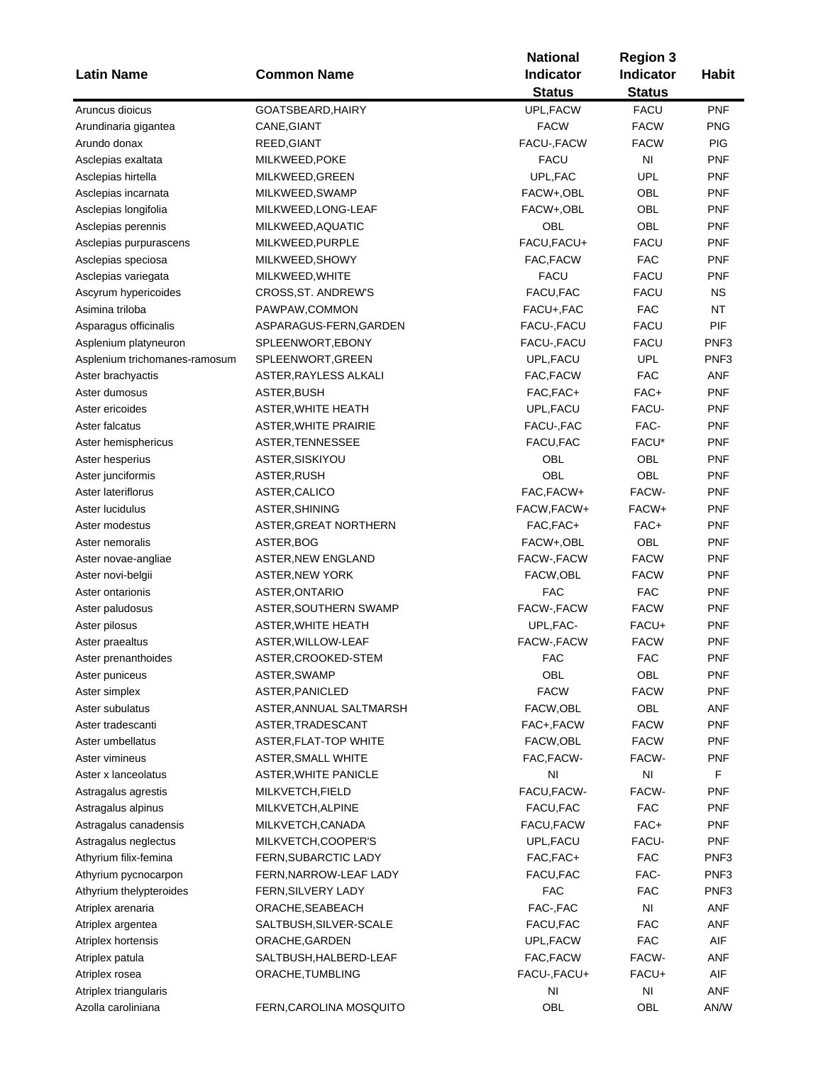| Latin Name | Common Name | National Indicator Status | Region 3 Indicator Status | Habit |
|---|---|---|---|---|
| Aruncus dioicus | GOATSBEARD,HAIRY | UPL,FACW | FACU | PNF |
| Arundinaria gigantea | CANE,GIANT | FACW | FACW | PNG |
| Arundo donax | REED,GIANT | FACU-,FACW | FACW | PIG |
| Asclepias exaltata | MILKWEED,POKE | FACU | NI | PNF |
| Asclepias hirtella | MILKWEED,GREEN | UPL,FAC | UPL | PNF |
| Asclepias incarnata | MILKWEED,SWAMP | FACW+,OBL | OBL | PNF |
| Asclepias longifolia | MILKWEED,LONG-LEAF | FACW+,OBL | OBL | PNF |
| Asclepias perennis | MILKWEED,AQUATIC | OBL | OBL | PNF |
| Asclepias purpurascens | MILKWEED,PURPLE | FACU,FACU+ | FACU | PNF |
| Asclepias speciosa | MILKWEED,SHOWY | FAC,FACW | FAC | PNF |
| Asclepias variegata | MILKWEED,WHITE | FACU | FACU | PNF |
| Ascyrum hypericoides | CROSS,ST. ANDREW'S | FACU,FAC | FACU | NS |
| Asimina triloba | PAWPAW,COMMON | FACU+,FAC | FAC | NT |
| Asparagus officinalis | ASPARAGUS-FERN,GARDEN | FACU-,FACU | FACU | PIF |
| Asplenium platyneuron | SPLEENWORT,EBONY | FACU-,FACU | FACU | PNF3 |
| Asplenium trichomanes-ramosum | SPLEENWORT,GREEN | UPL,FACU | UPL | PNF3 |
| Aster brachyactis | ASTER,RAYLESS ALKALI | FAC,FACW | FAC | ANF |
| Aster dumosus | ASTER,BUSH | FAC,FAC+ | FAC+ | PNF |
| Aster ericoides | ASTER,WHITE HEATH | UPL,FACU | FACU- | PNF |
| Aster falcatus | ASTER,WHITE PRAIRIE | FACU-,FAC | FAC- | PNF |
| Aster hemisphericus | ASTER,TENNESSEE | FACU,FAC | FACU* | PNF |
| Aster hesperius | ASTER,SISKIYOU | OBL | OBL | PNF |
| Aster junciformis | ASTER,RUSH | OBL | OBL | PNF |
| Aster lateriflorus | ASTER,CALICO | FAC,FACW+ | FACW- | PNF |
| Aster lucidulus | ASTER,SHINING | FACW,FACW+ | FACW+ | PNF |
| Aster modestus | ASTER,GREAT NORTHERN | FAC,FAC+ | FAC+ | PNF |
| Aster nemoralis | ASTER,BOG | FACW+,OBL | OBL | PNF |
| Aster novae-angliae | ASTER,NEW ENGLAND | FACW-,FACW | FACW | PNF |
| Aster novi-belgii | ASTER,NEW YORK | FACW,OBL | FACW | PNF |
| Aster ontarionis | ASTER,ONTARIO | FAC | FAC | PNF |
| Aster paludosus | ASTER,SOUTHERN SWAMP | FACW-,FACW | FACW | PNF |
| Aster pilosus | ASTER,WHITE HEATH | UPL,FAC- | FACU+ | PNF |
| Aster praealtus | ASTER,WILLOW-LEAF | FACW-,FACW | FACW | PNF |
| Aster prenanthoides | ASTER,CROOKED-STEM | FAC | FAC | PNF |
| Aster puniceus | ASTER,SWAMP | OBL | OBL | PNF |
| Aster simplex | ASTER,PANICLED | FACW | FACW | PNF |
| Aster subulatus | ASTER,ANNUAL SALTMARSH | FACW,OBL | OBL | ANF |
| Aster tradescanti | ASTER,TRADESCANT | FAC+,FACW | FACW | PNF |
| Aster umbellatus | ASTER,FLAT-TOP WHITE | FACW,OBL | FACW | PNF |
| Aster vimineus | ASTER,SMALL WHITE | FAC,FACW- | FACW- | PNF |
| Aster x lanceolatus | ASTER,WHITE PANICLE | NI | NI | F |
| Astragalus agrestis | MILKVETCH,FIELD | FACU,FACW- | FACW- | PNF |
| Astragalus alpinus | MILKVETCH,ALPINE | FACU,FAC | FAC | PNF |
| Astragalus canadensis | MILKVETCH,CANADA | FACU,FACW | FAC+ | PNF |
| Astragalus neglectus | MILKVETCH,COOPER'S | UPL,FACU | FACU- | PNF |
| Athyrium filix-femina | FERN,SUBARCTIC LADY | FAC,FAC+ | FAC | PNF3 |
| Athyrium pycnocarpon | FERN,NARROW-LEAF LADY | FACU,FAC | FAC- | PNF3 |
| Athyrium thelypteroides | FERN,SILVERY LADY | FAC | FAC | PNF3 |
| Atriplex arenaria | ORACHE,SEABEACH | FAC-,FAC | NI | ANF |
| Atriplex argentea | SALTBUSH,SILVER-SCALE | FACU,FAC | FAC | ANF |
| Atriplex hortensis | ORACHE,GARDEN | UPL,FACW | FAC | AIF |
| Atriplex patula | SALTBUSH,HALBERD-LEAF | FAC,FACW | FACW- | ANF |
| Atriplex rosea | ORACHE,TUMBLING | FACU-,FACU+ | FACU+ | AIF |
| Atriplex triangularis | | NI | NI | ANF |
| Azolla caroliniana | FERN,CAROLINA MOSQUITO | OBL | OBL | AN/W |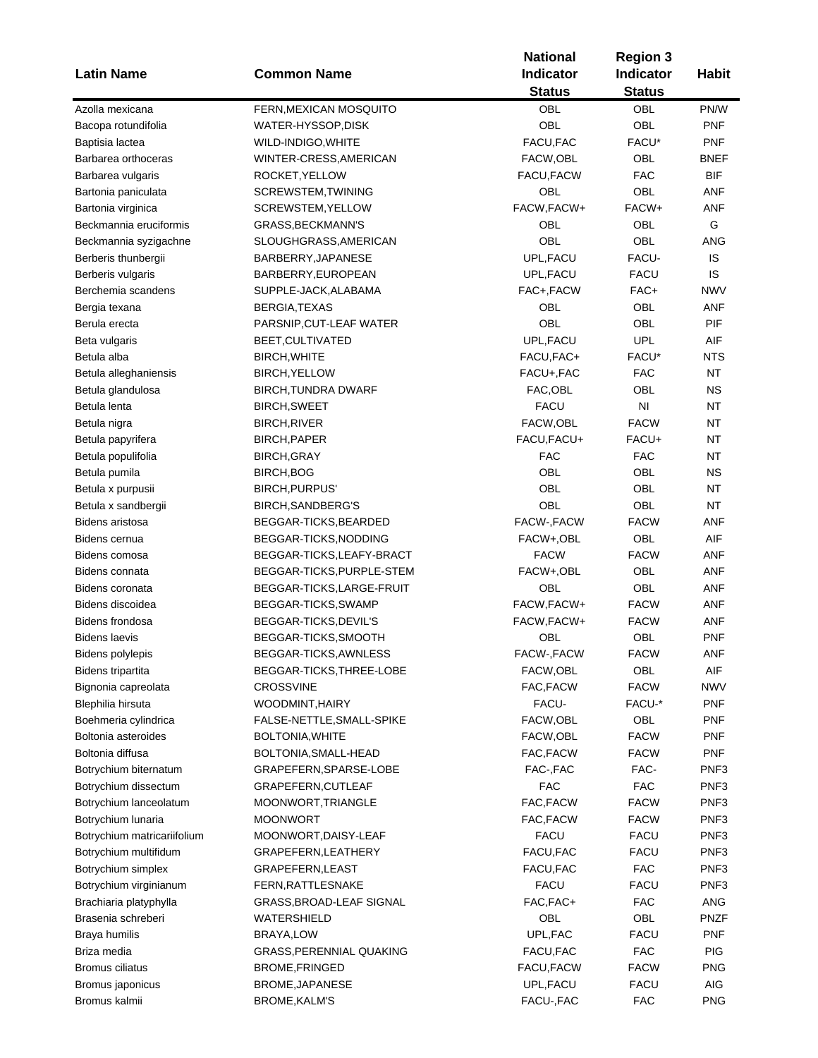| Latin Name | Common Name | National Indicator Status | Region 3 Indicator Status | Habit |
|---|---|---|---|---|
| Azolla mexicana | FERN,MEXICAN MOSQUITO | OBL | OBL | PN/W |
| Bacopa rotundifolia | WATER-HYSSOP,DISK | OBL | OBL | PNF |
| Baptisia lactea | WILD-INDIGO,WHITE | FACU,FAC | FACU* | PNF |
| Barbarea orthoceras | WINTER-CRESS,AMERICAN | FACW,OBL | OBL | BNEF |
| Barbarea vulgaris | ROCKET,YELLOW | FACU,FACW | FAC | BIF |
| Bartonia paniculata | SCREWSTEM,TWINING | OBL | OBL | ANF |
| Bartonia virginica | SCREWSTEM,YELLOW | FACW,FACW+ | FACW+ | ANF |
| Beckmannia eruciformis | GRASS,BECKMANN'S | OBL | OBL | G |
| Beckmannia syzigachne | SLOUGHGRASS,AMERICAN | OBL | OBL | ANG |
| Berberis thunbergii | BARBERRY,JAPANESE | UPL,FACU | FACU- | IS |
| Berberis vulgaris | BARBERRY,EUROPEAN | UPL,FACU | FACU | IS |
| Berchemia scandens | SUPPLE-JACK,ALABAMA | FAC+,FACW | FAC+ | NWV |
| Bergia texana | BERGIA,TEXAS | OBL | OBL | ANF |
| Berula erecta | PARSNIP,CUT-LEAF WATER | OBL | OBL | PIF |
| Beta vulgaris | BEET,CULTIVATED | UPL,FACU | UPL | AIF |
| Betula alba | BIRCH,WHITE | FACU,FAC+ | FACU* | NTS |
| Betula alleghaniensis | BIRCH,YELLOW | FACU+,FAC | FAC | NT |
| Betula glandulosa | BIRCH,TUNDRA DWARF | FAC,OBL | OBL | NS |
| Betula lenta | BIRCH,SWEET | FACU | NI | NT |
| Betula nigra | BIRCH,RIVER | FACW,OBL | FACW | NT |
| Betula papyrifera | BIRCH,PAPER | FACU,FACU+ | FACU+ | NT |
| Betula populifolia | BIRCH,GRAY | FAC | FAC | NT |
| Betula pumila | BIRCH,BOG | OBL | OBL | NS |
| Betula x purpusii | BIRCH,PURPUS' | OBL | OBL | NT |
| Betula x sandbergii | BIRCH,SANDBERG'S | OBL | OBL | NT |
| Bidens aristosa | BEGGAR-TICKS,BEARDED | FACW-,FACW | FACW | ANF |
| Bidens cernua | BEGGAR-TICKS,NODDING | FACW+,OBL | OBL | AIF |
| Bidens comosa | BEGGAR-TICKS,LEAFY-BRACT | FACW | FACW | ANF |
| Bidens connata | BEGGAR-TICKS,PURPLE-STEM | FACW+,OBL | OBL | ANF |
| Bidens coronata | BEGGAR-TICKS,LARGE-FRUIT | OBL | OBL | ANF |
| Bidens discoidea | BEGGAR-TICKS,SWAMP | FACW,FACW+ | FACW | ANF |
| Bidens frondosa | BEGGAR-TICKS,DEVIL'S | FACW,FACW+ | FACW | ANF |
| Bidens laevis | BEGGAR-TICKS,SMOOTH | OBL | OBL | PNF |
| Bidens polylepis | BEGGAR-TICKS,AWNLESS | FACW-,FACW | FACW | ANF |
| Bidens tripartita | BEGGAR-TICKS,THREE-LOBE | FACW,OBL | OBL | AIF |
| Bignonia capreolata | CROSSVINE | FAC,FACW | FACW | NWV |
| Blephilia hirsuta | WOODMINT,HAIRY | FACU- | FACU-* | PNF |
| Boehmeria cylindrica | FALSE-NETTLE,SMALL-SPIKE | FACW,OBL | OBL | PNF |
| Boltonia asteroides | BOLTONIA,WHITE | FACW,OBL | FACW | PNF |
| Boltonia diffusa | BOLTONIA,SMALL-HEAD | FAC,FACW | FACW | PNF |
| Botrychium biternatum | GRAPEFERN,SPARSE-LOBE | FAC-,FAC | FAC- | PNF3 |
| Botrychium dissectum | GRAPEFERN,CUTLEAF | FAC | FAC | PNF3 |
| Botrychium lanceolatum | MOONWORT,TRIANGLE | FAC,FACW | FACW | PNF3 |
| Botrychium lunaria | MOONWORT | FAC,FACW | FACW | PNF3 |
| Botrychium matricariifolium | MOONWORT,DAISY-LEAF | FACU | FACU | PNF3 |
| Botrychium multifidum | GRAPEFERN,LEATHERY | FACU,FAC | FACU | PNF3 |
| Botrychium simplex | GRAPEFERN,LEAST | FACU,FAC | FAC | PNF3 |
| Botrychium virginianum | FERN,RATTLESNAKE | FACU | FACU | PNF3 |
| Brachiaria platyphylla | GRASS,BROAD-LEAF SIGNAL | FAC,FAC+ | FAC | ANG |
| Brasenia schreberi | WATERSHIELD | OBL | OBL | PNZF |
| Braya humilis | BRAYA,LOW | UPL,FAC | FACU | PNF |
| Briza media | GRASS,PERENNIAL QUAKING | FACU,FAC | FAC | PIG |
| Bromus ciliatus | BROME,FRINGED | FACU,FACW | FACW | PNG |
| Bromus japonicus | BROME,JAPANESE | UPL,FACU | FACU | AIG |
| Bromus kalmii | BROME,KALM'S | FACU-,FAC | FAC | PNG |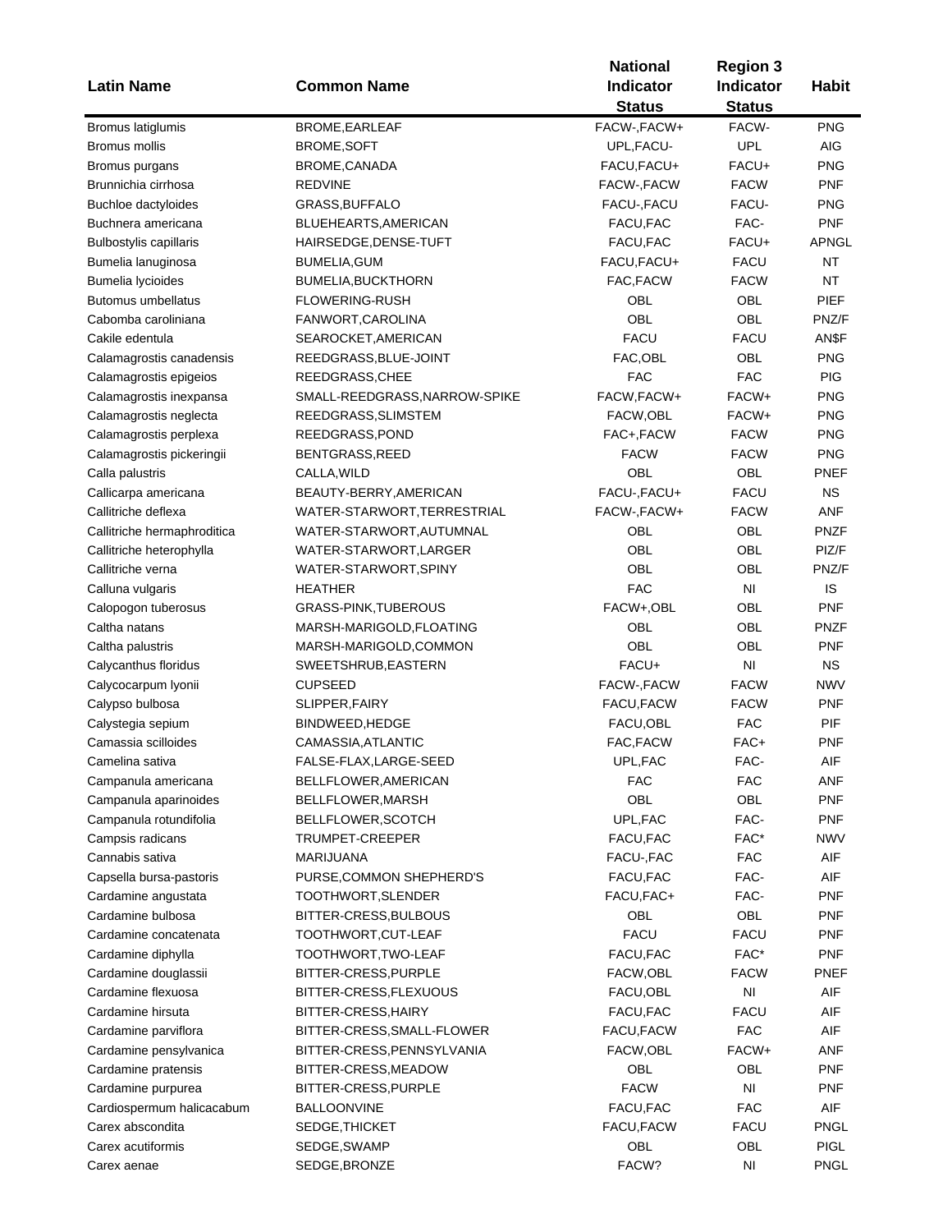| Latin Name | Common Name | National Indicator Status | Region 3 Indicator Status | Habit |
|---|---|---|---|---|
| Bromus latiglumis | BROME,EARLEAF | FACW-,FACW+ | FACW- | PNG |
| Bromus mollis | BROME,SOFT | UPL,FACU- | UPL | AIG |
| Bromus purgans | BROME,CANADA | FACU,FACU+ | FACU+ | PNG |
| Brunnichia cirrhosa | REDVINE | FACW-,FACW | FACW | PNF |
| Buchloe dactyloides | GRASS,BUFFALO | FACU-,FACU | FACU- | PNG |
| Buchnera americana | BLUEHEARTS,AMERICAN | FACU,FAC | FAC- | PNF |
| Bulbostylis capillaris | HAIRSEDGE,DENSE-TUFT | FACU,FAC | FACU+ | APNGL |
| Bumelia lanuginosa | BUMELIA,GUM | FACU,FACU+ | FACU | NT |
| Bumelia lycioides | BUMELIA,BUCKTHORN | FAC,FACW | FACW | NT |
| Butomus umbellatus | FLOWERING-RUSH | OBL | OBL | PIEF |
| Cabomba caroliniana | FANWORT,CAROLINA | OBL | OBL | PNZ/F |
| Cakile edentula | SEAROCKET,AMERICAN | FACU | FACU | AN$F |
| Calamagrostis canadensis | REEDGRASS,BLUE-JOINT | FAC,OBL | OBL | PNG |
| Calamagrostis epigeios | REEDGRASS,CHEE | FAC | FAC | PIG |
| Calamagrostis inexpansa | SMALL-REEDGRASS,NARROW-SPIKE | FACW,FACW+ | FACW+ | PNG |
| Calamagrostis neglecta | REEDGRASS,SLIMSTEM | FACW,OBL | FACW+ | PNG |
| Calamagrostis perplexa | REEDGRASS,POND | FAC+,FACW | FACW | PNG |
| Calamagrostis pickeringii | BENTGRASS,REED | FACW | FACW | PNG |
| Calla palustris | CALLA,WILD | OBL | OBL | PNEF |
| Callicarpa americana | BEAUTY-BERRY,AMERICAN | FACU-,FACU+ | FACU | NS |
| Callitriche deflexa | WATER-STARWORT,TERRESTRIAL | FACW-,FACW+ | FACW | ANF |
| Callitriche hermaphroditica | WATER-STARWORT,AUTUMNAL | OBL | OBL | PNZF |
| Callitriche heterophylla | WATER-STARWORT,LARGER | OBL | OBL | PIZ/F |
| Callitriche verna | WATER-STARWORT,SPINY | OBL | OBL | PNZ/F |
| Calluna vulgaris | HEATHER | FAC | NI | IS |
| Calopogon tuberosus | GRASS-PINK,TUBEROUS | FACW+,OBL | OBL | PNF |
| Caltha natans | MARSH-MARIGOLD,FLOATING | OBL | OBL | PNZF |
| Caltha palustris | MARSH-MARIGOLD,COMMON | OBL | OBL | PNF |
| Calycanthus floridus | SWEETSHRUB,EASTERN | FACU+ | NI | NS |
| Calycocarpum lyonii | CUPSEED | FACW-,FACW | FACW | NWV |
| Calypso bulbosa | SLIPPER,FAIRY | FACU,FACW | FACW | PNF |
| Calystegia sepium | BINDWEED,HEDGE | FACU,OBL | FAC | PIF |
| Camassia scilloides | CAMASSIA,ATLANTIC | FAC,FACW | FAC+ | PNF |
| Camelina sativa | FALSE-FLAX,LARGE-SEED | UPL,FAC | FAC- | AIF |
| Campanula americana | BELLFLOWER,AMERICAN | FAC | FAC | ANF |
| Campanula aparinoides | BELLFLOWER,MARSH | OBL | OBL | PNF |
| Campanula rotundifolia | BELLFLOWER,SCOTCH | UPL,FAC | FAC- | PNF |
| Campsis radicans | TRUMPET-CREEPER | FACU,FAC | FAC* | NWV |
| Cannabis sativa | MARIJUANA | FACU-,FAC | FAC | AIF |
| Capsella bursa-pastoris | PURSE,COMMON SHEPHERD'S | FACU,FAC | FAC- | AIF |
| Cardamine angustata | TOOTHWORT,SLENDER | FACU,FAC+ | FAC- | PNF |
| Cardamine bulbosa | BITTER-CRESS,BULBOUS | OBL | OBL | PNF |
| Cardamine concatenata | TOOTHWORT,CUT-LEAF | FACU | FACU | PNF |
| Cardamine diphylla | TOOTHWORT,TWO-LEAF | FACU,FAC | FAC* | PNF |
| Cardamine douglassii | BITTER-CRESS,PURPLE | FACW,OBL | FACW | PNEF |
| Cardamine flexuosa | BITTER-CRESS,FLEXUOUS | FACU,OBL | NI | AIF |
| Cardamine hirsuta | BITTER-CRESS,HAIRY | FACU,FAC | FACU | AIF |
| Cardamine parviflora | BITTER-CRESS,SMALL-FLOWER | FACU,FACW | FAC | AIF |
| Cardamine pensylvanica | BITTER-CRESS,PENNSYLVANIA | FACW,OBL | FACW+ | ANF |
| Cardamine pratensis | BITTER-CRESS,MEADOW | OBL | OBL | PNF |
| Cardamine purpurea | BITTER-CRESS,PURPLE | FACW | NI | PNF |
| Cardiospermum halicacabum | BALLOONVINE | FACU,FAC | FAC | AIF |
| Carex abscondita | SEDGE,THICKET | FACU,FACW | FACU | PNGL |
| Carex acutiformis | SEDGE,SWAMP | OBL | OBL | PIGL |
| Carex aenae | SEDGE,BRONZE | FACW? | NI | PNGL |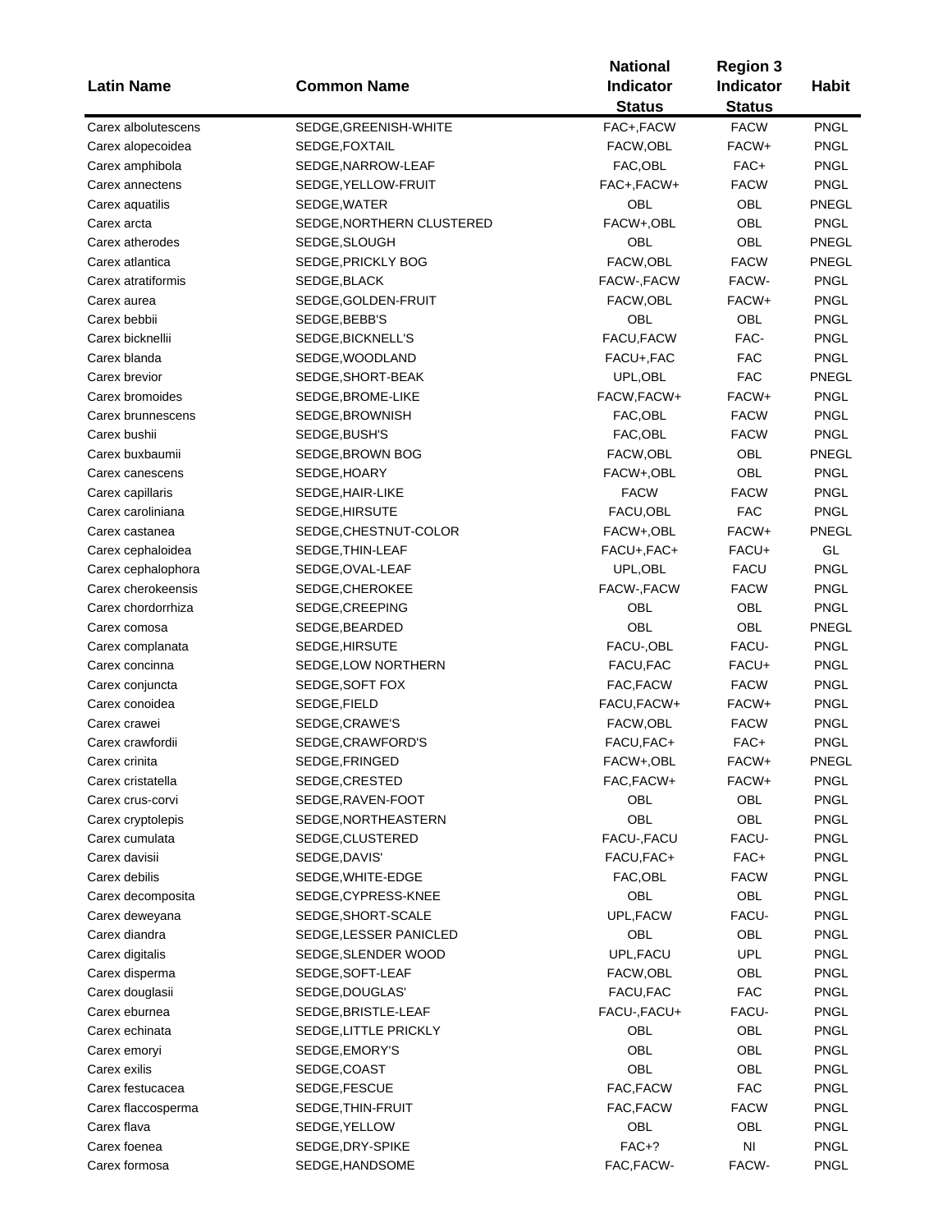| Latin Name | Common Name | National Indicator Status | Region 3 Indicator Status | Habit |
|---|---|---|---|---|
| Carex albolutescens | SEDGE,GREENISH-WHITE | FAC+,FACW | FACW | PNGL |
| Carex alopecoidea | SEDGE,FOXTAIL | FACW,OBL | FACW+ | PNGL |
| Carex amphibola | SEDGE,NARROW-LEAF | FAC,OBL | FAC+ | PNGL |
| Carex annectens | SEDGE,YELLOW-FRUIT | FAC+,FACW+ | FACW | PNGL |
| Carex aquatilis | SEDGE,WATER | OBL | OBL | PNEGL |
| Carex arcta | SEDGE,NORTHERN CLUSTERED | FACW+,OBL | OBL | PNGL |
| Carex atherodes | SEDGE,SLOUGH | OBL | OBL | PNEGL |
| Carex atlantica | SEDGE,PRICKLY BOG | FACW,OBL | FACW | PNEGL |
| Carex atratiformis | SEDGE,BLACK | FACW-,FACW | FACW- | PNGL |
| Carex aurea | SEDGE,GOLDEN-FRUIT | FACW,OBL | FACW+ | PNGL |
| Carex bebbii | SEDGE,BEBB'S | OBL | OBL | PNGL |
| Carex bicknellii | SEDGE,BICKNELL'S | FACU,FACW | FAC- | PNGL |
| Carex blanda | SEDGE,WOODLAND | FACU+,FAC | FAC | PNGL |
| Carex brevior | SEDGE,SHORT-BEAK | UPL,OBL | FAC | PNEGL |
| Carex bromoides | SEDGE,BROME-LIKE | FACW,FACW+ | FACW+ | PNGL |
| Carex brunnescens | SEDGE,BROWNISH | FAC,OBL | FACW | PNGL |
| Carex bushii | SEDGE,BUSH'S | FAC,OBL | FACW | PNGL |
| Carex buxbaumii | SEDGE,BROWN BOG | FACW,OBL | OBL | PNEGL |
| Carex canescens | SEDGE,HOARY | FACW+,OBL | OBL | PNGL |
| Carex capillaris | SEDGE,HAIR-LIKE | FACW | FACW | PNGL |
| Carex caroliniana | SEDGE,HIRSUTE | FACU,OBL | FAC | PNGL |
| Carex castanea | SEDGE,CHESTNUT-COLOR | FACW+,OBL | FACW+ | PNEGL |
| Carex cephaloidea | SEDGE,THIN-LEAF | FACU+,FAC+ | FACU+ | GL |
| Carex cephalophora | SEDGE,OVAL-LEAF | UPL,OBL | FACU | PNGL |
| Carex cherokeensis | SEDGE,CHEROKEE | FACW-,FACW | FACW | PNGL |
| Carex chordorrhiza | SEDGE,CREEPING | OBL | OBL | PNGL |
| Carex comosa | SEDGE,BEARDED | OBL | OBL | PNEGL |
| Carex complanata | SEDGE,HIRSUTE | FACU-,OBL | FACU- | PNGL |
| Carex concinna | SEDGE,LOW NORTHERN | FACU,FAC | FACU+ | PNGL |
| Carex conjuncta | SEDGE,SOFT FOX | FAC,FACW | FACW | PNGL |
| Carex conoidea | SEDGE,FIELD | FACU,FACW+ | FACW+ | PNGL |
| Carex crawei | SEDGE,CRAWE'S | FACW,OBL | FACW | PNGL |
| Carex crawfordii | SEDGE,CRAWFORD'S | FACU,FAC+ | FAC+ | PNGL |
| Carex crinita | SEDGE,FRINGED | FACW+,OBL | FACW+ | PNEGL |
| Carex cristatella | SEDGE,CRESTED | FAC,FACW+ | FACW+ | PNGL |
| Carex crus-corvi | SEDGE,RAVEN-FOOT | OBL | OBL | PNGL |
| Carex cryptolepis | SEDGE,NORTHEASTERN | OBL | OBL | PNGL |
| Carex cumulata | SEDGE,CLUSTERED | FACU-,FACU | FACU- | PNGL |
| Carex davisii | SEDGE,DAVIS' | FACU,FAC+ | FAC+ | PNGL |
| Carex debilis | SEDGE,WHITE-EDGE | FAC,OBL | FACW | PNGL |
| Carex decomposita | SEDGE,CYPRESS-KNEE | OBL | OBL | PNGL |
| Carex deweyana | SEDGE,SHORT-SCALE | UPL,FACW | FACU- | PNGL |
| Carex diandra | SEDGE,LESSER PANICLED | OBL | OBL | PNGL |
| Carex digitalis | SEDGE,SLENDER WOOD | UPL,FACU | UPL | PNGL |
| Carex disperma | SEDGE,SOFT-LEAF | FACW,OBL | OBL | PNGL |
| Carex douglasii | SEDGE,DOUGLAS' | FACU,FAC | FAC | PNGL |
| Carex eburnea | SEDGE,BRISTLE-LEAF | FACU-,FACU+ | FACU- | PNGL |
| Carex echinata | SEDGE,LITTLE PRICKLY | OBL | OBL | PNGL |
| Carex emoryi | SEDGE,EMORY'S | OBL | OBL | PNGL |
| Carex exilis | SEDGE,COAST | OBL | OBL | PNGL |
| Carex festucacea | SEDGE,FESCUE | FAC,FACW | FAC | PNGL |
| Carex flaccosperma | SEDGE,THIN-FRUIT | FAC,FACW | FACW | PNGL |
| Carex flava | SEDGE,YELLOW | OBL | OBL | PNGL |
| Carex foenea | SEDGE,DRY-SPIKE | FAC+? | NI | PNGL |
| Carex formosa | SEDGE,HANDSOME | FAC,FACW- | FACW- | PNGL |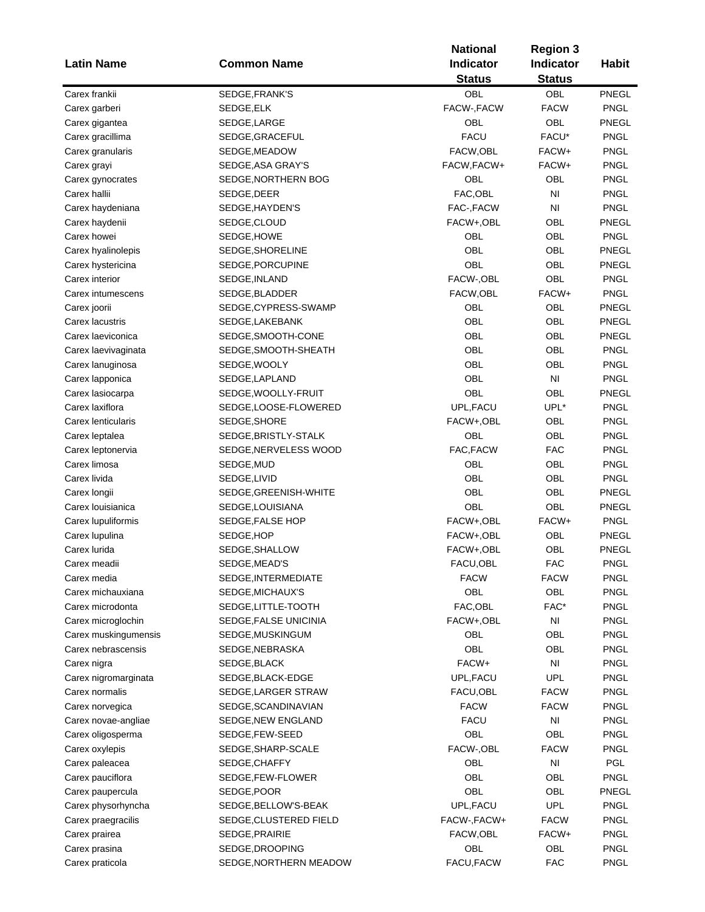| Latin Name | Common Name | National Indicator Status | Region 3 Indicator Status | Habit |
|---|---|---|---|---|
| Carex frankii | SEDGE,FRANK'S | OBL | OBL | PNEGL |
| Carex garberi | SEDGE,ELK | FACW-,FACW | FACW | PNGL |
| Carex gigantea | SEDGE,LARGE | OBL | OBL | PNEGL |
| Carex gracillima | SEDGE,GRACEFUL | FACU | FACU* | PNGL |
| Carex granularis | SEDGE,MEADOW | FACW,OBL | FACW+ | PNGL |
| Carex grayi | SEDGE,ASA GRAY'S | FACW,FACW+ | FACW+ | PNGL |
| Carex gynocrates | SEDGE,NORTHERN BOG | OBL | OBL | PNGL |
| Carex hallii | SEDGE,DEER | FAC,OBL | NI | PNGL |
| Carex haydeniana | SEDGE,HAYDEN'S | FAC-,FACW | NI | PNGL |
| Carex haydenii | SEDGE,CLOUD | FACW+,OBL | OBL | PNEGL |
| Carex howei | SEDGE,HOWE | OBL | OBL | PNGL |
| Carex hyalinolepis | SEDGE,SHORELINE | OBL | OBL | PNEGL |
| Carex hystericina | SEDGE,PORCUPINE | OBL | OBL | PNEGL |
| Carex interior | SEDGE,INLAND | FACW-,OBL | OBL | PNGL |
| Carex intumescens | SEDGE,BLADDER | FACW,OBL | FACW+ | PNGL |
| Carex joorii | SEDGE,CYPRESS-SWAMP | OBL | OBL | PNEGL |
| Carex lacustris | SEDGE,LAKEBANK | OBL | OBL | PNEGL |
| Carex laeviconica | SEDGE,SMOOTH-CONE | OBL | OBL | PNEGL |
| Carex laevivaginata | SEDGE,SMOOTH-SHEATH | OBL | OBL | PNGL |
| Carex lanuginosa | SEDGE,WOOLY | OBL | OBL | PNGL |
| Carex lapponica | SEDGE,LAPLAND | OBL | NI | PNGL |
| Carex lasiocarpa | SEDGE,WOOLLY-FRUIT | OBL | OBL | PNEGL |
| Carex laxiflora | SEDGE,LOOSE-FLOWERED | UPL,FACU | UPL* | PNGL |
| Carex lenticularis | SEDGE,SHORE | FACW+,OBL | OBL | PNGL |
| Carex leptalea | SEDGE,BRISTLY-STALK | OBL | OBL | PNGL |
| Carex leptonervia | SEDGE,NERVELESS WOOD | FAC,FACW | FAC | PNGL |
| Carex limosa | SEDGE,MUD | OBL | OBL | PNGL |
| Carex livida | SEDGE,LIVID | OBL | OBL | PNGL |
| Carex longii | SEDGE,GREENISH-WHITE | OBL | OBL | PNEGL |
| Carex louisianica | SEDGE,LOUISIANA | OBL | OBL | PNEGL |
| Carex lupuliformis | SEDGE,FALSE HOP | FACW+,OBL | FACW+ | PNGL |
| Carex lupulina | SEDGE,HOP | FACW+,OBL | OBL | PNEGL |
| Carex lurida | SEDGE,SHALLOW | FACW+,OBL | OBL | PNEGL |
| Carex meadii | SEDGE,MEAD'S | FACU,OBL | FAC | PNGL |
| Carex media | SEDGE,INTERMEDIATE | FACW | FACW | PNGL |
| Carex michauxiana | SEDGE,MICHAUX'S | OBL | OBL | PNGL |
| Carex microdonta | SEDGE,LITTLE-TOOTH | FAC,OBL | FAC* | PNGL |
| Carex microglochin | SEDGE,FALSE UNICINIA | FACW+,OBL | NI | PNGL |
| Carex muskingumensis | SEDGE,MUSKINGUM | OBL | OBL | PNGL |
| Carex nebrascensis | SEDGE,NEBRASKA | OBL | OBL | PNGL |
| Carex nigra | SEDGE,BLACK | FACW+ | NI | PNGL |
| Carex nigromarginata | SEDGE,BLACK-EDGE | UPL,FACU | UPL | PNGL |
| Carex normalis | SEDGE,LARGER STRAW | FACU,OBL | FACW | PNGL |
| Carex norvegica | SEDGE,SCANDINAVIAN | FACW | FACW | PNGL |
| Carex novae-angliae | SEDGE,NEW ENGLAND | FACU | NI | PNGL |
| Carex oligosperma | SEDGE,FEW-SEED | OBL | OBL | PNGL |
| Carex oxylepis | SEDGE,SHARP-SCALE | FACW-,OBL | FACW | PNGL |
| Carex paleacea | SEDGE,CHAFFY | OBL | NI | PGL |
| Carex pauciflora | SEDGE,FEW-FLOWER | OBL | OBL | PNGL |
| Carex paupercula | SEDGE,POOR | OBL | OBL | PNEGL |
| Carex physorhyncha | SEDGE,BELLOW'S-BEAK | UPL,FACU | UPL | PNGL |
| Carex praegracilis | SEDGE,CLUSTERED FIELD | FACW-,FACW+ | FACW | PNGL |
| Carex prairea | SEDGE,PRAIRIE | FACW,OBL | FACW+ | PNGL |
| Carex prasina | SEDGE,DROOPING | OBL | OBL | PNGL |
| Carex praticola | SEDGE,NORTHERN MEADOW | FACU,FACW | FAC | PNGL |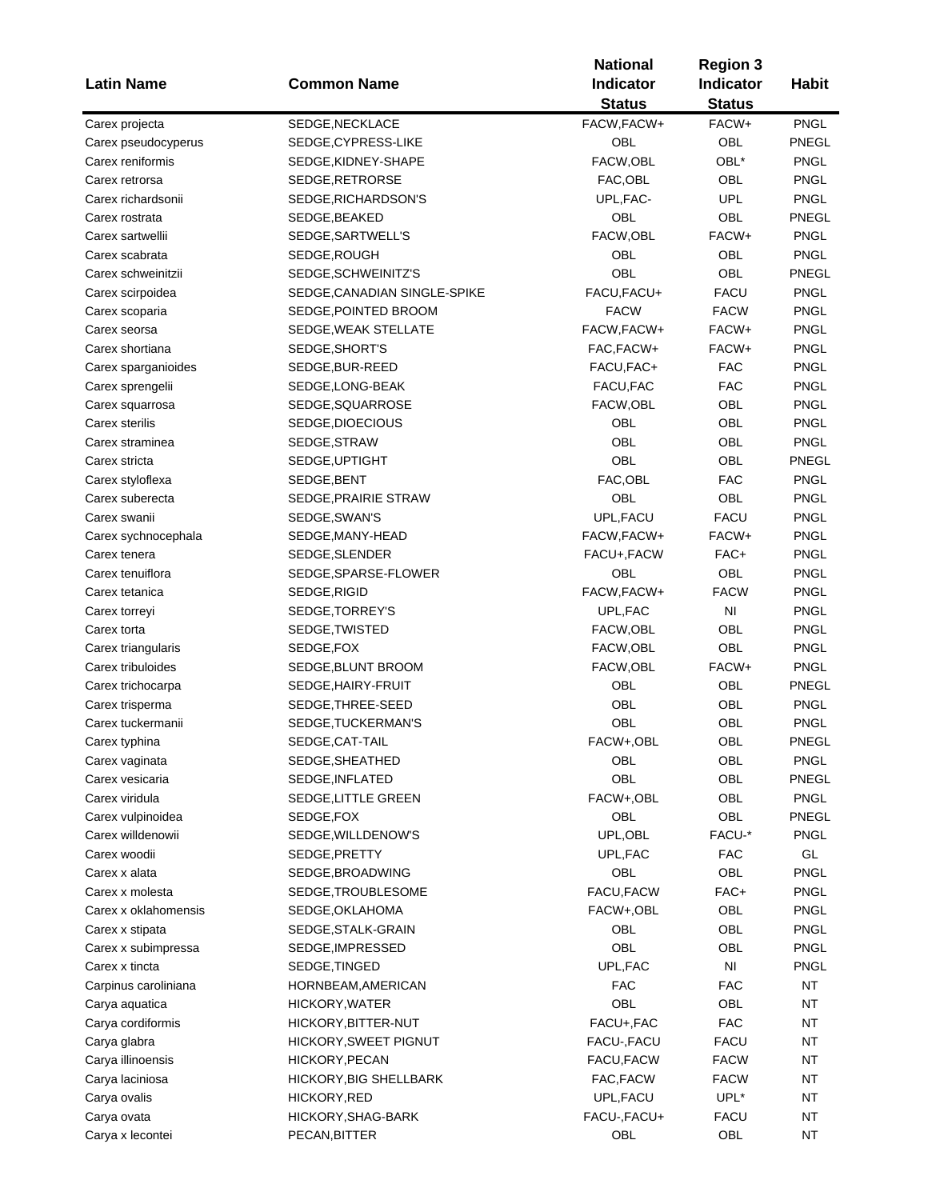| Latin Name | Common Name | National Indicator Status | Region 3 Indicator Status | Habit |
|---|---|---|---|---|
| Carex projecta | SEDGE,NECKLACE | FACW,FACW+ | FACW+ | PNGL |
| Carex pseudocyperus | SEDGE,CYPRESS-LIKE | OBL | OBL | PNEGL |
| Carex reniformis | SEDGE,KIDNEY-SHAPE | FACW,OBL | OBL* | PNGL |
| Carex retrorsa | SEDGE,RETRORSE | FAC,OBL | OBL | PNGL |
| Carex richardsonii | SEDGE,RICHARDSON'S | UPL,FAC- | UPL | PNGL |
| Carex rostrata | SEDGE,BEAKED | OBL | OBL | PNEGL |
| Carex sartwellii | SEDGE,SARTWELL'S | FACW,OBL | FACW+ | PNGL |
| Carex scabrata | SEDGE,ROUGH | OBL | OBL | PNGL |
| Carex schweinitzii | SEDGE,SCHWEINITZ'S | OBL | OBL | PNEGL |
| Carex scirpoidea | SEDGE,CANADIAN SINGLE-SPIKE | FACU,FACU+ | FACU | PNGL |
| Carex scoparia | SEDGE,POINTED BROOM | FACW | FACW | PNGL |
| Carex seorsa | SEDGE,WEAK STELLATE | FACW,FACW+ | FACW+ | PNGL |
| Carex shortiana | SEDGE,SHORT'S | FAC,FACW+ | FACW+ | PNGL |
| Carex sparganioides | SEDGE,BUR-REED | FACU,FAC+ | FAC | PNGL |
| Carex sprengelii | SEDGE,LONG-BEAK | FACU,FAC | FAC | PNGL |
| Carex squarrosa | SEDGE,SQUARROSE | FACW,OBL | OBL | PNGL |
| Carex sterilis | SEDGE,DIOECIOUS | OBL | OBL | PNGL |
| Carex straminea | SEDGE,STRAW | OBL | OBL | PNGL |
| Carex stricta | SEDGE,UPTIGHT | OBL | OBL | PNEGL |
| Carex styloflexa | SEDGE,BENT | FAC,OBL | FAC | PNGL |
| Carex suberecta | SEDGE,PRAIRIE STRAW | OBL | OBL | PNGL |
| Carex swanii | SEDGE,SWAN'S | UPL,FACU | FACU | PNGL |
| Carex sychnocephala | SEDGE,MANY-HEAD | FACW,FACW+ | FACW+ | PNGL |
| Carex tenera | SEDGE,SLENDER | FACU+,FACW | FAC+ | PNGL |
| Carex tenuiflora | SEDGE,SPARSE-FLOWER | OBL | OBL | PNGL |
| Carex tetanica | SEDGE,RIGID | FACW,FACW+ | FACW | PNGL |
| Carex torreyi | SEDGE,TORREY'S | UPL,FAC | NI | PNGL |
| Carex torta | SEDGE,TWISTED | FACW,OBL | OBL | PNGL |
| Carex triangularis | SEDGE,FOX | FACW,OBL | OBL | PNGL |
| Carex tribuloides | SEDGE,BLUNT BROOM | FACW,OBL | FACW+ | PNGL |
| Carex trichocarpa | SEDGE,HAIRY-FRUIT | OBL | OBL | PNEGL |
| Carex trisperma | SEDGE,THREE-SEED | OBL | OBL | PNGL |
| Carex tuckermanii | SEDGE,TUCKERMAN'S | OBL | OBL | PNGL |
| Carex typhina | SEDGE,CAT-TAIL | FACW+,OBL | OBL | PNEGL |
| Carex vaginata | SEDGE,SHEATHED | OBL | OBL | PNGL |
| Carex vesicaria | SEDGE,INFLATED | OBL | OBL | PNEGL |
| Carex viridula | SEDGE,LITTLE GREEN | FACW+,OBL | OBL | PNGL |
| Carex vulpinoidea | SEDGE,FOX | OBL | OBL | PNEGL |
| Carex willdenowii | SEDGE,WILLDENOW'S | UPL,OBL | FACU-* | PNGL |
| Carex woodii | SEDGE,PRETTY | UPL,FAC | FAC | GL |
| Carex x alata | SEDGE,BROADWING | OBL | OBL | PNGL |
| Carex x molesta | SEDGE,TROUBLESOME | FACU,FACW | FAC+ | PNGL |
| Carex x oklahomensis | SEDGE,OKLAHOMA | FACW+,OBL | OBL | PNGL |
| Carex x stipata | SEDGE,STALK-GRAIN | OBL | OBL | PNGL |
| Carex x subimpressa | SEDGE,IMPRESSED | OBL | OBL | PNGL |
| Carex x tincta | SEDGE,TINGED | UPL,FAC | NI | PNGL |
| Carpinus caroliniana | HORNBEAM,AMERICAN | FAC | FAC | NT |
| Carya aquatica | HICKORY,WATER | OBL | OBL | NT |
| Carya cordiformis | HICKORY,BITTER-NUT | FACU+,FAC | FAC | NT |
| Carya glabra | HICKORY,SWEET PIGNUT | FACU-,FACU | FACU | NT |
| Carya illinoensis | HICKORY,PECAN | FACU,FACW | FACW | NT |
| Carya laciniosa | HICKORY,BIG SHELLBARK | FAC,FACW | FACW | NT |
| Carya ovalis | HICKORY,RED | UPL,FACU | UPL* | NT |
| Carya ovata | HICKORY,SHAG-BARK | FACU-,FACU+ | FACU | NT |
| Carya x lecontei | PECAN,BITTER | OBL | OBL | NT |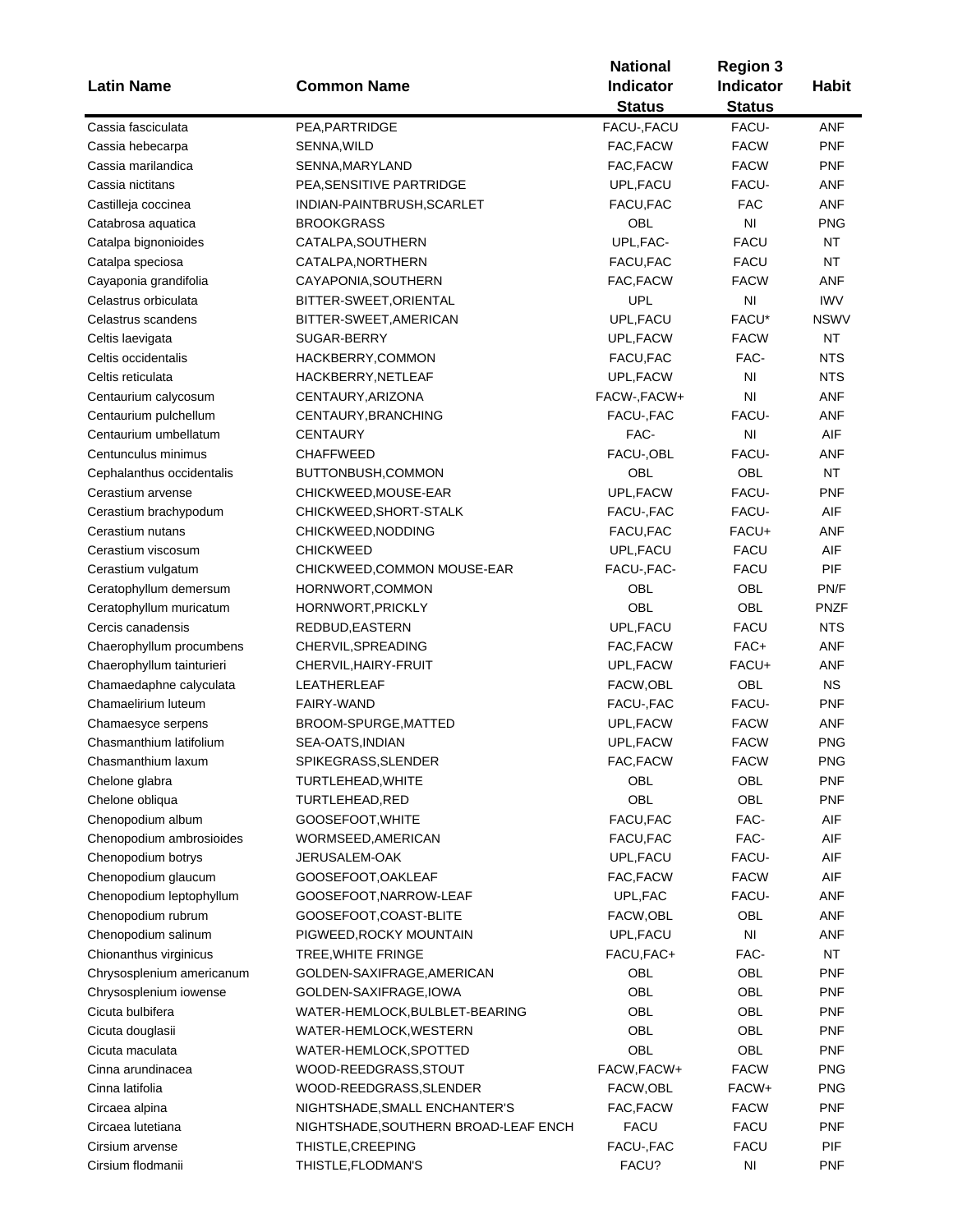| Latin Name | Common Name | National Indicator Status | Region 3 Indicator Status | Habit |
|---|---|---|---|---|
| Cassia fasciculata | PEA,PARTRIDGE | FACU-,FACU | FACU- | ANF |
| Cassia hebecarpa | SENNA,WILD | FAC,FACW | FACW | PNF |
| Cassia marilandica | SENNA,MARYLAND | FAC,FACW | FACW | PNF |
| Cassia nictitans | PEA,SENSITIVE PARTRIDGE | UPL,FACU | FACU- | ANF |
| Castilleja coccinea | INDIAN-PAINTBRUSH,SCARLET | FACU,FAC | FAC | ANF |
| Catabrosa aquatica | BROOKGRASS | OBL | NI | PNG |
| Catalpa bignonioides | CATALPA,SOUTHERN | UPL,FAC- | FACU | NT |
| Catalpa speciosa | CATALPA,NORTHERN | FACU,FAC | FACU | NT |
| Cayaponia grandifolia | CAYAPONIA,SOUTHERN | FAC,FACW | FACW | ANF |
| Celastrus orbiculata | BITTER-SWEET,ORIENTAL | UPL | NI | IWV |
| Celastrus scandens | BITTER-SWEET,AMERICAN | UPL,FACU | FACU* | NSWV |
| Celtis laevigata | SUGAR-BERRY | UPL,FACW | FACW | NT |
| Celtis occidentalis | HACKBERRY,COMMON | FACU,FAC | FAC- | NTS |
| Celtis reticulata | HACKBERRY,NETLEAF | UPL,FACW | NI | NTS |
| Centaurium calycosum | CENTAURY,ARIZONA | FACW-,FACW+ | NI | ANF |
| Centaurium pulchellum | CENTAURY,BRANCHING | FACU-,FAC | FACU- | ANF |
| Centaurium umbellatum | CENTAURY | FAC- | NI | AIF |
| Centunculus minimus | CHAFFWEED | FACU-,OBL | FACU- | ANF |
| Cephalanthus occidentalis | BUTTONBUSH,COMMON | OBL | OBL | NT |
| Cerastium arvense | CHICKWEED,MOUSE-EAR | UPL,FACW | FACU- | PNF |
| Cerastium brachypodum | CHICKWEED,SHORT-STALK | FACU-,FAC | FACU- | AIF |
| Cerastium nutans | CHICKWEED,NODDING | FACU,FAC | FACU+ | ANF |
| Cerastium viscosum | CHICKWEED | UPL,FACU | FACU | AIF |
| Cerastium vulgatum | CHICKWEED,COMMON MOUSE-EAR | FACU-,FAC- | FACU | PIF |
| Ceratophyllum demersum | HORNWORT,COMMON | OBL | OBL | PN/F |
| Ceratophyllum muricatum | HORNWORT,PRICKLY | OBL | OBL | PNZF |
| Cercis canadensis | REDBUD,EASTERN | UPL,FACU | FACU | NTS |
| Chaerophyllum procumbens | CHERVIL,SPREADING | FAC,FACW | FAC+ | ANF |
| Chaerophyllum tainturieri | CHERVIL,HAIRY-FRUIT | UPL,FACW | FACU+ | ANF |
| Chamaedaphne calyculata | LEATHERLEAF | FACW,OBL | OBL | NS |
| Chamaelirium luteum | FAIRY-WAND | FACU-,FAC | FACU- | PNF |
| Chamaesyce serpens | BROOM-SPURGE,MATTED | UPL,FACW | FACW | ANF |
| Chasmanthium latifolium | SEA-OATS,INDIAN | UPL,FACW | FACW | PNG |
| Chasmanthium laxum | SPIKEGRASS,SLENDER | FAC,FACW | FACW | PNG |
| Chelone glabra | TURTLEHEAD,WHITE | OBL | OBL | PNF |
| Chelone obliqua | TURTLEHEAD,RED | OBL | OBL | PNF |
| Chenopodium album | GOOSEFOOT,WHITE | FACU,FAC | FAC- | AIF |
| Chenopodium ambrosioides | WORMSEED,AMERICAN | FACU,FAC | FAC- | AIF |
| Chenopodium botrys | JERUSALEM-OAK | UPL,FACU | FACU- | AIF |
| Chenopodium glaucum | GOOSEFOOT,OAKLEAF | FAC,FACW | FACW | AIF |
| Chenopodium leptophyllum | GOOSEFOOT,NARROW-LEAF | UPL,FAC | FACU- | ANF |
| Chenopodium rubrum | GOOSEFOOT,COAST-BLITE | FACW,OBL | OBL | ANF |
| Chenopodium salinum | PIGWEED,ROCKY MOUNTAIN | UPL,FACU | NI | ANF |
| Chionanthus virginicus | TREE,WHITE FRINGE | FACU,FAC+ | FAC- | NT |
| Chrysosplenium americanum | GOLDEN-SAXIFRAGE,AMERICAN | OBL | OBL | PNF |
| Chrysosplenium iowense | GOLDEN-SAXIFRAGE,IOWA | OBL | OBL | PNF |
| Cicuta bulbifera | WATER-HEMLOCK,BULBLET-BEARING | OBL | OBL | PNF |
| Cicuta douglasii | WATER-HEMLOCK,WESTERN | OBL | OBL | PNF |
| Cicuta maculata | WATER-HEMLOCK,SPOTTED | OBL | OBL | PNF |
| Cinna arundinacea | WOOD-REEDGRASS,STOUT | FACW,FACW+ | FACW | PNG |
| Cinna latifolia | WOOD-REEDGRASS,SLENDER | FACW,OBL | FACW+ | PNG |
| Circaea alpina | NIGHTSHADE,SMALL ENCHANTER'S | FAC,FACW | FACW | PNF |
| Circaea lutetiana | NIGHTSHADE,SOUTHERN BROAD-LEAF ENCH | FACU | FACU | PNF |
| Cirsium arvense | THISTLE,CREEPING | FACU-,FAC | FACU | PIF |
| Cirsium flodmanii | THISTLE,FLODMAN'S | FACU? | NI | PNF |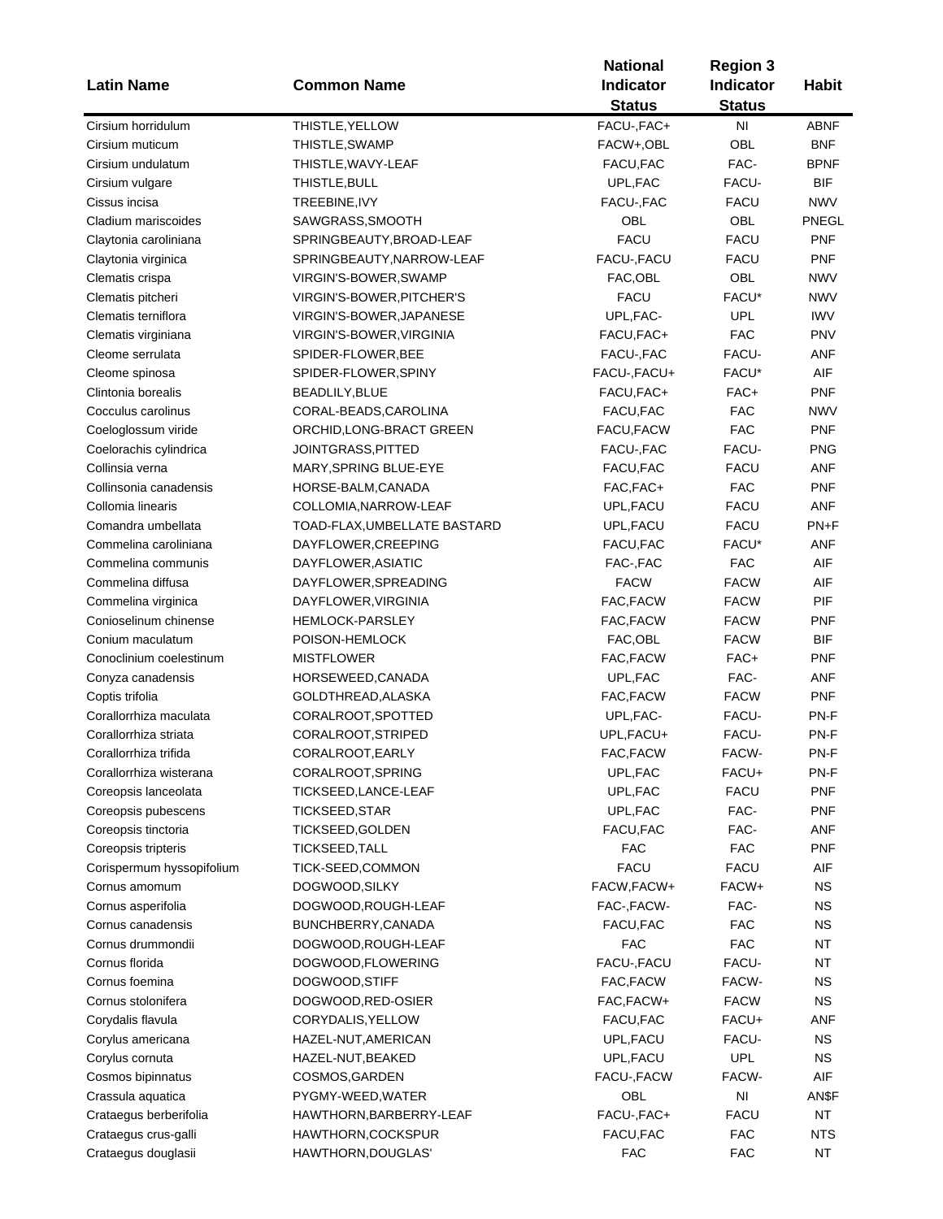| Latin Name | Common Name | National Indicator Status | Region 3 Indicator Status | Habit |
|---|---|---|---|---|
| Cirsium horridulum | THISTLE,YELLOW | FACU-,FAC+ | NI | ABNF |
| Cirsium muticum | THISTLE,SWAMP | FACW+,OBL | OBL | BNF |
| Cirsium undulatum | THISTLE,WAVY-LEAF | FACU,FAC | FAC- | BPNF |
| Cirsium vulgare | THISTLE,BULL | UPL,FAC | FACU- | BIF |
| Cissus incisa | TREEBINE,IVY | FACU-,FAC | FACU | NWV |
| Cladium mariscoides | SAWGRASS,SMOOTH | OBL | OBL | PNEGL |
| Claytonia caroliniana | SPRINGBEAUTY,BROAD-LEAF | FACU | FACU | PNF |
| Claytonia virginica | SPRINGBEAUTY,NARROW-LEAF | FACU-,FACU | FACU | PNF |
| Clematis crispa | VIRGIN'S-BOWER,SWAMP | FAC,OBL | OBL | NWV |
| Clematis pitcheri | VIRGIN'S-BOWER,PITCHER'S | FACU | FACU* | NWV |
| Clematis terniflora | VIRGIN'S-BOWER,JAPANESE | UPL,FAC- | UPL | IWV |
| Clematis virginiana | VIRGIN'S-BOWER,VIRGINIA | FACU,FAC+ | FAC | PNV |
| Cleome serrulata | SPIDER-FLOWER,BEE | FACU-,FAC | FACU- | ANF |
| Cleome spinosa | SPIDER-FLOWER,SPINY | FACU-,FACU+ | FACU* | AIF |
| Clintonia borealis | BEADLILY,BLUE | FACU,FAC+ | FAC+ | PNF |
| Cocculus carolinus | CORAL-BEADS,CAROLINA | FACU,FAC | FAC | NWV |
| Coeloglossum viride | ORCHID,LONG-BRACT GREEN | FACU,FACW | FAC | PNF |
| Coelorachis cylindrica | JOINTGRASS,PITTED | FACU-,FAC | FACU- | PNG |
| Collinsia verna | MARY,SPRING BLUE-EYE | FACU,FAC | FACU | ANF |
| Collinsonia canadensis | HORSE-BALM,CANADA | FAC,FAC+ | FAC | PNF |
| Collomia linearis | COLLOMIA,NARROW-LEAF | UPL,FACU | FACU | ANF |
| Comandra umbellata | TOAD-FLAX,UMBELLATE BASTARD | UPL,FACU | FACU | PN+F |
| Commelina caroliniana | DAYFLOWER,CREEPING | FACU,FAC | FACU* | ANF |
| Commelina communis | DAYFLOWER,ASIATIC | FAC-,FAC | FAC | AIF |
| Commelina diffusa | DAYFLOWER,SPREADING | FACW | FACW | AIF |
| Commelina virginica | DAYFLOWER,VIRGINIA | FAC,FACW | FACW | PIF |
| Conioselinum chinense | HEMLOCK-PARSLEY | FAC,FACW | FACW | PNF |
| Conium maculatum | POISON-HEMLOCK | FAC,OBL | FACW | BIF |
| Conoclinium coelestinum | MISTFLOWER | FAC,FACW | FAC+ | PNF |
| Conyza canadensis | HORSEWEED,CANADA | UPL,FAC | FAC- | ANF |
| Coptis trifolia | GOLDTHREAD,ALASKA | FAC,FACW | FACW | PNF |
| Corallorrhiza maculata | CORALROOT,SPOTTED | UPL,FAC- | FACU- | PN-F |
| Corallorrhiza striata | CORALROOT,STRIPED | UPL,FACU+ | FACU- | PN-F |
| Corallorrhiza trifida | CORALROOT,EARLY | FAC,FACW | FACW- | PN-F |
| Corallorrhiza wisterana | CORALROOT,SPRING | UPL,FAC | FACU+ | PN-F |
| Coreopsis lanceolata | TICKSEED,LANCE-LEAF | UPL,FAC | FACU | PNF |
| Coreopsis pubescens | TICKSEED,STAR | UPL,FAC | FAC- | PNF |
| Coreopsis tinctoria | TICKSEED,GOLDEN | FACU,FAC | FAC- | ANF |
| Coreopsis tripteris | TICKSEED,TALL | FAC | FAC | PNF |
| Corispermum hyssopifolium | TICK-SEED,COMMON | FACU | FACU | AIF |
| Cornus amomum | DOGWOOD,SILKY | FACW,FACW+ | FACW+ | NS |
| Cornus asperifolia | DOGWOOD,ROUGH-LEAF | FAC-,FACW- | FAC- | NS |
| Cornus canadensis | BUNCHBERRY,CANADA | FACU,FAC | FAC | NS |
| Cornus drummondii | DOGWOOD,ROUGH-LEAF | FAC | FAC | NT |
| Cornus florida | DOGWOOD,FLOWERING | FACU-,FACU | FACU- | NT |
| Cornus foemina | DOGWOOD,STIFF | FAC,FACW | FACW- | NS |
| Cornus stolonifera | DOGWOOD,RED-OSIER | FAC,FACW+ | FACW | NS |
| Corydalis flavula | CORYDALIS,YELLOW | FACU,FAC | FACU+ | ANF |
| Corylus americana | HAZEL-NUT,AMERICAN | UPL,FACU | FACU- | NS |
| Corylus cornuta | HAZEL-NUT,BEAKED | UPL,FACU | UPL | NS |
| Cosmos bipinnatus | COSMOS,GARDEN | FACU-,FACW | FACW- | AIF |
| Crassula aquatica | PYGMY-WEED,WATER | OBL | NI | AN$F |
| Crataegus berberifolia | HAWTHORN,BARBERRY-LEAF | FACU-,FAC+ | FACU | NT |
| Crataegus crus-galli | HAWTHORN,COCKSPUR | FACU,FAC | FAC | NTS |
| Crataegus douglasii | HAWTHORN,DOUGLAS' | FAC | FAC | NT |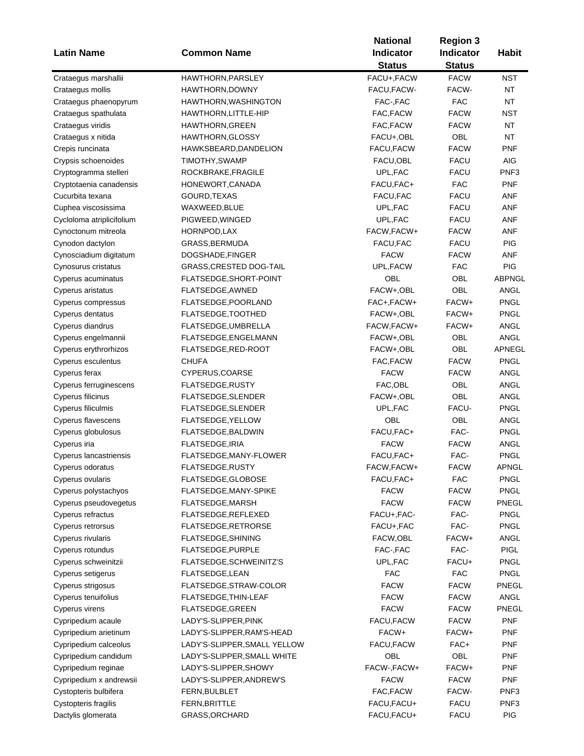| Latin Name | Common Name | National Indicator Status | Region 3 Indicator Status | Habit |
|---|---|---|---|---|
| Crataegus marshallii | HAWTHORN,PARSLEY | FACU+,FACW | FACW | NST |
| Crataegus mollis | HAWTHORN,DOWNY | FACU,FACW- | FACW- | NT |
| Crataegus phaenopyrum | HAWTHORN,WASHINGTON | FAC-,FAC | FAC | NT |
| Crataegus spathulata | HAWTHORN,LITTLE-HIP | FAC,FACW | FACW | NST |
| Crataegus viridis | HAWTHORN,GREEN | FAC,FACW | FACW | NT |
| Crataegus x nitida | HAWTHORN,GLOSSY | FACU+,OBL | OBL | NT |
| Crepis runcinata | HAWKSBEARD,DANDELION | FACU,FACW | FACW | PNF |
| Crypsis schoenoides | TIMOTHY,SWAMP | FACU,OBL | FACU | AIG |
| Cryptogramma stelleri | ROCKBRAKE,FRAGILE | UPL,FAC | FACU | PNF3 |
| Cryptotaenia canadensis | HONEWORT,CANADA | FACU,FAC+ | FAC | PNF |
| Cucurbita texana | GOURD,TEXAS | FACU,FAC | FACU | ANF |
| Cuphea viscosissima | WAXWEED,BLUE | UPL,FAC | FACU | ANF |
| Cycloloma atriplicifolium | PIGWEED,WINGED | UPL,FAC | FACU | ANF |
| Cynoctonum mitreola | HORNPOD,LAX | FACW,FACW+ | FACW | ANF |
| Cynodon dactylon | GRASS,BERMUDA | FACU,FAC | FACU | PIG |
| Cynosciadium digitatum | DOGSHADE,FINGER | FACW | FACW | ANF |
| Cynosurus cristatus | GRASS,CRESTED DOG-TAIL | UPL,FACW | FAC | PIG |
| Cyperus acuminatus | FLATSEDGE,SHORT-POINT | OBL | OBL | ABPNGL |
| Cyperus aristatus | FLATSEDGE,AWNED | FACW+,OBL | OBL | ANGL |
| Cyperus compressus | FLATSEDGE,POORLAND | FAC+,FACW+ | FACW+ | PNGL |
| Cyperus dentatus | FLATSEDGE,TOOTHED | FACW+,OBL | FACW+ | PNGL |
| Cyperus diandrus | FLATSEDGE,UMBRELLA | FACW,FACW+ | FACW+ | ANGL |
| Cyperus engelmannii | FLATSEDGE,ENGELMANN | FACW+,OBL | OBL | ANGL |
| Cyperus erythrorhizos | FLATSEDGE,RED-ROOT | FACW+,OBL | OBL | APNEGL |
| Cyperus esculentus | CHUFA | FAC,FACW | FACW | PNGL |
| Cyperus ferax | CYPERUS,COARSE | FACW | FACW | ANGL |
| Cyperus ferruginescens | FLATSEDGE,RUSTY | FAC,OBL | OBL | ANGL |
| Cyperus filicinus | FLATSEDGE,SLENDER | FACW+,OBL | OBL | ANGL |
| Cyperus filiculmis | FLATSEDGE,SLENDER | UPL,FAC | FACU- | PNGL |
| Cyperus flavescens | FLATSEDGE,YELLOW | OBL | OBL | ANGL |
| Cyperus globulosus | FLATSEDGE,BALDWIN | FACU,FAC+ | FAC- | PNGL |
| Cyperus iria | FLATSEDGE,IRIA | FACW | FACW | ANGL |
| Cyperus lancastriensis | FLATSEDGE,MANY-FLOWER | FACU,FAC+ | FAC- | PNGL |
| Cyperus odoratus | FLATSEDGE,RUSTY | FACW,FACW+ | FACW | APNGL |
| Cyperus ovularis | FLATSEDGE,GLOBOSE | FACU,FAC+ | FAC | PNGL |
| Cyperus polystachyos | FLATSEDGE,MANY-SPIKE | FACW | FACW | PNGL |
| Cyperus pseudovegetus | FLATSEDGE,MARSH | FACW | FACW | PNEGL |
| Cyperus refractus | FLATSEDGE,REFLEXED | FACU+,FAC- | FAC- | PNGL |
| Cyperus retrorsus | FLATSEDGE,RETRORSE | FACU+,FAC | FAC- | PNGL |
| Cyperus rivularis | FLATSEDGE,SHINING | FACW,OBL | FACW+ | ANGL |
| Cyperus rotundus | FLATSEDGE,PURPLE | FAC-,FAC | FAC- | PIGL |
| Cyperus schweinitzii | FLATSEDGE,SCHWEINITZ'S | UPL,FAC | FACU+ | PNGL |
| Cyperus setigerus | FLATSEDGE,LEAN | FAC | FAC | PNGL |
| Cyperus strigosus | FLATSEDGE,STRAW-COLOR | FACW | FACW | PNEGL |
| Cyperus tenuifolius | FLATSEDGE,THIN-LEAF | FACW | FACW | ANGL |
| Cyperus virens | FLATSEDGE,GREEN | FACW | FACW | PNEGL |
| Cypripedium acaule | LADY'S-SLIPPER,PINK | FACU,FACW | FACW | PNF |
| Cypripedium arietinum | LADY'S-SLIPPER,RAM'S-HEAD | FACW+ | FACW+ | PNF |
| Cypripedium calceolus | LADY'S-SLIPPER,SMALL YELLOW | FACU,FACW | FAC+ | PNF |
| Cypripedium candidum | LADY'S-SLIPPER,SMALL WHITE | OBL | OBL | PNF |
| Cypripedium reginae | LADY'S-SLIPPER,SHOWY | FACW-,FACW+ | FACW+ | PNF |
| Cypripedium x andrewsii | LADY'S-SLIPPER,ANDREW'S | FACW | FACW | PNF |
| Cystopteris bulbifera | FERN,BULBLET | FAC,FACW | FACW- | PNF3 |
| Cystopteris fragilis | FERN,BRITTLE | FACU,FACU+ | FACU | PNF3 |
| Dactylis glomerata | GRASS,ORCHARD | FACU,FACU+ | FACU | PIG |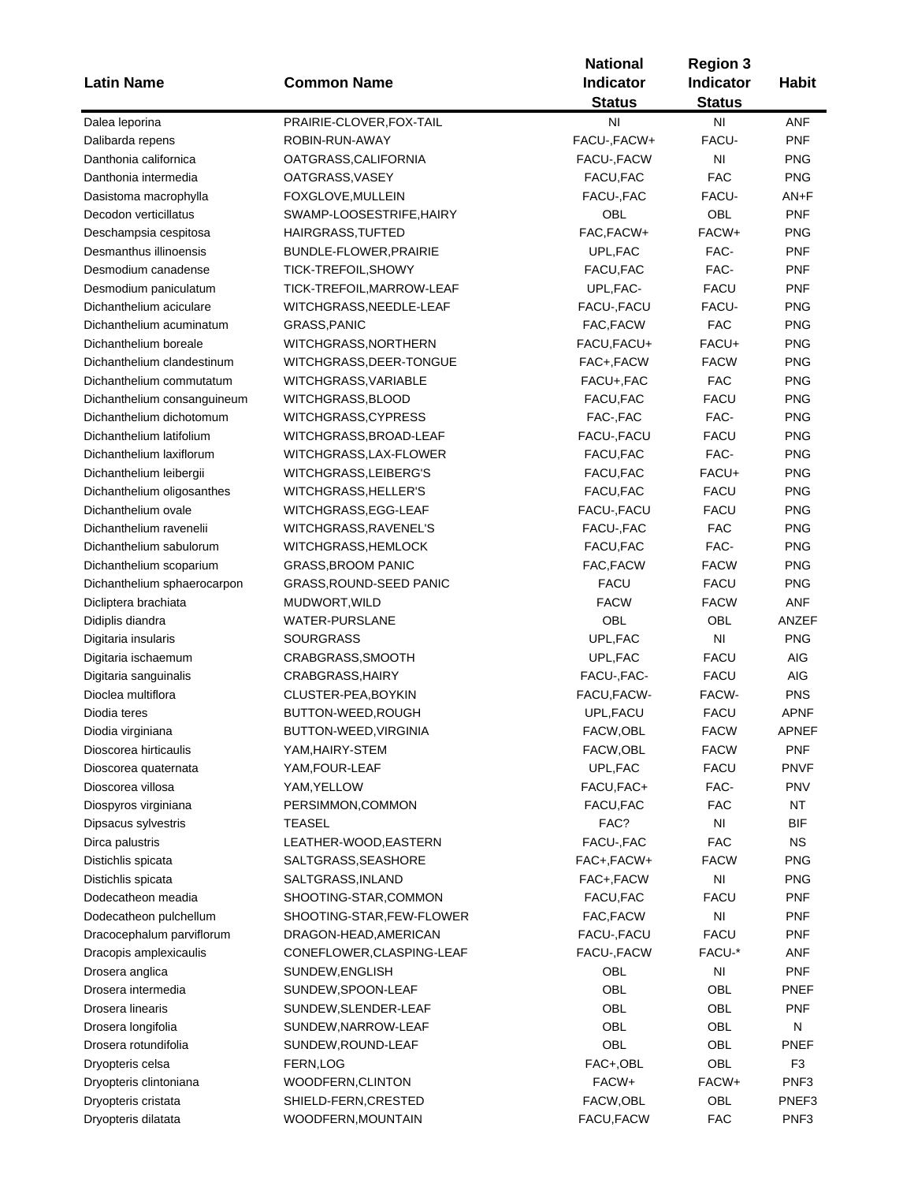| Latin Name | Common Name | National Indicator Status | Region 3 Indicator Status | Habit |
|---|---|---|---|---|
| Dalea leporina | PRAIRIE-CLOVER,FOX-TAIL | NI | NI | ANF |
| Dalibarda repens | ROBIN-RUN-AWAY | FACU-,FACW+ | FACU- | PNF |
| Danthonia californica | OATGRASS,CALIFORNIA | FACU-,FACW | NI | PNG |
| Danthonia intermedia | OATGRASS,VASEY | FACU,FAC | FAC | PNG |
| Dasistoma macrophylla | FOXGLOVE,MULLEIN | FACU-,FAC | FACU- | AN+F |
| Decodon verticillatus | SWAMP-LOOSESTRIFE,HAIRY | OBL | OBL | PNF |
| Deschampsia cespitosa | HAIRGRASS,TUFTED | FAC,FACW+ | FACW+ | PNG |
| Desmanthus illinoensis | BUNDLE-FLOWER,PRAIRIE | UPL,FAC | FAC- | PNF |
| Desmodium canadense | TICK-TREFOIL,SHOWY | FACU,FAC | FAC- | PNF |
| Desmodium paniculatum | TICK-TREFOIL,MARROW-LEAF | UPL,FAC- | FACU | PNF |
| Dichanthelium aciculare | WITCHGRASS,NEEDLE-LEAF | FACU-,FACU | FACU- | PNG |
| Dichanthelium acuminatum | GRASS,PANIC | FAC,FACW | FAC | PNG |
| Dichanthelium boreale | WITCHGRASS,NORTHERN | FACU,FACU+ | FACU+ | PNG |
| Dichanthelium clandestinum | WITCHGRASS,DEER-TONGUE | FAC+,FACW | FACW | PNG |
| Dichanthelium commutatum | WITCHGRASS,VARIABLE | FACU+,FAC | FAC | PNG |
| Dichanthelium consanguineum | WITCHGRASS,BLOOD | FACU,FAC | FACU | PNG |
| Dichanthelium dichotomum | WITCHGRASS,CYPRESS | FAC-,FAC | FAC- | PNG |
| Dichanthelium latifolium | WITCHGRASS,BROAD-LEAF | FACU-,FACU | FACU | PNG |
| Dichanthelium laxiflorum | WITCHGRASS,LAX-FLOWER | FACU,FAC | FAC- | PNG |
| Dichanthelium leibergii | WITCHGRASS,LEIBERG'S | FACU,FAC | FACU+ | PNG |
| Dichanthelium oligosanthes | WITCHGRASS,HELLER'S | FACU,FAC | FACU | PNG |
| Dichanthelium ovale | WITCHGRASS,EGG-LEAF | FACU-,FACU | FACU | PNG |
| Dichanthelium ravenelii | WITCHGRASS,RAVENEL'S | FACU-,FAC | FAC | PNG |
| Dichanthelium sabulorum | WITCHGRASS,HEMLOCK | FACU,FAC | FAC- | PNG |
| Dichanthelium scoparium | GRASS,BROOM PANIC | FAC,FACW | FACW | PNG |
| Dichanthelium sphaerocarpon | GRASS,ROUND-SEED PANIC | FACU | FACU | PNG |
| Dicliptera brachiata | MUDWORT,WILD | FACW | FACW | ANF |
| Didiplis diandra | WATER-PURSLANE | OBL | OBL | ANZEF |
| Digitaria insularis | SOURGRASS | UPL,FAC | NI | PNG |
| Digitaria ischaemum | CRABGRASS,SMOOTH | UPL,FAC | FACU | AIG |
| Digitaria sanguinalis | CRABGRASS,HAIRY | FACU-,FAC- | FACU | AIG |
| Dioclea multiflora | CLUSTER-PEA,BOYKIN | FACU,FACW- | FACW- | PNS |
| Diodia teres | BUTTON-WEED,ROUGH | UPL,FACU | FACU | APNF |
| Diodia virginiana | BUTTON-WEED,VIRGINIA | FACW,OBL | FACW | APNEF |
| Dioscorea hirticaulis | YAM,HAIRY-STEM | FACW,OBL | FACW | PNF |
| Dioscorea quaternata | YAM,FOUR-LEAF | UPL,FAC | FACU | PNVF |
| Dioscorea villosa | YAM,YELLOW | FACU,FAC+ | FAC- | PNV |
| Diospyros virginiana | PERSIMMON,COMMON | FACU,FAC | FAC | NT |
| Dipsacus sylvestris | TEASEL | FAC? | NI | BIF |
| Dirca palustris | LEATHER-WOOD,EASTERN | FACU-,FAC | FAC | NS |
| Distichlis spicata | SALTGRASS,SEASHORE | FAC+,FACW+ | FACW | PNG |
| Distichlis spicata | SALTGRASS,INLAND | FAC+,FACW | NI | PNG |
| Dodecatheon meadia | SHOOTING-STAR,COMMON | FACU,FAC | FACU | PNF |
| Dodecatheon pulchellum | SHOOTING-STAR,FEW-FLOWER | FAC,FACW | NI | PNF |
| Dracocephalum parviflorum | DRAGON-HEAD,AMERICAN | FACU-,FACU | FACU | PNF |
| Dracopis amplexicaulis | CONEFLOWER,CLASPING-LEAF | FACU-,FACW | FACU-* | ANF |
| Drosera anglica | SUNDEW,ENGLISH | OBL | NI | PNF |
| Drosera intermedia | SUNDEW,SPOON-LEAF | OBL | OBL | PNEF |
| Drosera linearis | SUNDEW,SLENDER-LEAF | OBL | OBL | PNF |
| Drosera longifolia | SUNDEW,NARROW-LEAF | OBL | OBL | N |
| Drosera rotundifolia | SUNDEW,ROUND-LEAF | OBL | OBL | PNEF |
| Dryopteris celsa | FERN,LOG | FAC+,OBL | OBL | F3 |
| Dryopteris clintoniana | WOODFERN,CLINTON | FACW+ | FACW+ | PNF3 |
| Dryopteris cristata | SHIELD-FERN,CRESTED | FACW,OBL | OBL | PNEF3 |
| Dryopteris dilatata | WOODFERN,MOUNTAIN | FACU,FACW | FAC | PNF3 |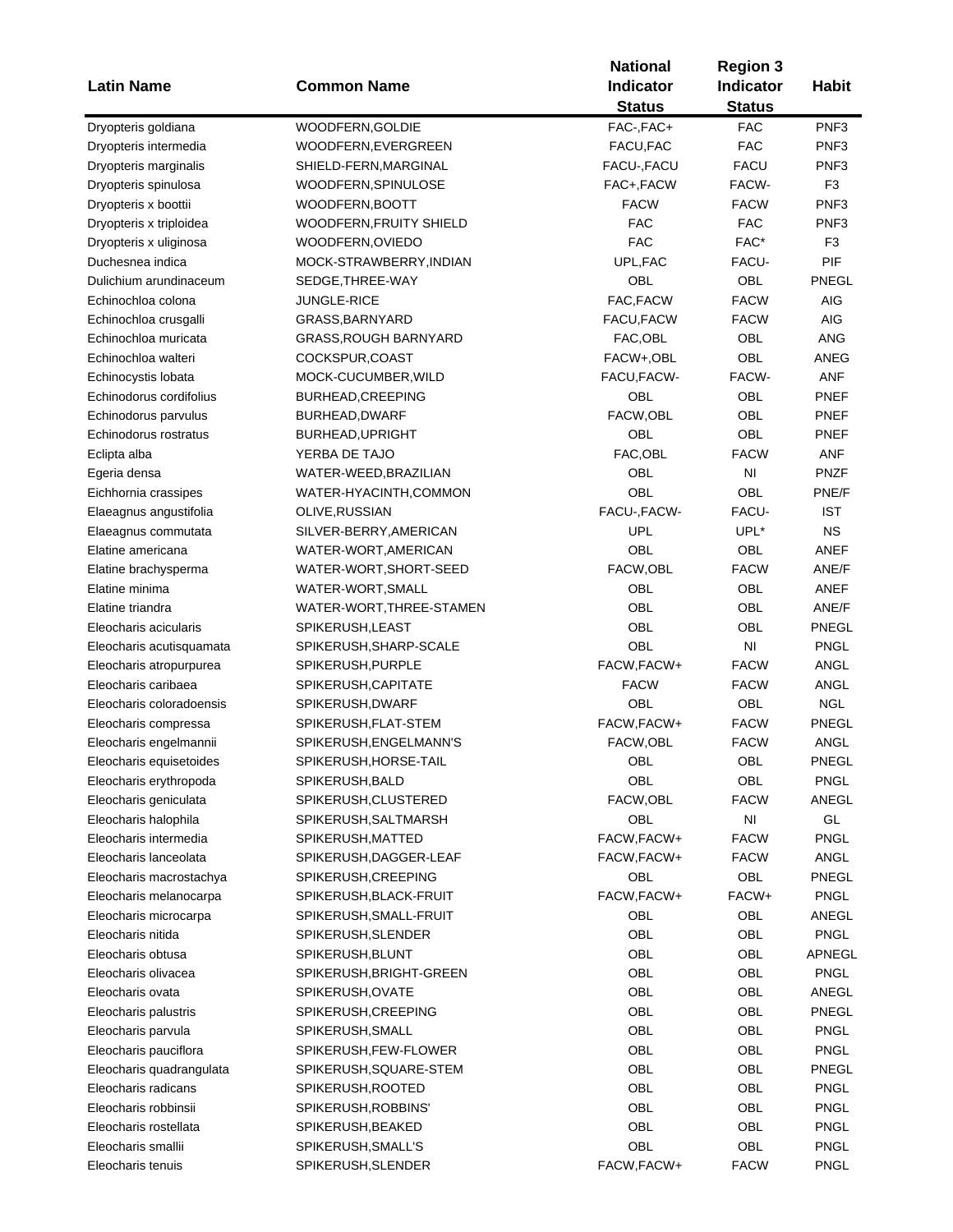| Latin Name | Common Name | National Indicator Status | Region 3 Indicator Status | Habit |
|---|---|---|---|---|
| Dryopteris goldiana | WOODFERN,GOLDIE | FAC-,FAC+ | FAC | PNF3 |
| Dryopteris intermedia | WOODFERN,EVERGREEN | FACU,FAC | FAC | PNF3 |
| Dryopteris marginalis | SHIELD-FERN,MARGINAL | FACU-,FACU | FACU | PNF3 |
| Dryopteris spinulosa | WOODFERN,SPINULOSE | FAC+,FACW | FACW- | F3 |
| Dryopteris x boottii | WOODFERN,BOOTT | FACW | FACW | PNF3 |
| Dryopteris x triploidea | WOODFERN,FRUITY SHIELD | FAC | FAC | PNF3 |
| Dryopteris x uliginosa | WOODFERN,OVIEDO | FAC | FAC* | F3 |
| Duchesnea indica | MOCK-STRAWBERRY,INDIAN | UPL,FAC | FACU- | PIF |
| Dulichium arundinaceum | SEDGE,THREE-WAY | OBL | OBL | PNEGL |
| Echinochloa colona | JUNGLE-RICE | FAC,FACW | FACW | AIG |
| Echinochloa crusgalli | GRASS,BARNYARD | FACU,FACW | FACW | AIG |
| Echinochloa muricata | GRASS,ROUGH BARNYARD | FAC,OBL | OBL | ANG |
| Echinochloa walteri | COCKSPUR,COAST | FACW+,OBL | OBL | ANEG |
| Echinocystis lobata | MOCK-CUCUMBER,WILD | FACU,FACW- | FACW- | ANF |
| Echinodorus cordifolius | BURHEAD,CREEPING | OBL | OBL | PNEF |
| Echinodorus parvulus | BURHEAD,DWARF | FACW,OBL | OBL | PNEF |
| Echinodorus rostratus | BURHEAD,UPRIGHT | OBL | OBL | PNEF |
| Eclipta alba | YERBA DE TAJO | FAC,OBL | FACW | ANF |
| Egeria densa | WATER-WEED,BRAZILIAN | OBL | NI | PNZF |
| Eichhornia crassipes | WATER-HYACINTH,COMMON | OBL | OBL | PNE/F |
| Elaeagnus angustifolia | OLIVE,RUSSIAN | FACU-,FACW- | FACU- | IST |
| Elaeagnus commutata | SILVER-BERRY,AMERICAN | UPL | UPL* | NS |
| Elatine americana | WATER-WORT,AMERICAN | OBL | OBL | ANEF |
| Elatine brachysperma | WATER-WORT,SHORT-SEED | FACW,OBL | FACW | ANE/F |
| Elatine minima | WATER-WORT,SMALL | OBL | OBL | ANEF |
| Elatine triandra | WATER-WORT,THREE-STAMEN | OBL | OBL | ANE/F |
| Eleocharis acicularis | SPIKERUSH,LEAST | OBL | OBL | PNEGL |
| Eleocharis acutisquamata | SPIKERUSH,SHARP-SCALE | OBL | NI | PNGL |
| Eleocharis atropurpurea | SPIKERUSH,PURPLE | FACW,FACW+ | FACW | ANGL |
| Eleocharis caribaea | SPIKERUSH,CAPITATE | FACW | FACW | ANGL |
| Eleocharis coloradoensis | SPIKERUSH,DWARF | OBL | OBL | NGL |
| Eleocharis compressa | SPIKERUSH,FLAT-STEM | FACW,FACW+ | FACW | PNEGL |
| Eleocharis engelmannii | SPIKERUSH,ENGELMANN'S | FACW,OBL | FACW | ANGL |
| Eleocharis equisetoides | SPIKERUSH,HORSE-TAIL | OBL | OBL | PNEGL |
| Eleocharis erythropoda | SPIKERUSH,BALD | OBL | OBL | PNGL |
| Eleocharis geniculata | SPIKERUSH,CLUSTERED | FACW,OBL | FACW | ANEGL |
| Eleocharis halophila | SPIKERUSH,SALTMARSH | OBL | NI | GL |
| Eleocharis intermedia | SPIKERUSH,MATTED | FACW,FACW+ | FACW | PNGL |
| Eleocharis lanceolata | SPIKERUSH,DAGGER-LEAF | FACW,FACW+ | FACW | ANGL |
| Eleocharis macrostachya | SPIKERUSH,CREEPING | OBL | OBL | PNEGL |
| Eleocharis melanocarpa | SPIKERUSH,BLACK-FRUIT | FACW,FACW+ | FACW+ | PNGL |
| Eleocharis microcarpa | SPIKERUSH,SMALL-FRUIT | OBL | OBL | ANEGL |
| Eleocharis nitida | SPIKERUSH,SLENDER | OBL | OBL | PNGL |
| Eleocharis obtusa | SPIKERUSH,BLUNT | OBL | OBL | APNEGL |
| Eleocharis olivacea | SPIKERUSH,BRIGHT-GREEN | OBL | OBL | PNGL |
| Eleocharis ovata | SPIKERUSH,OVATE | OBL | OBL | ANEGL |
| Eleocharis palustris | SPIKERUSH,CREEPING | OBL | OBL | PNEGL |
| Eleocharis parvula | SPIKERUSH,SMALL | OBL | OBL | PNGL |
| Eleocharis pauciflora | SPIKERUSH,FEW-FLOWER | OBL | OBL | PNGL |
| Eleocharis quadrangulata | SPIKERUSH,SQUARE-STEM | OBL | OBL | PNEGL |
| Eleocharis radicans | SPIKERUSH,ROOTED | OBL | OBL | PNGL |
| Eleocharis robbinsii | SPIKERUSH,ROBBINS' | OBL | OBL | PNGL |
| Eleocharis rostellata | SPIKERUSH,BEAKED | OBL | OBL | PNGL |
| Eleocharis smallii | SPIKERUSH,SMALL'S | OBL | OBL | PNGL |
| Eleocharis tenuis | SPIKERUSH,SLENDER | FACW,FACW+ | FACW | PNGL |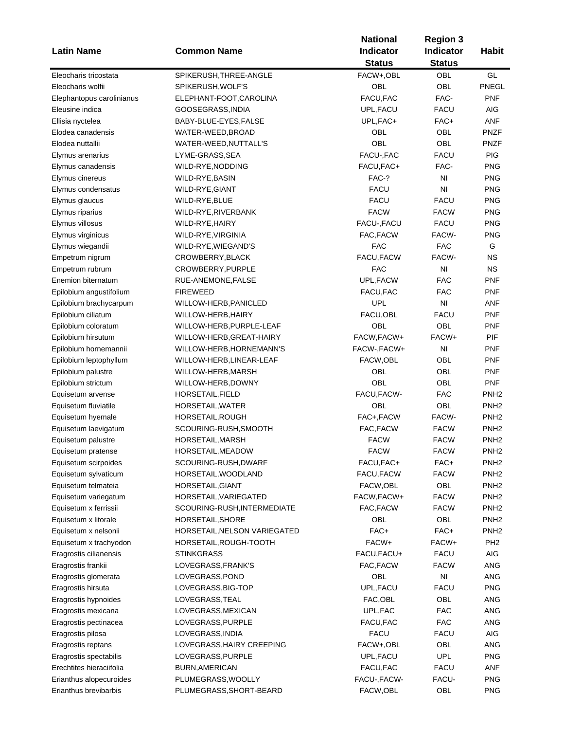| Latin Name | Common Name | National Indicator Status | Region 3 Indicator Status | Habit |
|---|---|---|---|---|
| Eleocharis tricostata | SPIKERUSH,THREE-ANGLE | FACW+,OBL | OBL | GL |
| Eleocharis wolfii | SPIKERUSH,WOLF'S | OBL | OBL | PNEGL |
| Elephantopus carolinianus | ELEPHANT-FOOT,CAROLINA | FACU,FAC | FAC- | PNF |
| Eleusine indica | GOOSEGRASS,INDIA | UPL,FACU | FACU | AIG |
| Ellisia nyctelea | BABY-BLUE-EYES,FALSE | UPL,FAC+ | FAC+ | ANF |
| Elodea canadensis | WATER-WEED,BROAD | OBL | OBL | PNZF |
| Elodea nuttallii | WATER-WEED,NUTTALL'S | OBL | OBL | PNZF |
| Elymus arenarius | LYME-GRASS,SEA | FACU-,FAC | FACU | PIG |
| Elymus canadensis | WILD-RYE,NODDING | FACU,FAC+ | FAC- | PNG |
| Elymus cinereus | WILD-RYE,BASIN | FAC-? | NI | PNG |
| Elymus condensatus | WILD-RYE,GIANT | FACU | NI | PNG |
| Elymus glaucus | WILD-RYE,BLUE | FACU | FACU | PNG |
| Elymus riparius | WILD-RYE,RIVERBANK | FACW | FACW | PNG |
| Elymus villosus | WILD-RYE,HAIRY | FACU-,FACU | FACU | PNG |
| Elymus virginicus | WILD-RYE,VIRGINIA | FAC,FACW | FACW- | PNG |
| Elymus wiegandii | WILD-RYE,WIEGAND'S | FAC | FAC | G |
| Empetrum nigrum | CROWBERRY,BLACK | FACU,FACW | FACW- | NS |
| Empetrum rubrum | CROWBERRY,PURPLE | FAC | NI | NS |
| Enemion biternatum | RUE-ANEMONE,FALSE | UPL,FACW | FAC | PNF |
| Epilobium angustifolium | FIREWEED | FACU,FAC | FAC | PNF |
| Epilobium brachycarpum | WILLOW-HERB,PANICLED | UPL | NI | ANF |
| Epilobium ciliatum | WILLOW-HERB,HAIRY | FACU,OBL | FACU | PNF |
| Epilobium coloratum | WILLOW-HERB,PURPLE-LEAF | OBL | OBL | PNF |
| Epilobium hirsutum | WILLOW-HERB,GREAT-HAIRY | FACW,FACW+ | FACW+ | PIF |
| Epilobium hornemannii | WILLOW-HERB,HORNEMANN'S | FACW-,FACW+ | NI | PNF |
| Epilobium leptophyllum | WILLOW-HERB,LINEAR-LEAF | FACW,OBL | OBL | PNF |
| Epilobium palustre | WILLOW-HERB,MARSH | OBL | OBL | PNF |
| Epilobium strictum | WILLOW-HERB,DOWNY | OBL | OBL | PNF |
| Equisetum arvense | HORSETAIL,FIELD | FACU,FACW- | FAC | PNH2 |
| Equisetum fluviatile | HORSETAIL,WATER | OBL | OBL | PNH2 |
| Equisetum hyemale | HORSETAIL,ROUGH | FAC+,FACW | FACW- | PNH2 |
| Equisetum laevigatum | SCOURING-RUSH,SMOOTH | FAC,FACW | FACW | PNH2 |
| Equisetum palustre | HORSETAIL,MARSH | FACW | FACW | PNH2 |
| Equisetum pratense | HORSETAIL,MEADOW | FACW | FACW | PNH2 |
| Equisetum scirpoides | SCOURING-RUSH,DWARF | FACU,FAC+ | FAC+ | PNH2 |
| Equisetum sylvaticum | HORSETAIL,WOODLAND | FACU,FACW | FACW | PNH2 |
| Equisetum telmateia | HORSETAIL,GIANT | FACW,OBL | OBL | PNH2 |
| Equisetum variegatum | HORSETAIL,VARIEGATED | FACW,FACW+ | FACW | PNH2 |
| Equisetum x ferrissii | SCOURING-RUSH,INTERMEDIATE | FAC,FACW | FACW | PNH2 |
| Equisetum x litorale | HORSETAIL,SHORE | OBL | OBL | PNH2 |
| Equisetum x nelsonii | HORSETAIL,NELSON VARIEGATED | FAC+ | FAC+ | PNH2 |
| Equisetum x trachyodon | HORSETAIL,ROUGH-TOOTH | FACW+ | FACW+ | PH2 |
| Eragrostis cilianensis | STINKGRASS | FACU,FACU+ | FACU | AIG |
| Eragrostis frankii | LOVEGRASS,FRANK'S | FAC,FACW | FACW | ANG |
| Eragrostis glomerata | LOVEGRASS,POND | OBL | NI | ANG |
| Eragrostis hirsuta | LOVEGRASS,BIG-TOP | UPL,FACU | FACU | PNG |
| Eragrostis hypnoides | LOVEGRASS,TEAL | FAC,OBL | OBL | ANG |
| Eragrostis mexicana | LOVEGRASS,MEXICAN | UPL,FAC | FAC | ANG |
| Eragrostis pectinacea | LOVEGRASS,PURPLE | FACU,FAC | FAC | ANG |
| Eragrostis pilosa | LOVEGRASS,INDIA | FACU | FACU | AIG |
| Eragrostis reptans | LOVEGRASS,HAIRY CREEPING | FACW+,OBL | OBL | ANG |
| Eragrostis spectabilis | LOVEGRASS,PURPLE | UPL,FACU | UPL | PNG |
| Erechtites hieraciifolia | BURN,AMERICAN | FACU,FAC | FACU | ANF |
| Erianthus alopecuroides | PLUMEGRASS,WOOLLY | FACU-,FACW- | FACU- | PNG |
| Erianthus brevibarbis | PLUMEGRASS,SHORT-BEARD | FACW,OBL | OBL | PNG |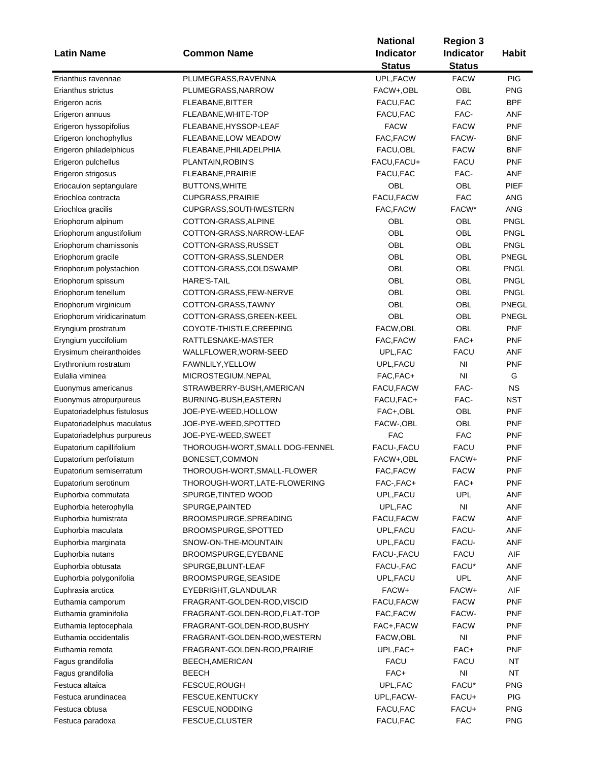| Latin Name | Common Name | National Indicator Status | Region 3 Indicator Status | Habit |
|---|---|---|---|---|
| Erianthus ravennae | PLUMEGRASS,RAVENNA | UPL,FACW | FACW | PIG |
| Erianthus strictus | PLUMEGRASS,NARROW | FACW+,OBL | OBL | PNG |
| Erigeron acris | FLEABANE,BITTER | FACU,FAC | FAC | BPF |
| Erigeron annuus | FLEABANE,WHITE-TOP | FACU,FAC | FAC- | ANF |
| Erigeron hyssopifolius | FLEABANE,HYSSOP-LEAF | FACW | FACW | PNF |
| Erigeron lonchophyllus | FLEABANE,LOW MEADOW | FAC,FACW | FACW- | BNF |
| Erigeron philadelphicus | FLEABANE,PHILADELPHIA | FACU,OBL | FACW | BNF |
| Erigeron pulchellus | PLANTAIN,ROBIN'S | FACU,FACU+ | FACU | PNF |
| Erigeron strigosus | FLEABANE,PRAIRIE | FACU,FAC | FAC- | ANF |
| Eriocaulon septangulare | BUTTONS,WHITE | OBL | OBL | PIEF |
| Eriochloa contracta | CUPGRASS,PRAIRIE | FACU,FACW | FAC | ANG |
| Eriochloa gracilis | CUPGRASS,SOUTHWESTERN | FAC,FACW | FACW* | ANG |
| Eriophorum alpinum | COTTON-GRASS,ALPINE | OBL | OBL | PNGL |
| Eriophorum angustifolium | COTTON-GRASS,NARROW-LEAF | OBL | OBL | PNGL |
| Eriophorum chamissonis | COTTON-GRASS,RUSSET | OBL | OBL | PNGL |
| Eriophorum gracile | COTTON-GRASS,SLENDER | OBL | OBL | PNEGL |
| Eriophorum polystachion | COTTON-GRASS,COLDSWAMP | OBL | OBL | PNGL |
| Eriophorum spissum | HARE'S-TAIL | OBL | OBL | PNGL |
| Eriophorum tenellum | COTTON-GRASS,FEW-NERVE | OBL | OBL | PNGL |
| Eriophorum virginicum | COTTON-GRASS,TAWNY | OBL | OBL | PNEGL |
| Eriophorum viridicarinatum | COTTON-GRASS,GREEN-KEEL | OBL | OBL | PNEGL |
| Eryngium prostratum | COYOTE-THISTLE,CREEPING | FACW,OBL | OBL | PNF |
| Eryngium yuccifolium | RATTLESNAKE-MASTER | FAC,FACW | FAC+ | PNF |
| Erysimum cheiranthoides | WALLFLOWER,WORM-SEED | UPL,FAC | FACU | ANF |
| Erythronium rostratum | FAWNLILY,YELLOW | UPL,FACU | NI | PNF |
| Eulalia viminea | MICROSTEGIUM,NEPAL | FAC,FAC+ | NI | G |
| Euonymus americanus | STRAWBERRY-BUSH,AMERICAN | FACU,FACW | FAC- | NS |
| Euonymus atropurpureus | BURNING-BUSH,EASTERN | FACU,FAC+ | FAC- | NST |
| Eupatoriadelphus fistulosus | JOE-PYE-WEED,HOLLOW | FAC+,OBL | OBL | PNF |
| Eupatoriadelphus maculatus | JOE-PYE-WEED,SPOTTED | FACW-,OBL | OBL | PNF |
| Eupatoriadelphus purpureus | JOE-PYE-WEED,SWEET | FAC | FAC | PNF |
| Eupatorium capillifolium | THOROUGH-WORT,SMALL DOG-FENNEL | FACU-,FACU | FACU | PNF |
| Eupatorium perfoliatum | BONESET,COMMON | FACW+,OBL | FACW+ | PNF |
| Eupatorium semiserratum | THOROUGH-WORT,SMALL-FLOWER | FAC,FACW | FACW | PNF |
| Eupatorium serotinum | THOROUGH-WORT,LATE-FLOWERING | FAC-,FAC+ | FAC+ | PNF |
| Euphorbia commutata | SPURGE,TINTED WOOD | UPL,FACU | UPL | ANF |
| Euphorbia heterophylla | SPURGE,PAINTED | UPL,FAC | NI | ANF |
| Euphorbia humistrata | BROOMSPURGE,SPREADING | FACU,FACW | FACW | ANF |
| Euphorbia maculata | BROOMSPURGE,SPOTTED | UPL,FACU | FACU- | ANF |
| Euphorbia marginata | SNOW-ON-THE-MOUNTAIN | UPL,FACU | FACU- | ANF |
| Euphorbia nutans | BROOMSPURGE,EYEBANE | FACU-,FACU | FACU | AIF |
| Euphorbia obtusata | SPURGE,BLUNT-LEAF | FACU-,FAC | FACU* | ANF |
| Euphorbia polygonifolia | BROOMSPURGE,SEASIDE | UPL,FACU | UPL | ANF |
| Euphrasia arctica | EYEBRIGHT,GLANDULAR | FACW+ | FACW+ | AIF |
| Euthamia camporum | FRAGRANT-GOLDEN-ROD,VISCID | FACU,FACW | FACW | PNF |
| Euthamia graminifolia | FRAGRANT-GOLDEN-ROD,FLAT-TOP | FAC,FACW | FACW- | PNF |
| Euthamia leptocephala | FRAGRANT-GOLDEN-ROD,BUSHY | FAC+,FACW | FACW | PNF |
| Euthamia occidentalis | FRAGRANT-GOLDEN-ROD,WESTERN | FACW,OBL | NI | PNF |
| Euthamia remota | FRAGRANT-GOLDEN-ROD,PRAIRIE | UPL,FAC+ | FAC+ | PNF |
| Fagus grandifolia | BEECH,AMERICAN | FACU | FACU | NT |
| Fagus grandifolia | BEECH | FAC+ | NI | NT |
| Festuca altaica | FESCUE,ROUGH | UPL,FAC | FACU* | PNG |
| Festuca arundinacea | FESCUE,KENTUCKY | UPL,FACW- | FACU+ | PIG |
| Festuca obtusa | FESCUE,NODDING | FACU,FAC | FACU+ | PNG |
| Festuca paradoxa | FESCUE,CLUSTER | FACU,FAC | FAC | PNG |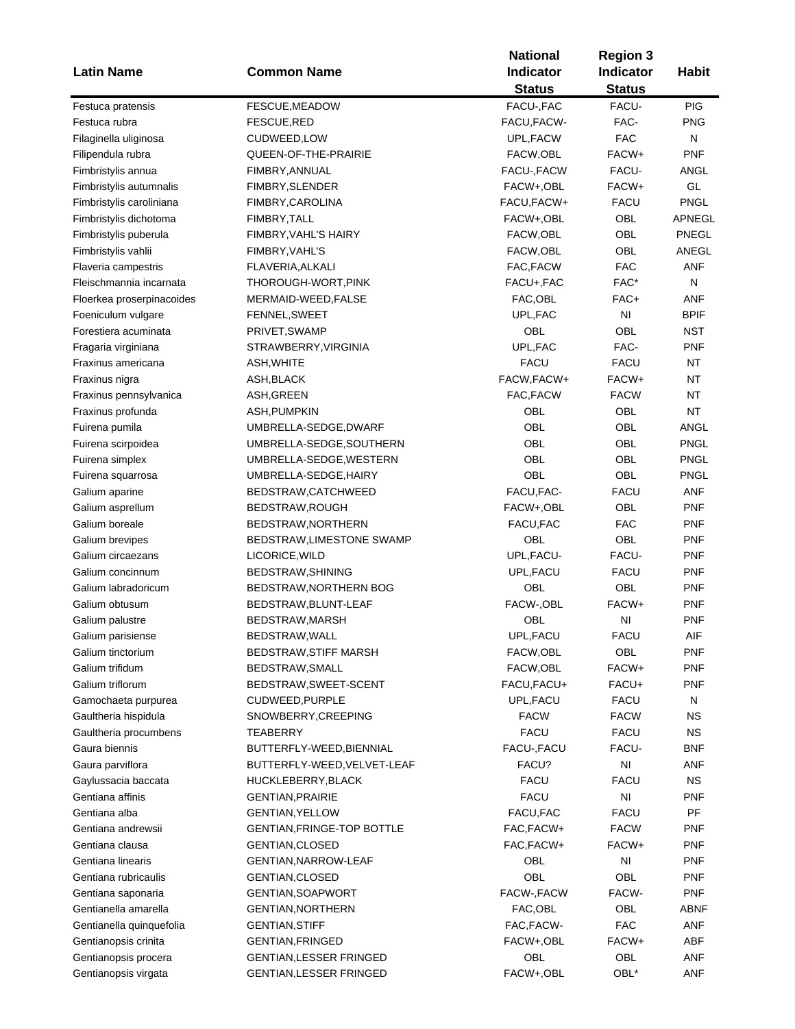| Latin Name | Common Name | National Indicator Status | Region 3 Indicator Status | Habit |
|---|---|---|---|---|
| Festuca pratensis | FESCUE,MEADOW | FACU-,FAC | FACU- | PIG |
| Festuca rubra | FESCUE,RED | FACU,FACW- | FAC- | PNG |
| Filaginella uliginosa | CUDWEED,LOW | UPL,FACW | FAC | N |
| Filipendula rubra | QUEEN-OF-THE-PRAIRIE | FACW,OBL | FACW+ | PNF |
| Fimbristylis annua | FIMBRY,ANNUAL | FACU-,FACW | FACU- | ANGL |
| Fimbristylis autumnalis | FIMBRY,SLENDER | FACW+,OBL | FACW+ | GL |
| Fimbristylis caroliniana | FIMBRY,CAROLINA | FACU,FACW+ | FACU | PNGL |
| Fimbristylis dichotoma | FIMBRY,TALL | FACW+,OBL | OBL | APNEGL |
| Fimbristylis puberula | FIMBRY,VAHL'S HAIRY | FACW,OBL | OBL | PNEGL |
| Fimbristylis vahlii | FIMBRY,VAHL'S | FACW,OBL | OBL | ANEGL |
| Flaveria campestris | FLAVERIA,ALKALI | FAC,FACW | FAC | ANF |
| Fleischmannia incarnata | THOROUGH-WORT,PINK | FACU+,FAC | FAC* | N |
| Floerkea proserpinacoides | MERMAID-WEED,FALSE | FAC,OBL | FAC+ | ANF |
| Foeniculum vulgare | FENNEL,SWEET | UPL,FAC | NI | BPIF |
| Forestiera acuminata | PRIVET,SWAMP | OBL | OBL | NST |
| Fragaria virginiana | STRAWBERRY,VIRGINIA | UPL,FAC | FAC- | PNF |
| Fraxinus americana | ASH,WHITE | FACU | FACU | NT |
| Fraxinus nigra | ASH,BLACK | FACW,FACW+ | FACW+ | NT |
| Fraxinus pennsylvanica | ASH,GREEN | FAC,FACW | FACW | NT |
| Fraxinus profunda | ASH,PUMPKIN | OBL | OBL | NT |
| Fuirena pumila | UMBRELLA-SEDGE,DWARF | OBL | OBL | ANGL |
| Fuirena scirpoidea | UMBRELLA-SEDGE,SOUTHERN | OBL | OBL | PNGL |
| Fuirena simplex | UMBRELLA-SEDGE,WESTERN | OBL | OBL | PNGL |
| Fuirena squarrosa | UMBRELLA-SEDGE,HAIRY | OBL | OBL | PNGL |
| Galium aparine | BEDSTRAW,CATCHWEED | FACU,FAC- | FACU | ANF |
| Galium asprellum | BEDSTRAW,ROUGH | FACW+,OBL | OBL | PNF |
| Galium boreale | BEDSTRAW,NORTHERN | FACU,FAC | FAC | PNF |
| Galium brevipes | BEDSTRAW,LIMESTONE SWAMP | OBL | OBL | PNF |
| Galium circaezans | LICORICE,WILD | UPL,FACU- | FACU- | PNF |
| Galium concinnum | BEDSTRAW,SHINING | UPL,FACU | FACU | PNF |
| Galium labradoricum | BEDSTRAW,NORTHERN BOG | OBL | OBL | PNF |
| Galium obtusum | BEDSTRAW,BLUNT-LEAF | FACW-,OBL | FACW+ | PNF |
| Galium palustre | BEDSTRAW,MARSH | OBL | NI | PNF |
| Galium parisiense | BEDSTRAW,WALL | UPL,FACU | FACU | AIF |
| Galium tinctorium | BEDSTRAW,STIFF MARSH | FACW,OBL | OBL | PNF |
| Galium trifidum | BEDSTRAW,SMALL | FACW,OBL | FACW+ | PNF |
| Galium triflorum | BEDSTRAW,SWEET-SCENT | FACU,FACU+ | FACU+ | PNF |
| Gamochaeta purpurea | CUDWEED,PURPLE | UPL,FACU | FACU | N |
| Gaultheria hispidula | SNOWBERRY,CREEPING | FACW | FACW | NS |
| Gaultheria procumbens | TEABERRY | FACU | FACU | NS |
| Gaura biennis | BUTTERFLY-WEED,BIENNIAL | FACU-,FACU | FACU- | BNF |
| Gaura parviflora | BUTTERFLY-WEED,VELVET-LEAF | FACU? | NI | ANF |
| Gaylussacia baccata | HUCKLEBERRY,BLACK | FACU | FACU | NS |
| Gentiana affinis | GENTIAN,PRAIRIE | FACU | NI | PNF |
| Gentiana alba | GENTIAN,YELLOW | FACU,FAC | FACU | PF |
| Gentiana andrewsii | GENTIAN,FRINGE-TOP BOTTLE | FAC,FACW+ | FACW | PNF |
| Gentiana clausa | GENTIAN,CLOSED | FAC,FACW+ | FACW+ | PNF |
| Gentiana linearis | GENTIAN,NARROW-LEAF | OBL | NI | PNF |
| Gentiana rubricaulis | GENTIAN,CLOSED | OBL | OBL | PNF |
| Gentiana saponaria | GENTIAN,SOAPWORT | FACW-,FACW | FACW- | PNF |
| Gentianella amarella | GENTIAN,NORTHERN | FAC,OBL | OBL | ABNF |
| Gentianella quinquefolia | GENTIAN,STIFF | FAC,FACW- | FAC | ANF |
| Gentianopsis crinita | GENTIAN,FRINGED | FACW+,OBL | FACW+ | ABF |
| Gentianopsis procera | GENTIAN,LESSER FRINGED | OBL | OBL | ANF |
| Gentianopsis virgata | GENTIAN,LESSER FRINGED | FACW+,OBL | OBL* | ANF |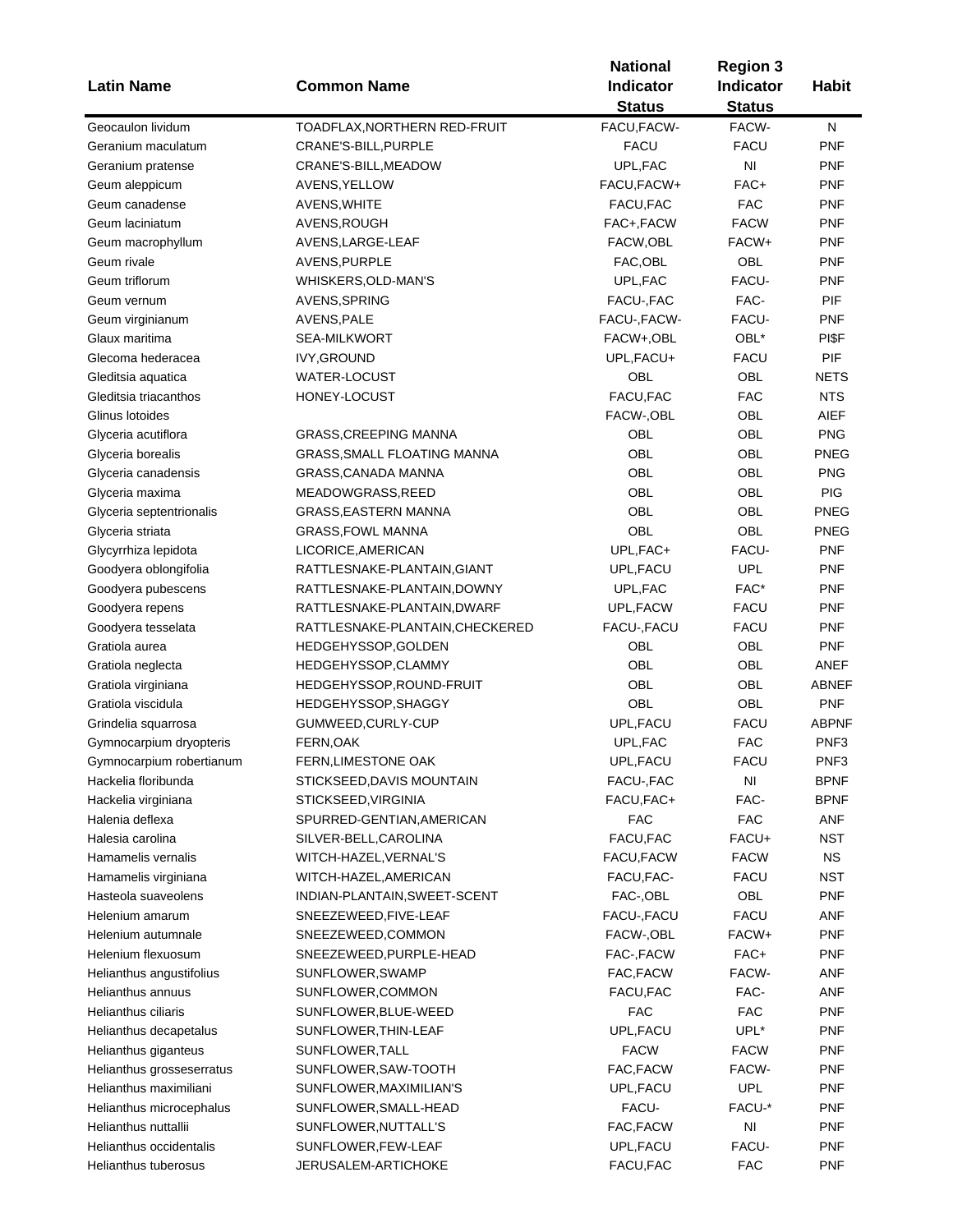| Latin Name | Common Name | National Indicator Status | Region 3 Indicator Status | Habit |
|---|---|---|---|---|
| Geocaulon lividum | TOADFLAX,NORTHERN RED-FRUIT | FACU,FACW- | FACW- | N |
| Geranium maculatum | CRANE'S-BILL,PURPLE | FACU | FACU | PNF |
| Geranium pratense | CRANE'S-BILL,MEADOW | UPL,FAC | NI | PNF |
| Geum aleppicum | AVENS,YELLOW | FACU,FACW+ | FAC+ | PNF |
| Geum canadense | AVENS,WHITE | FACU,FAC | FAC | PNF |
| Geum laciniatum | AVENS,ROUGH | FAC+,FACW | FACW | PNF |
| Geum macrophyllum | AVENS,LARGE-LEAF | FACW,OBL | FACW+ | PNF |
| Geum rivale | AVENS,PURPLE | FAC,OBL | OBL | PNF |
| Geum triflorum | WHISKERS,OLD-MAN'S | UPL,FAC | FACU- | PNF |
| Geum vernum | AVENS,SPRING | FACU-,FAC | FAC- | PIF |
| Geum virginianum | AVENS,PALE | FACU-,FACW- | FACU- | PNF |
| Glaux maritima | SEA-MILKWORT | FACW+,OBL | OBL* | PI$F |
| Glecoma hederacea | IVY,GROUND | UPL,FACU+ | FACU | PIF |
| Gleditsia aquatica | WATER-LOCUST | OBL | OBL | NETS |
| Gleditsia triacanthos | HONEY-LOCUST | FACU,FAC | FAC | NTS |
| Glinus lotoides | | FACW-,OBL | OBL | AIEF |
| Glyceria acutiflora | GRASS,CREEPING MANNA | OBL | OBL | PNG |
| Glyceria borealis | GRASS,SMALL FLOATING MANNA | OBL | OBL | PNEG |
| Glyceria canadensis | GRASS,CANADA MANNA | OBL | OBL | PNG |
| Glyceria maxima | MEADOWGRASS,REED | OBL | OBL | PIG |
| Glyceria septentrionalis | GRASS,EASTERN MANNA | OBL | OBL | PNEG |
| Glyceria striata | GRASS,FOWL MANNA | OBL | OBL | PNEG |
| Glycyrrhiza lepidota | LICORICE,AMERICAN | UPL,FAC+ | FACU- | PNF |
| Goodyera oblongifolia | RATTLESNAKE-PLANTAIN,GIANT | UPL,FACU | UPL | PNF |
| Goodyera pubescens | RATTLESNAKE-PLANTAIN,DOWNY | UPL,FAC | FAC* | PNF |
| Goodyera repens | RATTLESNAKE-PLANTAIN,DWARF | UPL,FACW | FACU | PNF |
| Goodyera tesselata | RATTLESNAKE-PLANTAIN,CHECKERED | FACU-,FACU | FACU | PNF |
| Gratiola aurea | HEDGEHYSSOP,GOLDEN | OBL | OBL | PNF |
| Gratiola neglecta | HEDGEHYSSOP,CLAMMY | OBL | OBL | ANEF |
| Gratiola virginiana | HEDGEHYSSOP,ROUND-FRUIT | OBL | OBL | ABNEF |
| Gratiola viscidula | HEDGEHYSSOP,SHAGGY | OBL | OBL | PNF |
| Grindelia squarrosa | GUMWEED,CURLY-CUP | UPL,FACU | FACU | ABPNF |
| Gymnocarpium dryopteris | FERN,OAK | UPL,FAC | FAC | PNF3 |
| Gymnocarpium robertianum | FERN,LIMESTONE OAK | UPL,FACU | FACU | PNF3 |
| Hackelia floribunda | STICKSEED,DAVIS MOUNTAIN | FACU-,FAC | NI | BPNF |
| Hackelia virginiana | STICKSEED,VIRGINIA | FACU,FAC+ | FAC- | BPNF |
| Halenia deflexa | SPURRED-GENTIAN,AMERICAN | FAC | FAC | ANF |
| Halesia carolina | SILVER-BELL,CAROLINA | FACU,FAC | FACU+ | NST |
| Hamamelis vernalis | WITCH-HAZEL,VERNAL'S | FACU,FACW | FACW | NS |
| Hamamelis virginiana | WITCH-HAZEL,AMERICAN | FACU,FAC- | FACU | NST |
| Hasteola suaveolens | INDIAN-PLANTAIN,SWEET-SCENT | FAC-,OBL | OBL | PNF |
| Helenium amarum | SNEEZEWEED,FIVE-LEAF | FACU-,FACU | FACU | ANF |
| Helenium autumnale | SNEEZEWEED,COMMON | FACW-,OBL | FACW+ | PNF |
| Helenium flexuosum | SNEEZEWEED,PURPLE-HEAD | FAC-,FACW | FAC+ | PNF |
| Helianthus angustifolius | SUNFLOWER,SWAMP | FAC,FACW | FACW- | ANF |
| Helianthus annuus | SUNFLOWER,COMMON | FACU,FAC | FAC- | ANF |
| Helianthus ciliaris | SUNFLOWER,BLUE-WEED | FAC | FAC | PNF |
| Helianthus decapetalus | SUNFLOWER,THIN-LEAF | UPL,FACU | UPL* | PNF |
| Helianthus giganteus | SUNFLOWER,TALL | FACW | FACW | PNF |
| Helianthus grosseserratus | SUNFLOWER,SAW-TOOTH | FAC,FACW | FACW- | PNF |
| Helianthus maximiliani | SUNFLOWER,MAXIMILIAN'S | UPL,FACU | UPL | PNF |
| Helianthus microcephalus | SUNFLOWER,SMALL-HEAD | FACU- | FACU-* | PNF |
| Helianthus nuttallii | SUNFLOWER,NUTTALL'S | FAC,FACW | NI | PNF |
| Helianthus occidentalis | SUNFLOWER,FEW-LEAF | UPL,FACU | FACU- | PNF |
| Helianthus tuberosus | JERUSALEM-ARTICHOKE | FACU,FAC | FAC | PNF |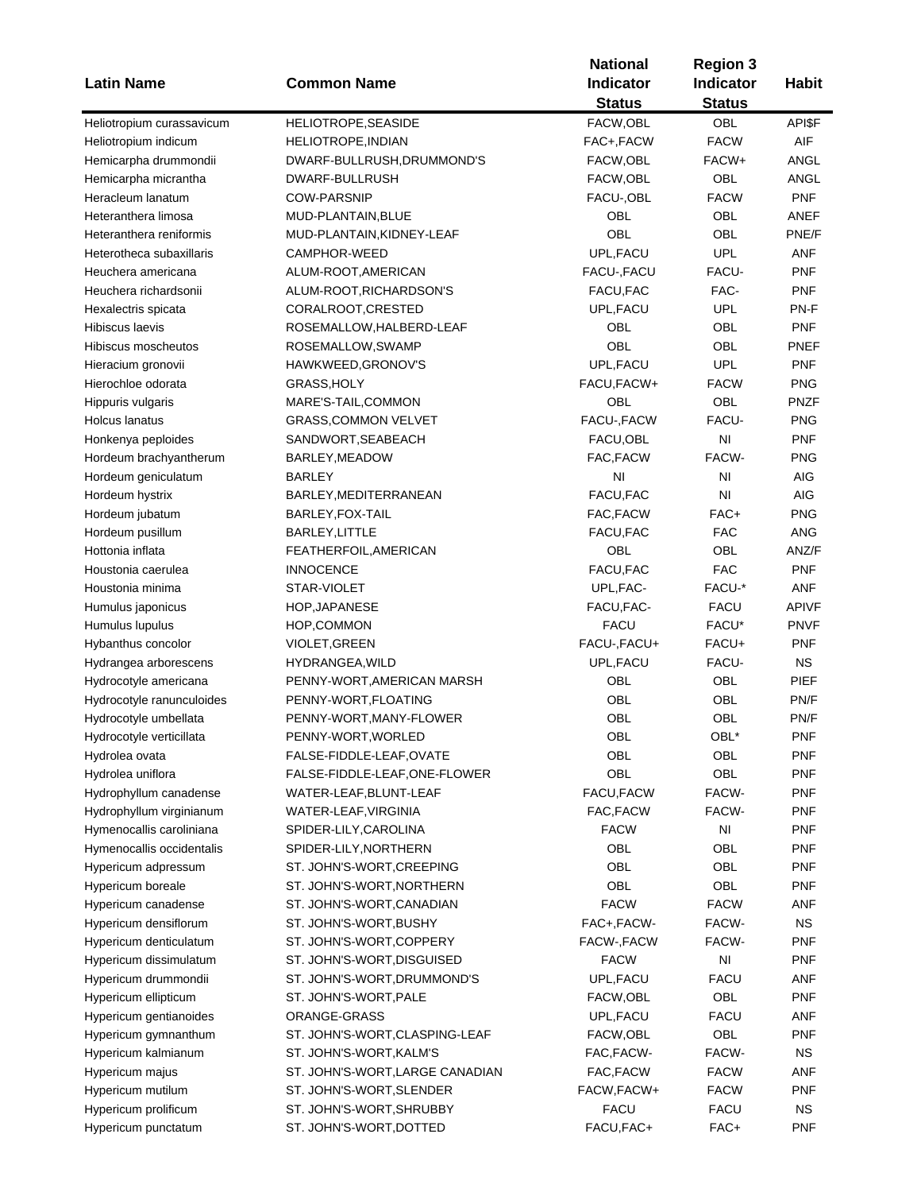| Latin Name | Common Name | National Indicator Status | Region 3 Indicator Status | Habit |
|---|---|---|---|---|
| Heliotropium curassavicum | HELIOTROPE,SEASIDE | FACW,OBL | OBL | API$F |
| Heliotropium indicum | HELIOTROPE,INDIAN | FAC+,FACW | FACW | AIF |
| Hemicarpha drummondii | DWARF-BULLRUSH,DRUMMOND'S | FACW,OBL | FACW+ | ANGL |
| Hemicarpha micrantha | DWARF-BULLRUSH | FACW,OBL | OBL | ANGL |
| Heracleum lanatum | COW-PARSNIP | FACU-,OBL | FACW | PNF |
| Heteranthera limosa | MUD-PLANTAIN,BLUE | OBL | OBL | ANEF |
| Heteranthera reniformis | MUD-PLANTAIN,KIDNEY-LEAF | OBL | OBL | PNE/F |
| Heterotheca subaxillaris | CAMPHOR-WEED | UPL,FACU | UPL | ANF |
| Heuchera americana | ALUM-ROOT,AMERICAN | FACU-,FACU | FACU- | PNF |
| Heuchera richardsonii | ALUM-ROOT,RICHARDSON'S | FACU,FAC | FAC- | PNF |
| Hexalectris spicata | CORALROOT,CRESTED | UPL,FACU | UPL | PN-F |
| Hibiscus laevis | ROSEMALLOW,HALBERD-LEAF | OBL | OBL | PNF |
| Hibiscus moscheutos | ROSEMALLOW,SWAMP | OBL | OBL | PNEF |
| Hieracium gronovii | HAWKWEED,GRONOV'S | UPL,FACU | UPL | PNF |
| Hierochloe odorata | GRASS,HOLY | FACU,FACW+ | FACW | PNG |
| Hippuris vulgaris | MARE'S-TAIL,COMMON | OBL | OBL | PNZF |
| Holcus lanatus | GRASS,COMMON VELVET | FACU-,FACW | FACU- | PNG |
| Honkenya peploides | SANDWORT,SEABEACH | FACU,OBL | NI | PNF |
| Hordeum brachyantherum | BARLEY,MEADOW | FAC,FACW | FACW- | PNG |
| Hordeum geniculatum | BARLEY | NI | NI | AIG |
| Hordeum hystrix | BARLEY,MEDITERRANEAN | FACU,FAC | NI | AIG |
| Hordeum jubatum | BARLEY,FOX-TAIL | FAC,FACW | FAC+ | PNG |
| Hordeum pusillum | BARLEY,LITTLE | FACU,FAC | FAC | ANG |
| Hottonia inflata | FEATHERFOIL,AMERICAN | OBL | OBL | ANZ/F |
| Houstonia caerulea | INNOCENCE | FACU,FAC | FAC | PNF |
| Houstonia minima | STAR-VIOLET | UPL,FAC- | FACU-* | ANF |
| Humulus japonicus | HOP,JAPANESE | FACU,FAC- | FACU | APIVF |
| Humulus lupulus | HOP,COMMON | FACU | FACU* | PNVF |
| Hybanthus concolor | VIOLET,GREEN | FACU-,FACU+ | FACU+ | PNF |
| Hydrangea arborescens | HYDRANGEA,WILD | UPL,FACU | FACU- | NS |
| Hydrocotyle americana | PENNY-WORT,AMERICAN MARSH | OBL | OBL | PIEF |
| Hydrocotyle ranunculoides | PENNY-WORT,FLOATING | OBL | OBL | PN/F |
| Hydrocotyle umbellata | PENNY-WORT,MANY-FLOWER | OBL | OBL | PN/F |
| Hydrocotyle verticillata | PENNY-WORT,WORLED | OBL | OBL* | PNF |
| Hydrolea ovata | FALSE-FIDDLE-LEAF,OVATE | OBL | OBL | PNF |
| Hydrolea uniflora | FALSE-FIDDLE-LEAF,ONE-FLOWER | OBL | OBL | PNF |
| Hydrophyllum canadense | WATER-LEAF,BLUNT-LEAF | FACU,FACW | FACW- | PNF |
| Hydrophyllum virginianum | WATER-LEAF,VIRGINIA | FAC,FACW | FACW- | PNF |
| Hymenocallis caroliniana | SPIDER-LILY,CAROLINA | FACW | NI | PNF |
| Hymenocallis occidentalis | SPIDER-LILY,NORTHERN | OBL | OBL | PNF |
| Hypericum adpressum | ST. JOHN'S-WORT,CREEPING | OBL | OBL | PNF |
| Hypericum boreale | ST. JOHN'S-WORT,NORTHERN | OBL | OBL | PNF |
| Hypericum canadense | ST. JOHN'S-WORT,CANADIAN | FACW | FACW | ANF |
| Hypericum densiflorum | ST. JOHN'S-WORT,BUSHY | FAC+,FACW- | FACW- | NS |
| Hypericum denticulatum | ST. JOHN'S-WORT,COPPERY | FACW-,FACW | FACW- | PNF |
| Hypericum dissimulatum | ST. JOHN'S-WORT,DISGUISED | FACW | NI | PNF |
| Hypericum drummondii | ST. JOHN'S-WORT,DRUMMOND'S | UPL,FACU | FACU | ANF |
| Hypericum ellipticum | ST. JOHN'S-WORT,PALE | FACW,OBL | OBL | PNF |
| Hypericum gentianoides | ORANGE-GRASS | UPL,FACU | FACU | ANF |
| Hypericum gymnanthum | ST. JOHN'S-WORT,CLASPING-LEAF | FACW,OBL | OBL | PNF |
| Hypericum kalmianum | ST. JOHN'S-WORT,KALM'S | FAC,FACW- | FACW- | NS |
| Hypericum majus | ST. JOHN'S-WORT,LARGE CANADIAN | FAC,FACW | FACW | ANF |
| Hypericum mutilum | ST. JOHN'S-WORT,SLENDER | FACW,FACW+ | FACW | PNF |
| Hypericum prolificum | ST. JOHN'S-WORT,SHRUBBY | FACU | FACU | NS |
| Hypericum punctatum | ST. JOHN'S-WORT,DOTTED | FACU,FAC+ | FAC+ | PNF |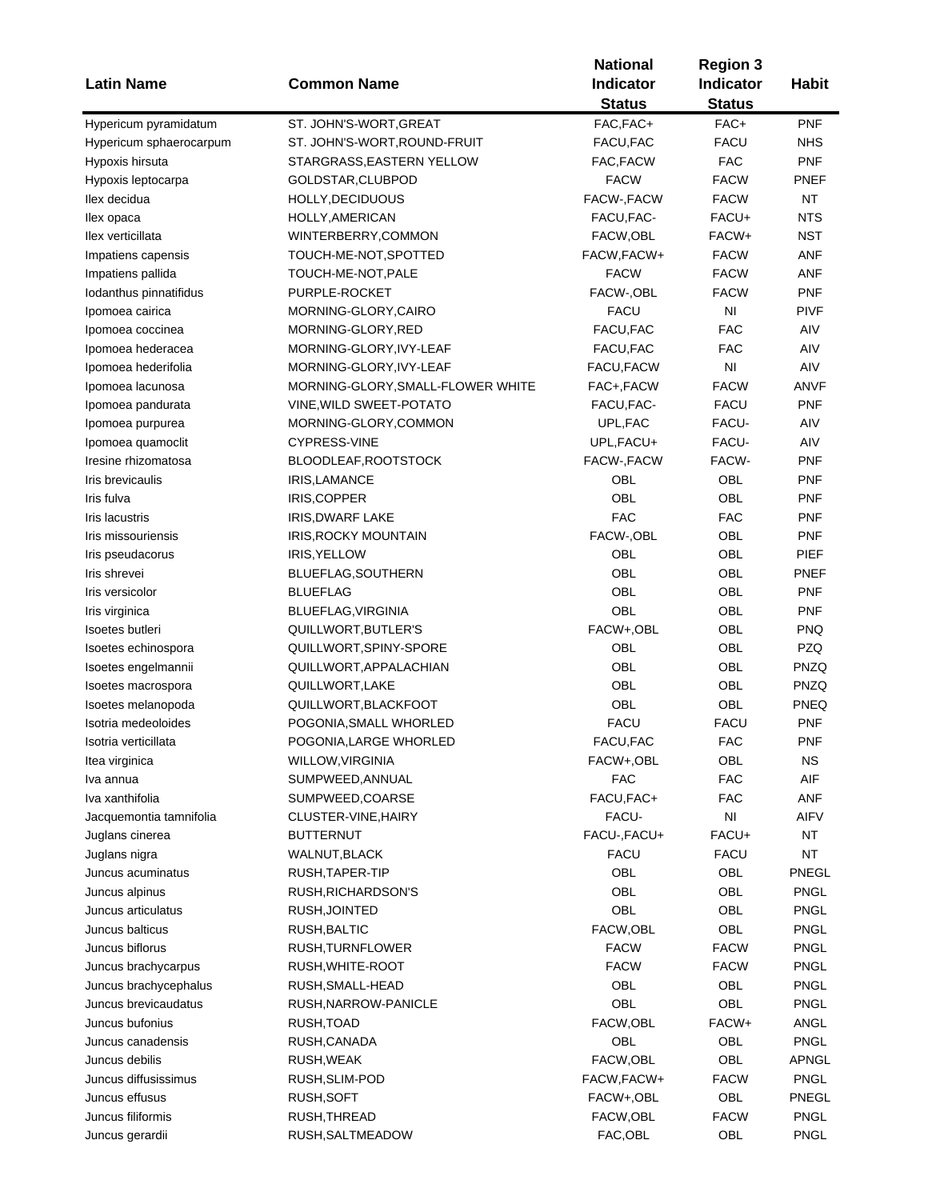| Latin Name | Common Name | National Indicator Status | Region 3 Indicator Status | Habit |
|---|---|---|---|---|
| Hypericum pyramidatum | ST. JOHN'S-WORT,GREAT | FAC,FAC+ | FAC+ | PNF |
| Hypericum sphaerocarpum | ST. JOHN'S-WORT,ROUND-FRUIT | FACU,FAC | FACU | NHS |
| Hypoxis hirsuta | STARGRASS,EASTERN YELLOW | FAC,FACW | FAC | PNF |
| Hypoxis leptocarpa | GOLDSTAR,CLUBPOD | FACW | FACW | PNEF |
| Ilex decidua | HOLLY,DECIDUOUS | FACW-,FACW | FACW | NT |
| Ilex opaca | HOLLY,AMERICAN | FACU,FAC- | FACU+ | NTS |
| Ilex verticillata | WINTERBERRY,COMMON | FACW,OBL | FACW+ | NST |
| Impatiens capensis | TOUCH-ME-NOT,SPOTTED | FACW,FACW+ | FACW | ANF |
| Impatiens pallida | TOUCH-ME-NOT,PALE | FACW | FACW | ANF |
| Iodanthus pinnatifidus | PURPLE-ROCKET | FACW-,OBL | FACW | PNF |
| Ipomoea cairica | MORNING-GLORY,CAIRO | FACU | NI | PIVF |
| Ipomoea coccinea | MORNING-GLORY,RED | FACU,FAC | FAC | AIV |
| Ipomoea hederacea | MORNING-GLORY,IVY-LEAF | FACU,FAC | FAC | AIV |
| Ipomoea hederifolia | MORNING-GLORY,IVY-LEAF | FACU,FACW | NI | AIV |
| Ipomoea lacunosa | MORNING-GLORY,SMALL-FLOWER WHITE | FAC+,FACW | FACW | ANVF |
| Ipomoea pandurata | VINE,WILD SWEET-POTATO | FACU,FAC- | FACU | PNF |
| Ipomoea purpurea | MORNING-GLORY,COMMON | UPL,FAC | FACU- | AIV |
| Ipomoea quamoclit | CYPRESS-VINE | UPL,FACU+ | FACU- | AIV |
| Iresine rhizomatosa | BLOODLEAF,ROOTSTOCK | FACW-,FACW | FACW- | PNF |
| Iris brevicaulis | IRIS,LAMANCE | OBL | OBL | PNF |
| Iris fulva | IRIS,COPPER | OBL | OBL | PNF |
| Iris lacustris | IRIS,DWARF LAKE | FAC | FAC | PNF |
| Iris missouriensis | IRIS,ROCKY MOUNTAIN | FACW-,OBL | OBL | PNF |
| Iris pseudacorus | IRIS,YELLOW | OBL | OBL | PIEF |
| Iris shrevei | BLUEFLAG,SOUTHERN | OBL | OBL | PNEF |
| Iris versicolor | BLUEFLAG | OBL | OBL | PNF |
| Iris virginica | BLUEFLAG,VIRGINIA | OBL | OBL | PNF |
| Isoetes butleri | QUILLWORT,BUTLER'S | FACW+,OBL | OBL | PNQ |
| Isoetes echinospora | QUILLWORT,SPINY-SPORE | OBL | OBL | PZQ |
| Isoetes engelmannii | QUILLWORT,APPALACHIAN | OBL | OBL | PNZQ |
| Isoetes macrospora | QUILLWORT,LAKE | OBL | OBL | PNZQ |
| Isoetes melanopoda | QUILLWORT,BLACKFOOT | OBL | OBL | PNEQ |
| Isotria medeoloides | POGONIA,SMALL WHORLED | FACU | FACU | PNF |
| Isotria verticillata | POGONIA,LARGE WHORLED | FACU,FAC | FAC | PNF |
| Itea virginica | WILLOW,VIRGINIA | FACW+,OBL | OBL | NS |
| Iva annua | SUMPWEED,ANNUAL | FAC | FAC | AIF |
| Iva xanthifolia | SUMPWEED,COARSE | FACU,FAC+ | FAC | ANF |
| Jacquemontia tamnifolia | CLUSTER-VINE,HAIRY | FACU- | NI | AIFV |
| Juglans cinerea | BUTTERNUT | FACU-,FACU+ | FACU+ | NT |
| Juglans nigra | WALNUT,BLACK | FACU | FACU | NT |
| Juncus acuminatus | RUSH,TAPER-TIP | OBL | OBL | PNEGL |
| Juncus alpinus | RUSH,RICHARDSON'S | OBL | OBL | PNGL |
| Juncus articulatus | RUSH,JOINTED | OBL | OBL | PNGL |
| Juncus balticus | RUSH,BALTIC | FACW,OBL | OBL | PNGL |
| Juncus biflorus | RUSH,TURNFLOWER | FACW | FACW | PNGL |
| Juncus brachycarpus | RUSH,WHITE-ROOT | FACW | FACW | PNGL |
| Juncus brachycephalus | RUSH,SMALL-HEAD | OBL | OBL | PNGL |
| Juncus brevicaudatus | RUSH,NARROW-PANICLE | OBL | OBL | PNGL |
| Juncus bufonius | RUSH,TOAD | FACW,OBL | FACW+ | ANGL |
| Juncus canadensis | RUSH,CANADA | OBL | OBL | PNGL |
| Juncus debilis | RUSH,WEAK | FACW,OBL | OBL | APNGL |
| Juncus diffusissimus | RUSH,SLIM-POD | FACW,FACW+ | FACW | PNGL |
| Juncus effusus | RUSH,SOFT | FACW+,OBL | OBL | PNEGL |
| Juncus filiformis | RUSH,THREAD | FACW,OBL | FACW | PNGL |
| Juncus gerardii | RUSH,SALTMEADOW | FAC,OBL | OBL | PNGL |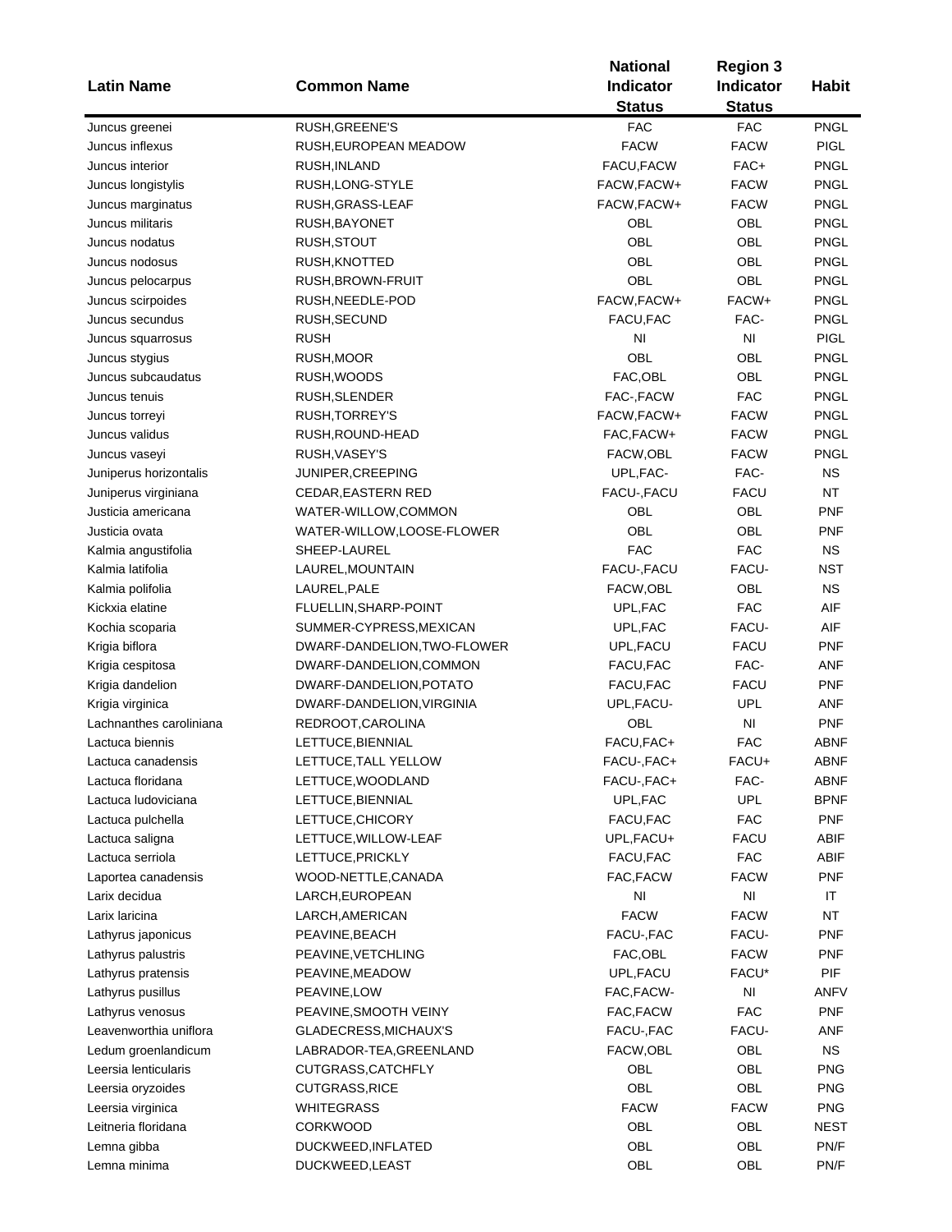| Latin Name | Common Name | National Indicator Status | Region 3 Indicator Status | Habit |
|---|---|---|---|---|
| Juncus greenei | RUSH,GREENE'S | FAC | FAC | PNGL |
| Juncus inflexus | RUSH,EUROPEAN MEADOW | FACW | FACW | PIGL |
| Juncus interior | RUSH,INLAND | FACU,FACW | FAC+ | PNGL |
| Juncus longistylis | RUSH,LONG-STYLE | FACW,FACW+ | FACW | PNGL |
| Juncus marginatus | RUSH,GRASS-LEAF | FACW,FACW+ | FACW | PNGL |
| Juncus militaris | RUSH,BAYONET | OBL | OBL | PNGL |
| Juncus nodatus | RUSH,STOUT | OBL | OBL | PNGL |
| Juncus nodosus | RUSH,KNOTTED | OBL | OBL | PNGL |
| Juncus pelocarpus | RUSH,BROWN-FRUIT | OBL | OBL | PNGL |
| Juncus scirpoides | RUSH,NEEDLE-POD | FACW,FACW+ | FACW+ | PNGL |
| Juncus secundus | RUSH,SECUND | FACU,FAC | FAC- | PNGL |
| Juncus squarrosus | RUSH | NI | NI | PIGL |
| Juncus stygius | RUSH,MOOR | OBL | OBL | PNGL |
| Juncus subcaudatus | RUSH,WOODS | FAC,OBL | OBL | PNGL |
| Juncus tenuis | RUSH,SLENDER | FAC-,FACW | FAC | PNGL |
| Juncus torreyi | RUSH,TORREY'S | FACW,FACW+ | FACW | PNGL |
| Juncus validus | RUSH,ROUND-HEAD | FAC,FACW+ | FACW | PNGL |
| Juncus vaseyi | RUSH,VASEY'S | FACW,OBL | FACW | PNGL |
| Juniperus horizontalis | JUNIPER,CREEPING | UPL,FAC- | FAC- | NS |
| Juniperus virginiana | CEDAR,EASTERN RED | FACU-,FACU | FACU | NT |
| Justicia americana | WATER-WILLOW,COMMON | OBL | OBL | PNF |
| Justicia ovata | WATER-WILLOW,LOOSE-FLOWER | OBL | OBL | PNF |
| Kalmia angustifolia | SHEEP-LAUREL | FAC | FAC | NS |
| Kalmia latifolia | LAUREL,MOUNTAIN | FACU-,FACU | FACU- | NST |
| Kalmia polifolia | LAUREL,PALE | FACW,OBL | OBL | NS |
| Kickxia elatine | FLUELLIN,SHARP-POINT | UPL,FAC | FAC | AIF |
| Kochia scoparia | SUMMER-CYPRESS,MEXICAN | UPL,FAC | FACU- | AIF |
| Krigia biflora | DWARF-DANDELION,TWO-FLOWER | UPL,FACU | FACU | PNF |
| Krigia cespitosa | DWARF-DANDELION,COMMON | FACU,FAC | FAC- | ANF |
| Krigia dandelion | DWARF-DANDELION,POTATO | FACU,FAC | FACU | PNF |
| Krigia virginica | DWARF-DANDELION,VIRGINIA | UPL,FACU- | UPL | ANF |
| Lachnanthes caroliniana | REDROOT,CAROLINA | OBL | NI | PNF |
| Lactuca biennis | LETTUCE,BIENNIAL | FACU,FAC+ | FAC | ABNF |
| Lactuca canadensis | LETTUCE,TALL YELLOW | FACU-,FAC+ | FACU+ | ABNF |
| Lactuca floridana | LETTUCE,WOODLAND | FACU-,FAC+ | FAC- | ABNF |
| Lactuca ludoviciana | LETTUCE,BIENNIAL | UPL,FAC | UPL | BPNF |
| Lactuca pulchella | LETTUCE,CHICORY | FACU,FAC | FAC | PNF |
| Lactuca saligna | LETTUCE,WILLOW-LEAF | UPL,FACU+ | FACU | ABIF |
| Lactuca serriola | LETTUCE,PRICKLY | FACU,FAC | FAC | ABIF |
| Laportea canadensis | WOOD-NETTLE,CANADA | FAC,FACW | FACW | PNF |
| Larix decidua | LARCH,EUROPEAN | NI | NI | IT |
| Larix laricina | LARCH,AMERICAN | FACW | FACW | NT |
| Lathyrus japonicus | PEAVINE,BEACH | FACU-,FAC | FACU- | PNF |
| Lathyrus palustris | PEAVINE,VETCHLING | FAC,OBL | FACW | PNF |
| Lathyrus pratensis | PEAVINE,MEADOW | UPL,FACU | FACU* | PIF |
| Lathyrus pusillus | PEAVINE,LOW | FAC,FACW- | NI | ANFV |
| Lathyrus venosus | PEAVINE,SMOOTH VEINY | FAC,FACW | FAC | PNF |
| Leavenworthia uniflora | GLADECRESS,MICHAUX'S | FACU-,FAC | FACU- | ANF |
| Ledum groenlandicum | LABRADOR-TEA,GREENLAND | FACW,OBL | OBL | NS |
| Leersia lenticularis | CUTGRASS,CATCHFLY | OBL | OBL | PNG |
| Leersia oryzoides | CUTGRASS,RICE | OBL | OBL | PNG |
| Leersia virginica | WHITEGRASS | FACW | FACW | PNG |
| Leitneria floridana | CORKWOOD | OBL | OBL | NEST |
| Lemna gibba | DUCKWEED,INFLATED | OBL | OBL | PN/F |
| Lemna minima | DUCKWEED,LEAST | OBL | OBL | PN/F |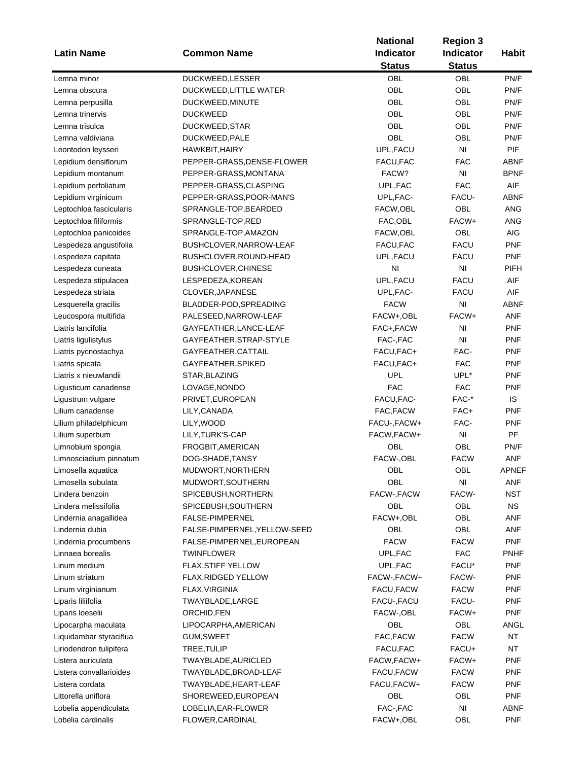| Latin Name | Common Name | National Indicator Status | Region 3 Indicator Status | Habit |
|---|---|---|---|---|
| Lemna minor | DUCKWEED,LESSER | OBL | OBL | PN/F |
| Lemna obscura | DUCKWEED,LITTLE WATER | OBL | OBL | PN/F |
| Lemna perpusilla | DUCKWEED,MINUTE | OBL | OBL | PN/F |
| Lemna trinervis | DUCKWEED | OBL | OBL | PN/F |
| Lemna trisulca | DUCKWEED,STAR | OBL | OBL | PN/F |
| Lemna valdiviana | DUCKWEED,PALE | OBL | OBL | PN/F |
| Leontodon leysseri | HAWKBIT,HAIRY | UPL,FACU | NI | PIF |
| Lepidium densiflorum | PEPPER-GRASS,DENSE-FLOWER | FACU,FAC | FAC | ABNF |
| Lepidium montanum | PEPPER-GRASS,MONTANA | FACW? | NI | BPNF |
| Lepidium perfoliatum | PEPPER-GRASS,CLASPING | UPL,FAC | FAC | AIF |
| Lepidium virginicum | PEPPER-GRASS,POOR-MAN'S | UPL,FAC- | FACU- | ABNF |
| Leptochloa fascicularis | SPRANGLE-TOP,BEARDED | FACW,OBL | OBL | ANG |
| Leptochloa filiformis | SPRANGLE-TOP,RED | FAC,OBL | FACW+ | ANG |
| Leptochloa panicoides | SPRANGLE-TOP,AMAZON | FACW,OBL | OBL | AIG |
| Lespedeza angustifolia | BUSHCLOVER,NARROW-LEAF | FACU,FAC | FACU | PNF |
| Lespedeza capitata | BUSHCLOVER,ROUND-HEAD | UPL,FACU | FACU | PNF |
| Lespedeza cuneata | BUSHCLOVER,CHINESE | NI | NI | PIFH |
| Lespedeza stipulacea | LESPEDEZA,KOREAN | UPL,FACU | FACU | AIF |
| Lespedeza striata | CLOVER,JAPANESE | UPL,FAC- | FACU | AIF |
| Lesquerella gracilis | BLADDER-POD,SPREADING | FACW | NI | ABNF |
| Leucospora multifida | PALESEED,NARROW-LEAF | FACW+,OBL | FACW+ | ANF |
| Liatris lancifolia | GAYFEATHER,LANCE-LEAF | FAC+,FACW | NI | PNF |
| Liatris ligulistylus | GAYFEATHER,STRAP-STYLE | FAC-,FAC | NI | PNF |
| Liatris pycnostachya | GAYFEATHER,CATTAIL | FACU,FAC+ | FAC- | PNF |
| Liatris spicata | GAYFEATHER,SPIKED | FACU,FAC+ | FAC | PNF |
| Liatris x nieuwlandii | STAR,BLAZING | UPL | UPL* | PNF |
| Ligusticum canadense | LOVAGE,NONDO | FAC | FAC | PNF |
| Ligustrum vulgare | PRIVET,EUROPEAN | FACU,FAC- | FAC-* | IS |
| Lilium canadense | LILY,CANADA | FAC,FACW | FAC+ | PNF |
| Lilium philadelphicum | LILY,WOOD | FACU-,FACW+ | FAC- | PNF |
| Lilium superbum | LILY,TURK'S-CAP | FACW,FACW+ | NI | PF |
| Limnobium spongia | FROGBIT,AMERICAN | OBL | OBL | PN/F |
| Limnosciadium pinnatum | DOG-SHADE,TANSY | FACW-,OBL | FACW | ANF |
| Limosella aquatica | MUDWORT,NORTHERN | OBL | OBL | APNEF |
| Limosella subulata | MUDWORT,SOUTHERN | OBL | NI | ANF |
| Lindera benzoin | SPICEBUSH,NORTHERN | FACW-,FACW | FACW- | NST |
| Lindera melissifolia | SPICEBUSH,SOUTHERN | OBL | OBL | NS |
| Lindernia anagallidea | FALSE-PIMPERNEL | FACW+,OBL | OBL | ANF |
| Lindernia dubia | FALSE-PIMPERNEL,YELLOW-SEED | OBL | OBL | ANF |
| Lindernia procumbens | FALSE-PIMPERNEL,EUROPEAN | FACW | FACW | PNF |
| Linnaea borealis | TWINFLOWER | UPL,FAC | FAC | PNHF |
| Linum medium | FLAX,STIFF YELLOW | UPL,FAC | FACU* | PNF |
| Linum striatum | FLAX,RIDGED YELLOW | FACW-,FACW+ | FACW- | PNF |
| Linum virginianum | FLAX,VIRGINIA | FACU,FACW | FACW | PNF |
| Liparis liliifolia | TWAYBLADE,LARGE | FACU-,FACU | FACU- | PNF |
| Liparis loeselii | ORCHID,FEN | FACW-,OBL | FACW+ | PNF |
| Lipocarpha maculata | LIPOCARPHA,AMERICAN | OBL | OBL | ANGL |
| Liquidambar styraciflua | GUM,SWEET | FAC,FACW | FACW | NT |
| Liriodendron tulipifera | TREE,TULIP | FACU,FAC | FACU+ | NT |
| Listera auriculata | TWAYBLADE,AURICLED | FACW,FACW+ | FACW+ | PNF |
| Listera convallarioides | TWAYBLADE,BROAD-LEAF | FACU,FACW | FACW | PNF |
| Listera cordata | TWAYBLADE,HEART-LEAF | FACU,FACW+ | FACW | PNF |
| Littorella uniflora | SHOREWEED,EUROPEAN | OBL | OBL | PNF |
| Lobelia appendiculata | LOBELIA,EAR-FLOWER | FAC-,FAC | NI | ABNF |
| Lobelia cardinalis | FLOWER,CARDINAL | FACW+,OBL | OBL | PNF |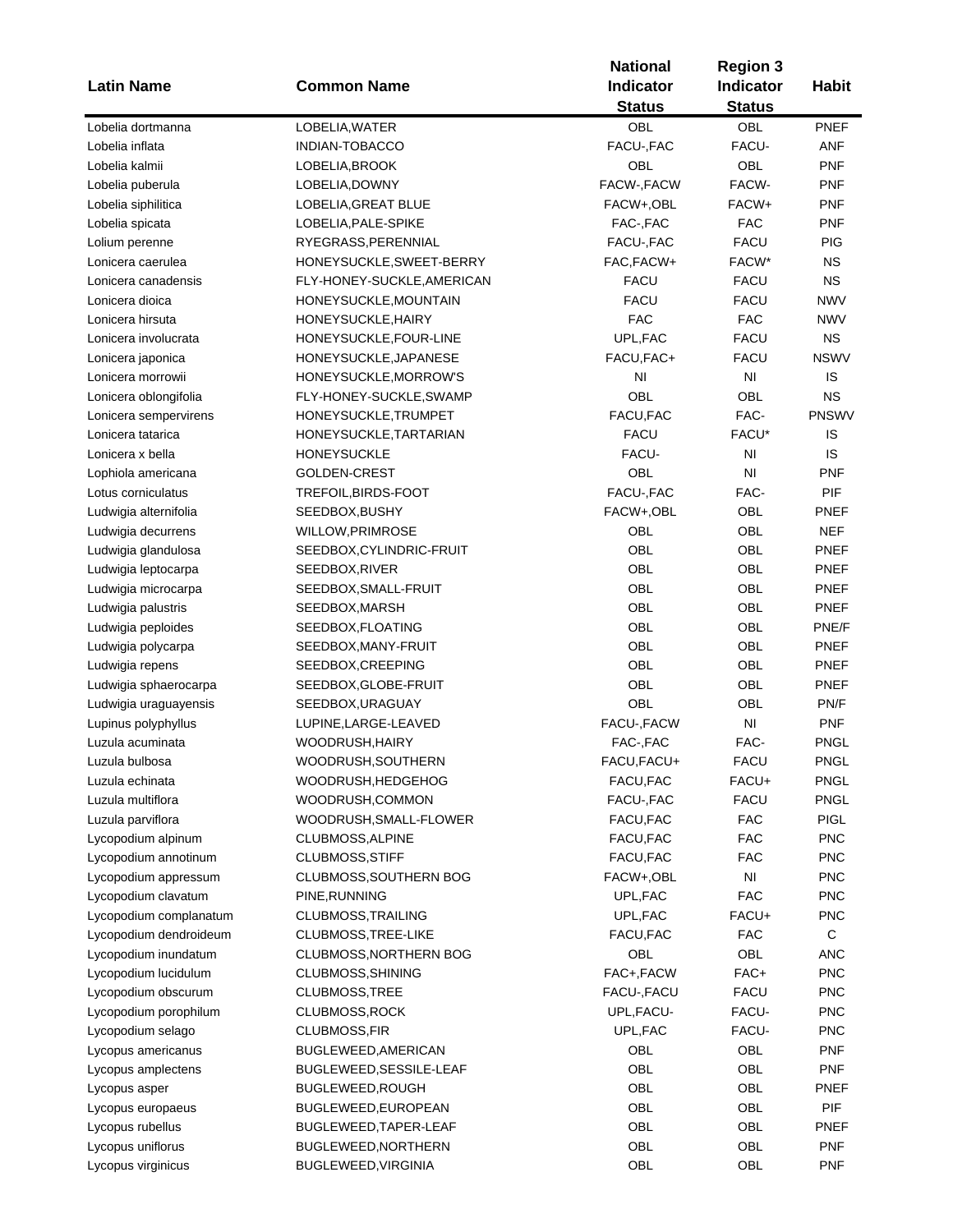| Latin Name | Common Name | National Indicator Status | Region 3 Indicator Status | Habit |
|---|---|---|---|---|
| Lobelia dortmanna | LOBELIA,WATER | OBL | OBL | PNEF |
| Lobelia inflata | INDIAN-TOBACCO | FACU-,FAC | FACU- | ANF |
| Lobelia kalmii | LOBELIA,BROOK | OBL | OBL | PNF |
| Lobelia puberula | LOBELIA,DOWNY | FACW-,FACW | FACW- | PNF |
| Lobelia siphilitica | LOBELIA,GREAT BLUE | FACW+,OBL | FACW+ | PNF |
| Lobelia spicata | LOBELIA,PALE-SPIKE | FAC-,FAC | FAC | PNF |
| Lolium perenne | RYEGRASS,PERENNIAL | FACU-,FAC | FACU | PIG |
| Lonicera caerulea | HONEYSUCKLE,SWEET-BERRY | FAC,FACW+ | FACW* | NS |
| Lonicera canadensis | FLY-HONEY-SUCKLE,AMERICAN | FACU | FACU | NS |
| Lonicera dioica | HONEYSUCKLE,MOUNTAIN | FACU | FACU | NWV |
| Lonicera hirsuta | HONEYSUCKLE,HAIRY | FAC | FAC | NWV |
| Lonicera involucrata | HONEYSUCKLE,FOUR-LINE | UPL,FAC | FACU | NS |
| Lonicera japonica | HONEYSUCKLE,JAPANESE | FACU,FAC+ | FACU | NSWV |
| Lonicera morrowii | HONEYSUCKLE,MORROW'S | NI | NI | IS |
| Lonicera oblongifolia | FLY-HONEY-SUCKLE,SWAMP | OBL | OBL | NS |
| Lonicera sempervirens | HONEYSUCKLE,TRUMPET | FACU,FAC | FAC- | PNSWV |
| Lonicera tatarica | HONEYSUCKLE,TARTARIAN | FACU | FACU* | IS |
| Lonicera x bella | HONEYSUCKLE | FACU- | NI | IS |
| Lophiola americana | GOLDEN-CREST | OBL | NI | PNF |
| Lotus corniculatus | TREFOIL,BIRDS-FOOT | FACU-,FAC | FAC- | PIF |
| Ludwigia alternifolia | SEEDBOX,BUSHY | FACW+,OBL | OBL | PNEF |
| Ludwigia decurrens | WILLOW,PRIMROSE | OBL | OBL | NEF |
| Ludwigia glandulosa | SEEDBOX,CYLINDRIC-FRUIT | OBL | OBL | PNEF |
| Ludwigia leptocarpa | SEEDBOX,RIVER | OBL | OBL | PNEF |
| Ludwigia microcarpa | SEEDBOX,SMALL-FRUIT | OBL | OBL | PNEF |
| Ludwigia palustris | SEEDBOX,MARSH | OBL | OBL | PNEF |
| Ludwigia peploides | SEEDBOX,FLOATING | OBL | OBL | PNE/F |
| Ludwigia polycarpa | SEEDBOX,MANY-FRUIT | OBL | OBL | PNEF |
| Ludwigia repens | SEEDBOX,CREEPING | OBL | OBL | PNEF |
| Ludwigia sphaerocarpa | SEEDBOX,GLOBE-FRUIT | OBL | OBL | PNEF |
| Ludwigia uraguayensis | SEEDBOX,URAGUAY | OBL | OBL | PN/F |
| Lupinus polyphyllus | LUPINE,LARGE-LEAVED | FACU-,FACW | NI | PNF |
| Luzula acuminata | WOODRUSH,HAIRY | FAC-,FAC | FAC- | PNGL |
| Luzula bulbosa | WOODRUSH,SOUTHERN | FACU,FACU+ | FACU | PNGL |
| Luzula echinata | WOODRUSH,HEDGEHOG | FACU,FAC | FACU+ | PNGL |
| Luzula multiflora | WOODRUSH,COMMON | FACU-,FAC | FACU | PNGL |
| Luzula parviflora | WOODRUSH,SMALL-FLOWER | FACU,FAC | FAC | PIGL |
| Lycopodium alpinum | CLUBMOSS,ALPINE | FACU,FAC | FAC | PNC |
| Lycopodium annotinum | CLUBMOSS,STIFF | FACU,FAC | FAC | PNC |
| Lycopodium appressum | CLUBMOSS,SOUTHERN BOG | FACW+,OBL | NI | PNC |
| Lycopodium clavatum | PINE,RUNNING | UPL,FAC | FAC | PNC |
| Lycopodium complanatum | CLUBMOSS,TRAILING | UPL,FAC | FACU+ | PNC |
| Lycopodium dendroideum | CLUBMOSS,TREE-LIKE | FACU,FAC | FAC | C |
| Lycopodium inundatum | CLUBMOSS,NORTHERN BOG | OBL | OBL | ANC |
| Lycopodium lucidulum | CLUBMOSS,SHINING | FAC+,FACW | FAC+ | PNC |
| Lycopodium obscurum | CLUBMOSS,TREE | FACU-,FACU | FACU | PNC |
| Lycopodium porophilum | CLUBMOSS,ROCK | UPL,FACU- | FACU- | PNC |
| Lycopodium selago | CLUBMOSS,FIR | UPL,FAC | FACU- | PNC |
| Lycopus americanus | BUGLEWEED,AMERICAN | OBL | OBL | PNF |
| Lycopus amplectens | BUGLEWEED,SESSILE-LEAF | OBL | OBL | PNF |
| Lycopus asper | BUGLEWEED,ROUGH | OBL | OBL | PNEF |
| Lycopus europaeus | BUGLEWEED,EUROPEAN | OBL | OBL | PIF |
| Lycopus rubellus | BUGLEWEED,TAPER-LEAF | OBL | OBL | PNEF |
| Lycopus uniflorus | BUGLEWEED,NORTHERN | OBL | OBL | PNF |
| Lycopus virginicus | BUGLEWEED,VIRGINIA | OBL | OBL | PNF |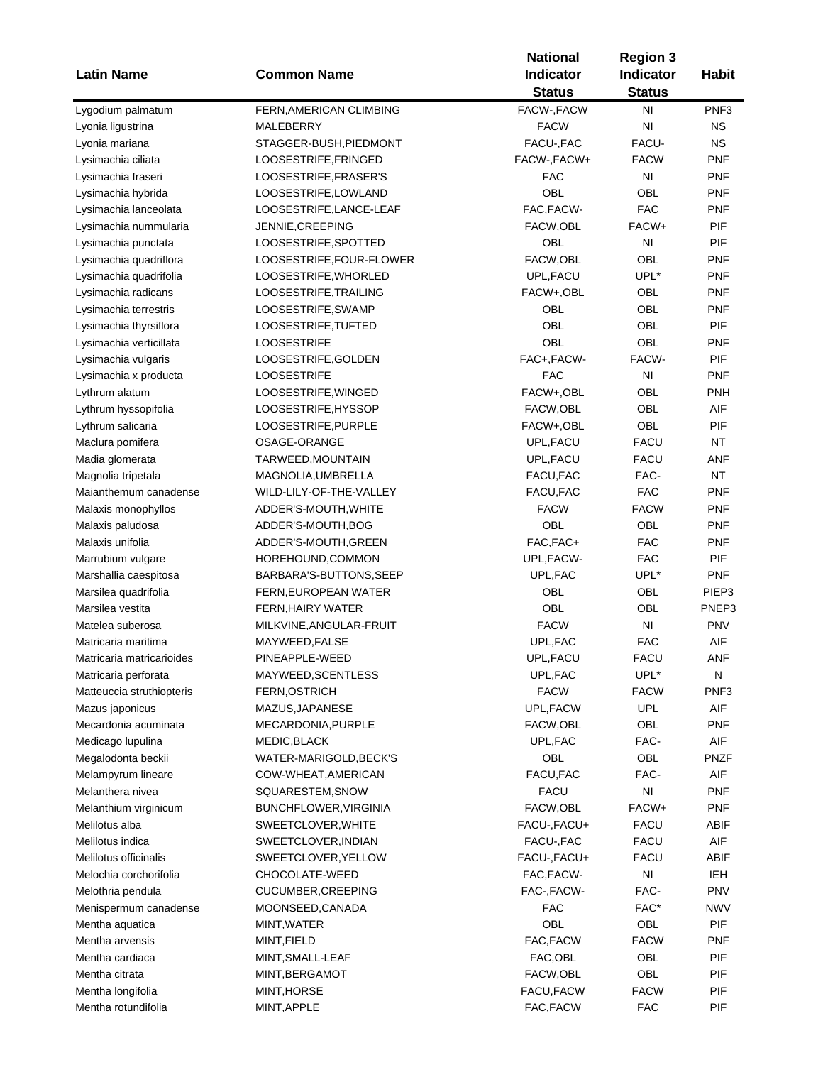| Latin Name | Common Name | National Indicator Status | Region 3 Indicator Status | Habit |
|---|---|---|---|---|
| Lygodium palmatum | FERN,AMERICAN CLIMBING | FACW-,FACW | NI | PNF3 |
| Lyonia ligustrina | MALEBERRY | FACW | NI | NS |
| Lyonia mariana | STAGGER-BUSH,PIEDMONT | FACU-,FAC | FACU- | NS |
| Lysimachia ciliata | LOOSESTRIFE,FRINGED | FACW-,FACW+ | FACW | PNF |
| Lysimachia fraseri | LOOSESTRIFE,FRASER'S | FAC | NI | PNF |
| Lysimachia hybrida | LOOSESTRIFE,LOWLAND | OBL | OBL | PNF |
| Lysimachia lanceolata | LOOSESTRIFE,LANCE-LEAF | FAC,FACW- | FAC | PNF |
| Lysimachia nummularia | JENNIE,CREEPING | FACW,OBL | FACW+ | PIF |
| Lysimachia punctata | LOOSESTRIFE,SPOTTED | OBL | NI | PIF |
| Lysimachia quadriflora | LOOSESTRIFE,FOUR-FLOWER | FACW,OBL | OBL | PNF |
| Lysimachia quadrifolia | LOOSESTRIFE,WHORLED | UPL,FACU | UPL* | PNF |
| Lysimachia radicans | LOOSESTRIFE,TRAILING | FACW+,OBL | OBL | PNF |
| Lysimachia terrestris | LOOSESTRIFE,SWAMP | OBL | OBL | PNF |
| Lysimachia thyrsiflora | LOOSESTRIFE,TUFTED | OBL | OBL | PIF |
| Lysimachia verticillata | LOOSESTRIFE | OBL | OBL | PNF |
| Lysimachia vulgaris | LOOSESTRIFE,GOLDEN | FAC+,FACW- | FACW- | PIF |
| Lysimachia x producta | LOOSESTRIFE | FAC | NI | PNF |
| Lythrum alatum | LOOSESTRIFE,WINGED | FACW+,OBL | OBL | PNH |
| Lythrum hyssopifolia | LOOSESTRIFE,HYSSOP | FACW,OBL | OBL | AIF |
| Lythrum salicaria | LOOSESTRIFE,PURPLE | FACW+,OBL | OBL | PIF |
| Maclura pomifera | OSAGE-ORANGE | UPL,FACU | FACU | NT |
| Madia glomerata | TARWEED,MOUNTAIN | UPL,FACU | FACU | ANF |
| Magnolia tripetala | MAGNOLIA,UMBRELLA | FACU,FAC | FAC- | NT |
| Maianthemum canadense | WILD-LILY-OF-THE-VALLEY | FACU,FAC | FAC | PNF |
| Malaxis monophyllos | ADDER'S-MOUTH,WHITE | FACW | FACW | PNF |
| Malaxis paludosa | ADDER'S-MOUTH,BOG | OBL | OBL | PNF |
| Malaxis unifolia | ADDER'S-MOUTH,GREEN | FAC,FAC+ | FAC | PNF |
| Marrubium vulgare | HOREHOUND,COMMON | UPL,FACW- | FAC | PIF |
| Marshallia caespitosa | BARBARA'S-BUTTONS,SEEP | UPL,FAC | UPL* | PNF |
| Marsilea quadrifolia | FERN,EUROPEAN WATER | OBL | OBL | PIEP3 |
| Marsilea vestita | FERN,HAIRY WATER | OBL | OBL | PNEP3 |
| Matelea suberosa | MILKVINE,ANGULAR-FRUIT | FACW | NI | PNV |
| Matricaria maritima | MAYWEED,FALSE | UPL,FAC | FAC | AIF |
| Matricaria matricarioides | PINEAPPLE-WEED | UPL,FACU | FACU | ANF |
| Matricaria perforata | MAYWEED,SCENTLESS | UPL,FAC | UPL* | N |
| Matteuccia struthiopteris | FERN,OSTRICH | FACW | FACW | PNF3 |
| Mazus japonicus | MAZUS,JAPANESE | UPL,FACW | UPL | AIF |
| Mecardonia acuminata | MECARDONIA,PURPLE | FACW,OBL | OBL | PNF |
| Medicago lupulina | MEDIC,BLACK | UPL,FAC | FAC- | AIF |
| Megalodonta beckii | WATER-MARIGOLD,BECK'S | OBL | OBL | PNZF |
| Melampyrum lineare | COW-WHEAT,AMERICAN | FACU,FAC | FAC- | AIF |
| Melanthera nivea | SQUARESTEM,SNOW | FACU | NI | PNF |
| Melanthium virginicum | BUNCHFLOWER,VIRGINIA | FACW,OBL | FACW+ | PNF |
| Melilotus alba | SWEETCLOVER,WHITE | FACU-,FACU+ | FACU | ABIF |
| Melilotus indica | SWEETCLOVER,INDIAN | FACU-,FAC | FACU | AIF |
| Melilotus officinalis | SWEETCLOVER,YELLOW | FACU-,FACU+ | FACU | ABIF |
| Melochia corchorifolia | CHOCOLATE-WEED | FAC,FACW- | NI | IEH |
| Melothria pendula | CUCUMBER,CREEPING | FAC-,FACW- | FAC- | PNV |
| Menispermum canadense | MOONSEED,CANADA | FAC | FAC* | NWV |
| Mentha aquatica | MINT,WATER | OBL | OBL | PIF |
| Mentha arvensis | MINT,FIELD | FAC,FACW | FACW | PNF |
| Mentha cardiaca | MINT,SMALL-LEAF | FAC,OBL | OBL | PIF |
| Mentha citrata | MINT,BERGAMOT | FACW,OBL | OBL | PIF |
| Mentha longifolia | MINT,HORSE | FACU,FACW | FACW | PIF |
| Mentha rotundifolia | MINT,APPLE | FAC,FACW | FAC | PIF |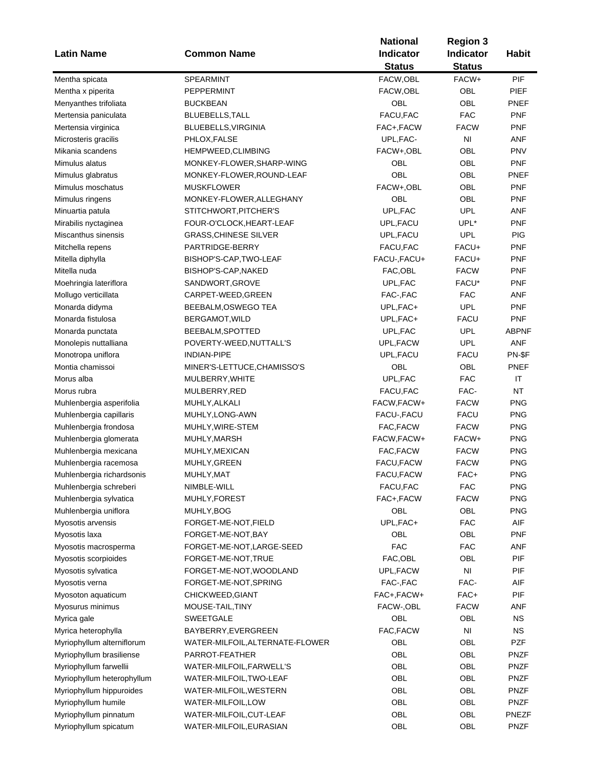| Latin Name | Common Name | National Indicator Status | Region 3 Indicator Status | Habit |
|---|---|---|---|---|
| Mentha spicata | SPEARMINT | FACW,OBL | FACW+ | PIF |
| Mentha x piperita | PEPPERMINT | FACW,OBL | OBL | PIEF |
| Menyanthes trifoliata | BUCKBEAN | OBL | OBL | PNEF |
| Mertensia paniculata | BLUEBELLS,TALL | FACU,FAC | FAC | PNF |
| Mertensia virginica | BLUEBELLS,VIRGINIA | FAC+,FACW | FACW | PNF |
| Microsteris gracilis | PHLOX,FALSE | UPL,FAC- | NI | ANF |
| Mikania scandens | HEMPWEED,CLIMBING | FACW+,OBL | OBL | PNV |
| Mimulus alatus | MONKEY-FLOWER,SHARP-WING | OBL | OBL | PNF |
| Mimulus glabratus | MONKEY-FLOWER,ROUND-LEAF | OBL | OBL | PNEF |
| Mimulus moschatus | MUSKFLOWER | FACW+,OBL | OBL | PNF |
| Mimulus ringens | MONKEY-FLOWER,ALLEGHANY | OBL | OBL | PNF |
| Minuartia patula | STITCHWORT,PITCHER'S | UPL,FAC | UPL | ANF |
| Mirabilis nyctaginea | FOUR-O'CLOCK,HEART-LEAF | UPL,FACU | UPL* | PNF |
| Miscanthus sinensis | GRASS,CHINESE SILVER | UPL,FACU | UPL | PIG |
| Mitchella repens | PARTRIDGE-BERRY | FACU,FAC | FACU+ | PNF |
| Mitella diphylla | BISHOP'S-CAP,TWO-LEAF | FACU-,FACU+ | FACU+ | PNF |
| Mitella nuda | BISHOP'S-CAP,NAKED | FAC,OBL | FACW | PNF |
| Moehringia lateriflora | SANDWORT,GROVE | UPL,FAC | FACU* | PNF |
| Mollugo verticillata | CARPET-WEED,GREEN | FAC-,FAC | FAC | ANF |
| Monarda didyma | BEEBALM,OSWEGO TEA | UPL,FAC+ | UPL | PNF |
| Monarda fistulosa | BERGAMOT,WILD | UPL,FAC+ | FACU | PNF |
| Monarda punctata | BEEBALM,SPOTTED | UPL,FAC | UPL | ABPNF |
| Monolepis nuttalliana | POVERTY-WEED,NUTTALL'S | UPL,FACW | UPL | ANF |
| Monotropa uniflora | INDIAN-PIPE | UPL,FACU | FACU | PN-$F |
| Montia chamissoi | MINER'S-LETTUCE,CHAMISSO'S | OBL | OBL | PNEF |
| Morus alba | MULBERRY,WHITE | UPL,FAC | FAC | IT |
| Morus rubra | MULBERRY,RED | FACU,FAC | FAC- | NT |
| Muhlenbergia asperifolia | MUHLY,ALKALI | FACW,FACW+ | FACW | PNG |
| Muhlenbergia capillaris | MUHLY,LONG-AWN | FACU-,FACU | FACU | PNG |
| Muhlenbergia frondosa | MUHLY,WIRE-STEM | FAC,FACW | FACW | PNG |
| Muhlenbergia glomerata | MUHLY,MARSH | FACW,FACW+ | FACW+ | PNG |
| Muhlenbergia mexicana | MUHLY,MEXICAN | FAC,FACW | FACW | PNG |
| Muhlenbergia racemosa | MUHLY,GREEN | FACU,FACW | FACW | PNG |
| Muhlenbergia richardsonis | MUHLY,MAT | FACU,FACW | FAC+ | PNG |
| Muhlenbergia schreberi | NIMBLE-WILL | FACU,FAC | FAC | PNG |
| Muhlenbergia sylvatica | MUHLY,FOREST | FAC+,FACW | FACW | PNG |
| Muhlenbergia uniflora | MUHLY,BOG | OBL | OBL | PNG |
| Myosotis arvensis | FORGET-ME-NOT,FIELD | UPL,FAC+ | FAC | AIF |
| Myosotis laxa | FORGET-ME-NOT,BAY | OBL | OBL | PNF |
| Myosotis macrosperma | FORGET-ME-NOT,LARGE-SEED | FAC | FAC | ANF |
| Myosotis scorpioides | FORGET-ME-NOT,TRUE | FAC,OBL | OBL | PIF |
| Myosotis sylvatica | FORGET-ME-NOT,WOODLAND | UPL,FACW | NI | PIF |
| Myosotis verna | FORGET-ME-NOT,SPRING | FAC-,FAC | FAC- | AIF |
| Myosoton aquaticum | CHICKWEED,GIANT | FAC+,FACW+ | FAC+ | PIF |
| Myosurus minimus | MOUSE-TAIL,TINY | FACW-,OBL | FACW | ANF |
| Myrica gale | SWEETGALE | OBL | OBL | NS |
| Myrica heterophylla | BAYBERRY,EVERGREEN | FAC,FACW | NI | NS |
| Myriophyllum alterniflorum | WATER-MILFOIL,ALTERNATE-FLOWER | OBL | OBL | PZF |
| Myriophyllum brasiliense | PARROT-FEATHER | OBL | OBL | PNZF |
| Myriophyllum farwellii | WATER-MILFOIL,FARWELL'S | OBL | OBL | PNZF |
| Myriophyllum heterophyllum | WATER-MILFOIL,TWO-LEAF | OBL | OBL | PNZF |
| Myriophyllum hippuroides | WATER-MILFOIL,WESTERN | OBL | OBL | PNZF |
| Myriophyllum humile | WATER-MILFOIL,LOW | OBL | OBL | PNZF |
| Myriophyllum pinnatum | WATER-MILFOIL,CUT-LEAF | OBL | OBL | PNEZF |
| Myriophyllum spicatum | WATER-MILFOIL,EURASIAN | OBL | OBL | PNZF |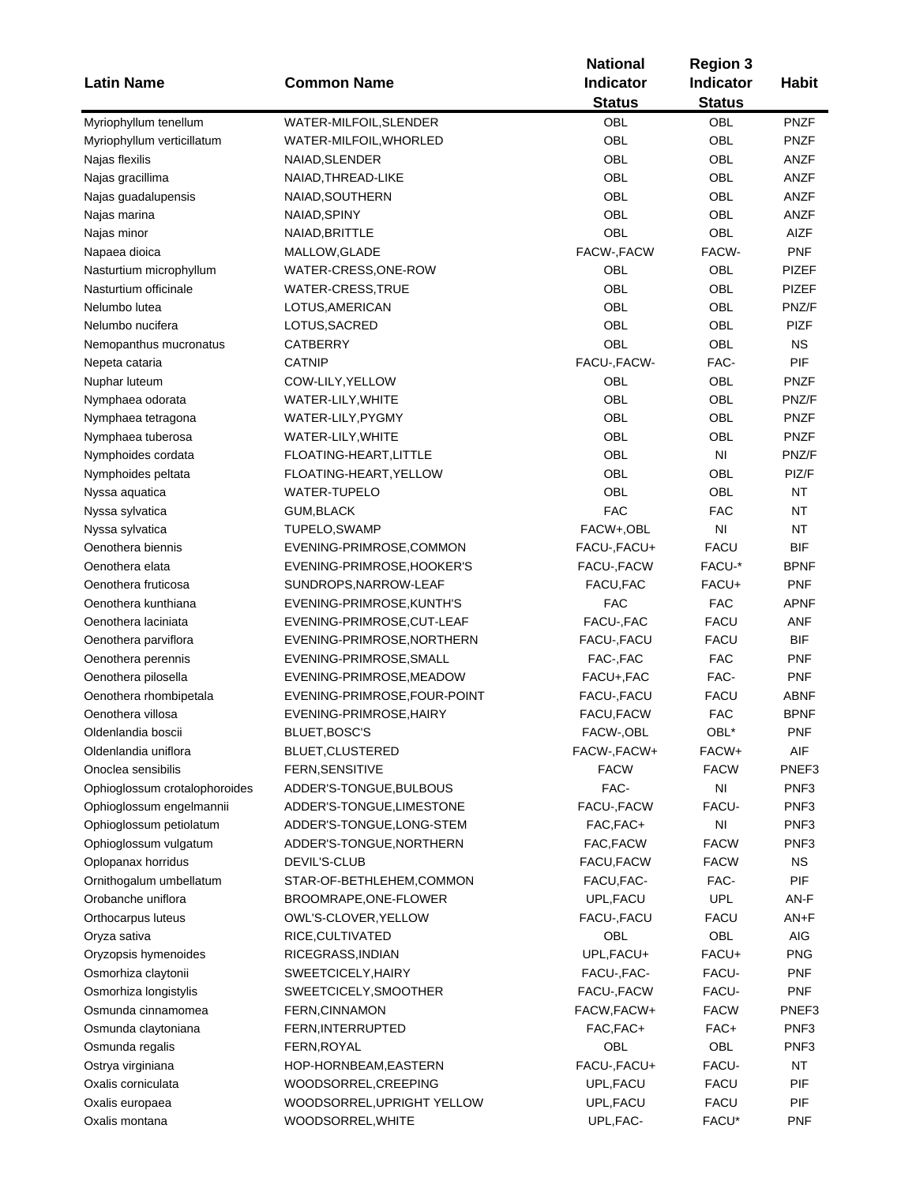| Latin Name | Common Name | National Indicator Status | Region 3 Indicator Status | Habit |
|---|---|---|---|---|
| Myriophyllum tenellum | WATER-MILFOIL,SLENDER | OBL | OBL | PNZF |
| Myriophyllum verticillatum | WATER-MILFOIL,WHORLED | OBL | OBL | PNZF |
| Najas flexilis | NAIAD,SLENDER | OBL | OBL | ANZF |
| Najas gracillima | NAIAD,THREAD-LIKE | OBL | OBL | ANZF |
| Najas guadalupensis | NAIAD,SOUTHERN | OBL | OBL | ANZF |
| Najas marina | NAIAD,SPINY | OBL | OBL | ANZF |
| Najas minor | NAIAD,BRITTLE | OBL | OBL | AIZF |
| Napaea dioica | MALLOW,GLADE | FACW-,FACW | FACW- | PNF |
| Nasturtium microphyllum | WATER-CRESS,ONE-ROW | OBL | OBL | PIZEF |
| Nasturtium officinale | WATER-CRESS,TRUE | OBL | OBL | PIZEF |
| Nelumbo lutea | LOTUS,AMERICAN | OBL | OBL | PNZ/F |
| Nelumbo nucifera | LOTUS,SACRED | OBL | OBL | PIZF |
| Nemopanthus mucronatus | CATBERRY | OBL | OBL | NS |
| Nepeta cataria | CATNIP | FACU-,FACW- | FAC- | PIF |
| Nuphar luteum | COW-LILY,YELLOW | OBL | OBL | PNZF |
| Nymphaea odorata | WATER-LILY,WHITE | OBL | OBL | PNZ/F |
| Nymphaea tetragona | WATER-LILY,PYGMY | OBL | OBL | PNZF |
| Nymphaea tuberosa | WATER-LILY,WHITE | OBL | OBL | PNZF |
| Nymphoides cordata | FLOATING-HEART,LITTLE | OBL | NI | PNZ/F |
| Nymphoides peltata | FLOATING-HEART,YELLOW | OBL | OBL | PIZ/F |
| Nyssa aquatica | WATER-TUPELO | OBL | OBL | NT |
| Nyssa sylvatica | GUM,BLACK | FAC | FAC | NT |
| Nyssa sylvatica | TUPELO,SWAMP | FACW+,OBL | NI | NT |
| Oenothera biennis | EVENING-PRIMROSE,COMMON | FACU-,FACU+ | FACU | BIF |
| Oenothera elata | EVENING-PRIMROSE,HOOKER'S | FACU-,FACW | FACU-* | BPNF |
| Oenothera fruticosa | SUNDROPS,NARROW-LEAF | FACU,FAC | FACU+ | PNF |
| Oenothera kunthiana | EVENING-PRIMROSE,KUNTH'S | FAC | FAC | APNF |
| Oenothera laciniata | EVENING-PRIMROSE,CUT-LEAF | FACU-,FAC | FACU | ANF |
| Oenothera parviflora | EVENING-PRIMROSE,NORTHERN | FACU-,FACU | FACU | BIF |
| Oenothera perennis | EVENING-PRIMROSE,SMALL | FAC-,FAC | FAC | PNF |
| Oenothera pilosella | EVENING-PRIMROSE,MEADOW | FACU+,FAC | FAC- | PNF |
| Oenothera rhombipetala | EVENING-PRIMROSE,FOUR-POINT | FACU-,FACU | FACU | ABNF |
| Oenothera villosa | EVENING-PRIMROSE,HAIRY | FACU,FACW | FAC | BPNF |
| Oldenlandia boscii | BLUET,BOSC'S | FACW-,OBL | OBL* | PNF |
| Oldenlandia uniflora | BLUET,CLUSTERED | FACW-,FACW+ | FACW+ | AIF |
| Onoclea sensibilis | FERN,SENSITIVE | FACW | FACW | PNEF3 |
| Ophioglossum crotalophoroides | ADDER'S-TONGUE,BULBOUS | FAC- | NI | PNF3 |
| Ophioglossum engelmannii | ADDER'S-TONGUE,LIMESTONE | FACU-,FACW | FACU- | PNF3 |
| Ophioglossum petiolatum | ADDER'S-TONGUE,LONG-STEM | FAC,FAC+ | NI | PNF3 |
| Ophioglossum vulgatum | ADDER'S-TONGUE,NORTHERN | FAC,FACW | FACW | PNF3 |
| Oplopanax horridus | DEVIL'S-CLUB | FACU,FACW | FACW | NS |
| Ornithogalum umbellatum | STAR-OF-BETHLEHEM,COMMON | FACU,FAC- | FAC- | PIF |
| Orobanche uniflora | BROOMRAPE,ONE-FLOWER | UPL,FACU | UPL | AN-F |
| Orthocarpus luteus | OWL'S-CLOVER,YELLOW | FACU-,FACU | FACU | AN+F |
| Oryza sativa | RICE,CULTIVATED | OBL | OBL | AIG |
| Oryzopsis hymenoides | RICEGRASS,INDIAN | UPL,FACU+ | FACU+ | PNG |
| Osmorhiza claytonii | SWEETCICELY,HAIRY | FACU-,FAC- | FACU- | PNF |
| Osmorhiza longistylis | SWEETCICELY,SMOOTHER | FACU-,FACW | FACU- | PNF |
| Osmunda cinnamomea | FERN,CINNAMON | FACW,FACW+ | FACW | PNEF3 |
| Osmunda claytoniana | FERN,INTERRUPTED | FAC,FAC+ | FAC+ | PNF3 |
| Osmunda regalis | FERN,ROYAL | OBL | OBL | PNF3 |
| Ostrya virginiana | HOP-HORNBEAM,EASTERN | FACU-,FACU+ | FACU- | NT |
| Oxalis corniculata | WOODSORREL,CREEPING | UPL,FACU | FACU | PIF |
| Oxalis europaea | WOODSORREL,UPRIGHT YELLOW | UPL,FACU | FACU | PIF |
| Oxalis montana | WOODSORREL,WHITE | UPL,FAC- | FACU* | PNF |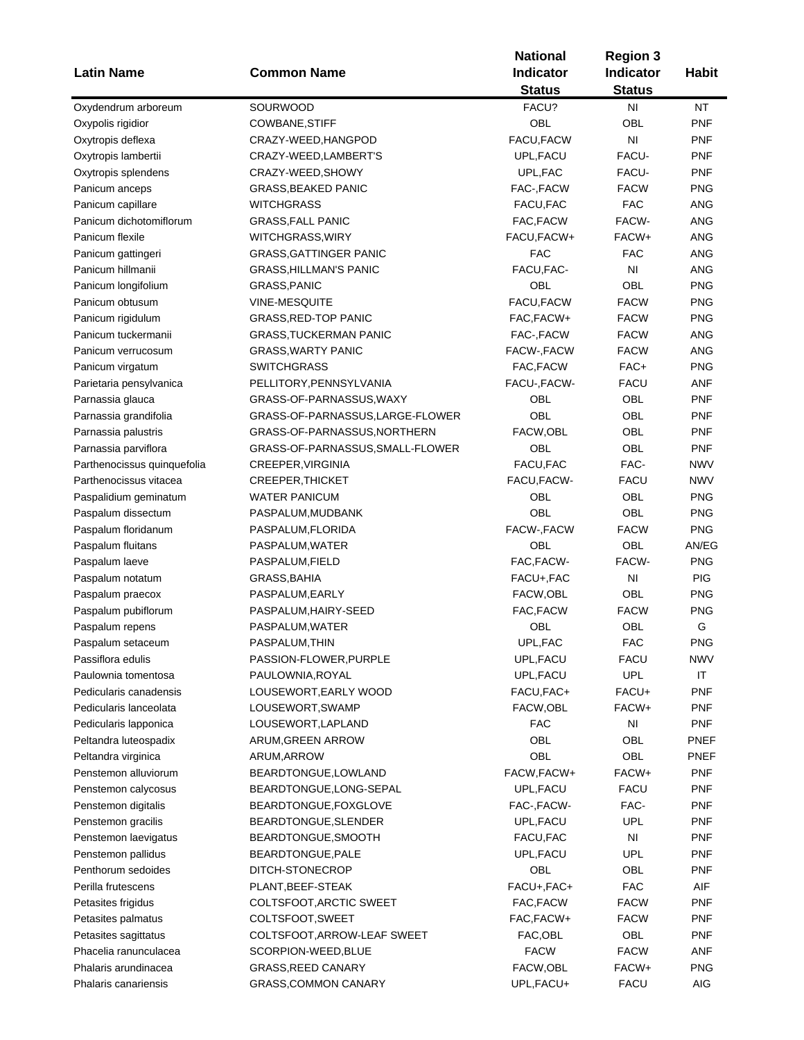| Latin Name | Common Name | National Indicator Status | Region 3 Indicator Status | Habit |
|---|---|---|---|---|
| Oxydendrum arboreum | SOURWOOD | FACU? | NI | NT |
| Oxypolis rigidior | COWBANE,STIFF | OBL | OBL | PNF |
| Oxytropis deflexa | CRAZY-WEED,HANGPOD | FACU,FACW | NI | PNF |
| Oxytropis lambertii | CRAZY-WEED,LAMBERT'S | UPL,FACU | FACU- | PNF |
| Oxytropis splendens | CRAZY-WEED,SHOWY | UPL,FAC | FACU- | PNF |
| Panicum anceps | GRASS,BEAKED PANIC | FAC-,FACW | FACW | PNG |
| Panicum capillare | WITCHGRASS | FACU,FAC | FAC | ANG |
| Panicum dichotomiflorum | GRASS,FALL PANIC | FAC,FACW | FACW- | ANG |
| Panicum flexile | WITCHGRASS,WIRY | FACU,FACW+ | FACW+ | ANG |
| Panicum gattingeri | GRASS,GATTINGER PANIC | FAC | FAC | ANG |
| Panicum hillmanii | GRASS,HILLMAN'S PANIC | FACU,FAC- | NI | ANG |
| Panicum longifolium | GRASS,PANIC | OBL | OBL | PNG |
| Panicum obtusum | VINE-MESQUITE | FACU,FACW | FACW | PNG |
| Panicum rigidulum | GRASS,RED-TOP PANIC | FAC,FACW+ | FACW | PNG |
| Panicum tuckermanii | GRASS,TUCKERMAN PANIC | FAC-,FACW | FACW | ANG |
| Panicum verrucosum | GRASS,WARTY PANIC | FACW-,FACW | FACW | ANG |
| Panicum virgatum | SWITCHGRASS | FAC,FACW | FAC+ | PNG |
| Parietaria pensylvanica | PELLITORY,PENNSYLVANIA | FACU-,FACW- | FACU | ANF |
| Parnassia glauca | GRASS-OF-PARNASSUS,WAXY | OBL | OBL | PNF |
| Parnassia grandifolia | GRASS-OF-PARNASSUS,LARGE-FLOWER | OBL | OBL | PNF |
| Parnassia palustris | GRASS-OF-PARNASSUS,NORTHERN | FACW,OBL | OBL | PNF |
| Parnassia parviflora | GRASS-OF-PARNASSUS,SMALL-FLOWER | OBL | OBL | PNF |
| Parthenocissus quinquefolia | CREEPER,VIRGINIA | FACU,FAC | FAC- | NWV |
| Parthenocissus vitacea | CREEPER,THICKET | FACU,FACW- | FACU | NWV |
| Paspalidium geminatum | WATER PANICUM | OBL | OBL | PNG |
| Paspalum dissectum | PASPALUM,MUDBANK | OBL | OBL | PNG |
| Paspalum floridanum | PASPALUM,FLORIDA | FACW-,FACW | FACW | PNG |
| Paspalum fluitans | PASPALUM,WATER | OBL | OBL | AN/EG |
| Paspalum laeve | PASPALUM,FIELD | FAC,FACW- | FACW- | PNG |
| Paspalum notatum | GRASS,BAHIA | FACU+,FAC | NI | PIG |
| Paspalum praecox | PASPALUM,EARLY | FACW,OBL | OBL | PNG |
| Paspalum pubiflorum | PASPALUM,HAIRY-SEED | FAC,FACW | FACW | PNG |
| Paspalum repens | PASPALUM,WATER | OBL | OBL | G |
| Paspalum setaceum | PASPALUM,THIN | UPL,FAC | FAC | PNG |
| Passiflora edulis | PASSION-FLOWER,PURPLE | UPL,FACU | FACU | NWV |
| Paulownia tomentosa | PAULOWNIA,ROYAL | UPL,FACU | UPL | IT |
| Pedicularis canadensis | LOUSEWORT,EARLY WOOD | FACU,FAC+ | FACU+ | PNF |
| Pedicularis lanceolata | LOUSEWORT,SWAMP | FACW,OBL | FACW+ | PNF |
| Pedicularis lapponica | LOUSEWORT,LAPLAND | FAC | NI | PNF |
| Peltandra luteospadix | ARUM,GREEN ARROW | OBL | OBL | PNEF |
| Peltandra virginica | ARUM,ARROW | OBL | OBL | PNEF |
| Penstemon alluviorum | BEARDTONGUE,LOWLAND | FACW,FACW+ | FACW+ | PNF |
| Penstemon calycosus | BEARDTONGUE,LONG-SEPAL | UPL,FACU | FACU | PNF |
| Penstemon digitalis | BEARDTONGUE,FOXGLOVE | FAC-,FACW- | FAC- | PNF |
| Penstemon gracilis | BEARDTONGUE,SLENDER | UPL,FACU | UPL | PNF |
| Penstemon laevigatus | BEARDTONGUE,SMOOTH | FACU,FAC | NI | PNF |
| Penstemon pallidus | BEARDTONGUE,PALE | UPL,FACU | UPL | PNF |
| Penthorum sedoides | DITCH-STONECROP | OBL | OBL | PNF |
| Perilla frutescens | PLANT,BEEF-STEAK | FACU+,FAC+ | FAC | AIF |
| Petasites frigidus | COLTSFOOT,ARCTIC SWEET | FAC,FACW | FACW | PNF |
| Petasites palmatus | COLTSFOOT,SWEET | FAC,FACW+ | FACW | PNF |
| Petasites sagittatus | COLTSFOOT,ARROW-LEAF SWEET | FAC,OBL | OBL | PNF |
| Phacelia ranunculacea | SCORPION-WEED,BLUE | FACW | FACW | ANF |
| Phalaris arundinacea | GRASS,REED CANARY | FACW,OBL | FACW+ | PNG |
| Phalaris canariensis | GRASS,COMMON CANARY | UPL,FACU+ | FACU | AIG |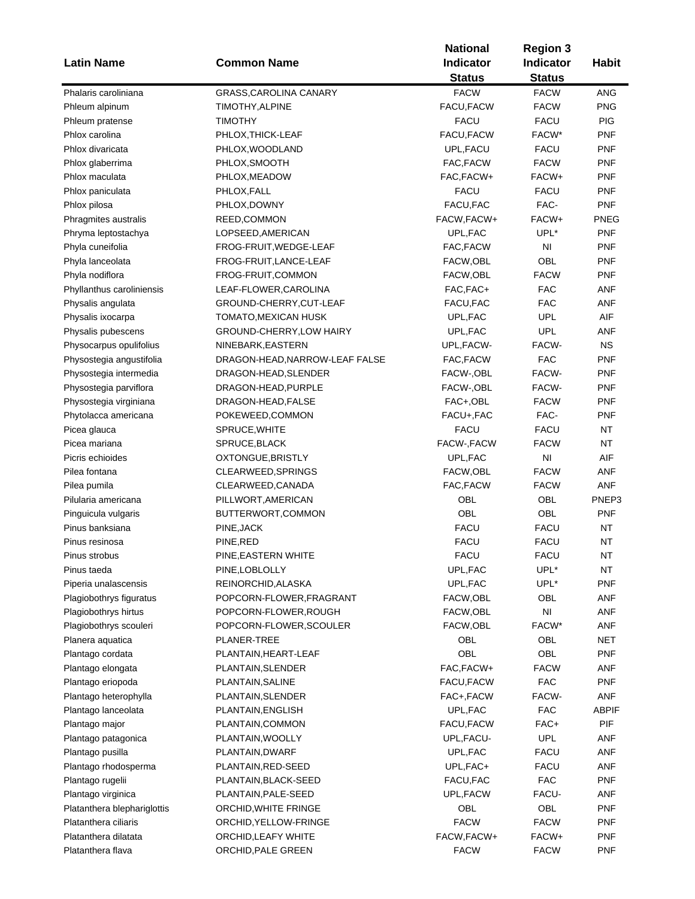| Latin Name | Common Name | National Indicator Status | Region 3 Indicator Status | Habit |
|---|---|---|---|---|
| Phalaris caroliniana | GRASS,CAROLINA CANARY | FACW | FACW | ANG |
| Phleum alpinum | TIMOTHY,ALPINE | FACU,FACW | FACW | PNG |
| Phleum pratense | TIMOTHY | FACU | FACU | PIG |
| Phlox carolina | PHLOX,THICK-LEAF | FACU,FACW | FACW* | PNF |
| Phlox divaricata | PHLOX,WOODLAND | UPL,FACU | FACU | PNF |
| Phlox glaberrima | PHLOX,SMOOTH | FAC,FACW | FACW | PNF |
| Phlox maculata | PHLOX,MEADOW | FAC,FACW+ | FACW+ | PNF |
| Phlox paniculata | PHLOX,FALL | FACU | FACU | PNF |
| Phlox pilosa | PHLOX,DOWNY | FACU,FAC | FAC- | PNF |
| Phragmites australis | REED,COMMON | FACW,FACW+ | FACW+ | PNEG |
| Phryma leptostachya | LOPSEED,AMERICAN | UPL,FAC | UPL* | PNF |
| Phyla cuneifolia | FROG-FRUIT,WEDGE-LEAF | FAC,FACW | NI | PNF |
| Phyla lanceolata | FROG-FRUIT,LANCE-LEAF | FACW,OBL | OBL | PNF |
| Phyla nodiflora | FROG-FRUIT,COMMON | FACW,OBL | FACW | PNF |
| Phyllanthus caroliniensis | LEAF-FLOWER,CAROLINA | FAC,FAC+ | FAC | ANF |
| Physalis angulata | GROUND-CHERRY,CUT-LEAF | FACU,FAC | FAC | ANF |
| Physalis ixocarpa | TOMATO,MEXICAN HUSK | UPL,FAC | UPL | AIF |
| Physalis pubescens | GROUND-CHERRY,LOW HAIRY | UPL,FAC | UPL | ANF |
| Physocarpus opulifolius | NINEBARK,EASTERN | UPL,FACW- | FACW- | NS |
| Physostegia angustifolia | DRAGON-HEAD,NARROW-LEAF FALSE | FAC,FACW | FAC | PNF |
| Physostegia intermedia | DRAGON-HEAD,SLENDER | FACW-,OBL | FACW- | PNF |
| Physostegia parviflora | DRAGON-HEAD,PURPLE | FACW-,OBL | FACW- | PNF |
| Physostegia virginiana | DRAGON-HEAD,FALSE | FAC+,OBL | FACW | PNF |
| Phytolacca americana | POKEWEED,COMMON | FACU+,FAC | FAC- | PNF |
| Picea glauca | SPRUCE,WHITE | FACU | FACU | NT |
| Picea mariana | SPRUCE,BLACK | FACW-,FACW | FACW | NT |
| Picris echioides | OXTONGUE,BRISTLY | UPL,FAC | NI | AIF |
| Pilea fontana | CLEARWEED,SPRINGS | FACW,OBL | FACW | ANF |
| Pilea pumila | CLEARWEED,CANADA | FAC,FACW | FACW | ANF |
| Pilularia americana | PILLWORT,AMERICAN | OBL | OBL | PNEP3 |
| Pinguicula vulgaris | BUTTERWORT,COMMON | OBL | OBL | PNF |
| Pinus banksiana | PINE,JACK | FACU | FACU | NT |
| Pinus resinosa | PINE,RED | FACU | FACU | NT |
| Pinus strobus | PINE,EASTERN WHITE | FACU | FACU | NT |
| Pinus taeda | PINE,LOBLOLLY | UPL,FAC | UPL* | NT |
| Piperia unalascensis | REINORCHID,ALASKA | UPL,FAC | UPL* | PNF |
| Plagiobothrys figuratus | POPCORN-FLOWER,FRAGRANT | FACW,OBL | OBL | ANF |
| Plagiobothrys hirtus | POPCORN-FLOWER,ROUGH | FACW,OBL | NI | ANF |
| Plagiobothrys scouleri | POPCORN-FLOWER,SCOULER | FACW,OBL | FACW* | ANF |
| Planera aquatica | PLANER-TREE | OBL | OBL | NET |
| Plantago cordata | PLANTAIN,HEART-LEAF | OBL | OBL | PNF |
| Plantago elongata | PLANTAIN,SLENDER | FAC,FACW+ | FACW | ANF |
| Plantago eriopoda | PLANTAIN,SALINE | FACU,FACW | FAC | PNF |
| Plantago heterophylla | PLANTAIN,SLENDER | FAC+,FACW | FACW- | ANF |
| Plantago lanceolata | PLANTAIN,ENGLISH | UPL,FAC | FAC | ABPIF |
| Plantago major | PLANTAIN,COMMON | FACU,FACW | FAC+ | PIF |
| Plantago patagonica | PLANTAIN,WOOLLY | UPL,FACU- | UPL | ANF |
| Plantago pusilla | PLANTAIN,DWARF | UPL,FAC | FACU | ANF |
| Plantago rhodosperma | PLANTAIN,RED-SEED | UPL,FAC+ | FACU | ANF |
| Plantago rugelii | PLANTAIN,BLACK-SEED | FACU,FAC | FAC | PNF |
| Plantago virginica | PLANTAIN,PALE-SEED | UPL,FACW | FACU- | ANF |
| Platanthera blephariglottis | ORCHID,WHITE FRINGE | OBL | OBL | PNF |
| Platanthera ciliaris | ORCHID,YELLOW-FRINGE | FACW | FACW | PNF |
| Platanthera dilatata | ORCHID,LEAFY WHITE | FACW,FACW+ | FACW+ | PNF |
| Platanthera flava | ORCHID,PALE GREEN | FACW | FACW | PNF |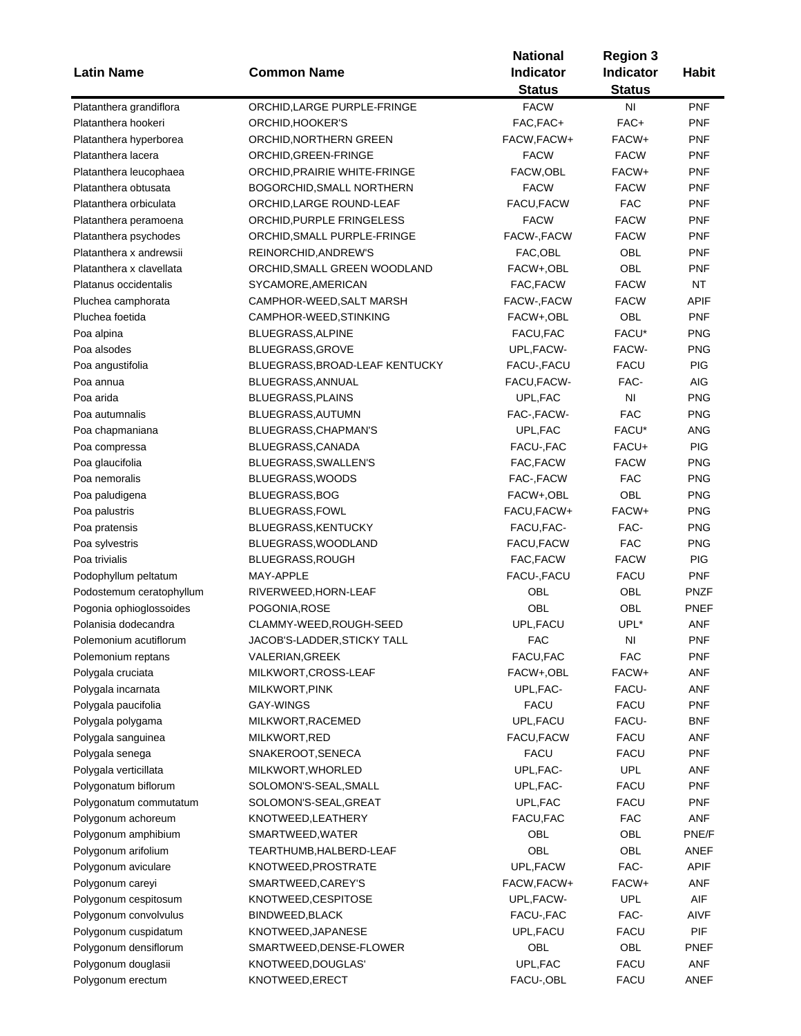| Latin Name | Common Name | National Indicator Status | Region 3 Indicator Status | Habit |
|---|---|---|---|---|
| Platanthera grandiflora | ORCHID,LARGE PURPLE-FRINGE | FACW | NI | PNF |
| Platanthera hookeri | ORCHID,HOOKER'S | FAC,FAC+ | FAC+ | PNF |
| Platanthera hyperborea | ORCHID,NORTHERN GREEN | FACW,FACW+ | FACW+ | PNF |
| Platanthera lacera | ORCHID,GREEN-FRINGE | FACW | FACW | PNF |
| Platanthera leucophaea | ORCHID,PRAIRIE WHITE-FRINGE | FACW,OBL | FACW+ | PNF |
| Platanthera obtusata | BOGORCHID,SMALL NORTHERN | FACW | FACW | PNF |
| Platanthera orbiculata | ORCHID,LARGE ROUND-LEAF | FACU,FACW | FAC | PNF |
| Platanthera peramoena | ORCHID,PURPLE FRINGELESS | FACW | FACW | PNF |
| Platanthera psychodes | ORCHID,SMALL PURPLE-FRINGE | FACW-,FACW | FACW | PNF |
| Platanthera x andrewsii | REINORCHID,ANDREW'S | FAC,OBL | OBL | PNF |
| Platanthera x clavellata | ORCHID,SMALL GREEN WOODLAND | FACW+,OBL | OBL | PNF |
| Platanus occidentalis | SYCAMORE,AMERICAN | FAC,FACW | FACW | NT |
| Pluchea camphorata | CAMPHOR-WEED,SALT MARSH | FACW-,FACW | FACW | APIF |
| Pluchea foetida | CAMPHOR-WEED,STINKING | FACW+,OBL | OBL | PNF |
| Poa alpina | BLUEGRASS,ALPINE | FACU,FAC | FACU* | PNG |
| Poa alsodes | BLUEGRASS,GROVE | UPL,FACW- | FACW- | PNG |
| Poa angustifolia | BLUEGRASS,BROAD-LEAF KENTUCKY | FACU-,FACU | FACU | PIG |
| Poa annua | BLUEGRASS,ANNUAL | FACU,FACW- | FAC- | AIG |
| Poa arida | BLUEGRASS,PLAINS | UPL,FAC | NI | PNG |
| Poa autumnalis | BLUEGRASS,AUTUMN | FAC-,FACW- | FAC | PNG |
| Poa chapmaniana | BLUEGRASS,CHAPMAN'S | UPL,FAC | FACU* | ANG |
| Poa compressa | BLUEGRASS,CANADA | FACU-,FAC | FACU+ | PIG |
| Poa glaucifolia | BLUEGRASS,SWALLEN'S | FAC,FACW | FACW | PNG |
| Poa nemoralis | BLUEGRASS,WOODS | FAC-,FACW | FAC | PNG |
| Poa paludigena | BLUEGRASS,BOG | FACW+,OBL | OBL | PNG |
| Poa palustris | BLUEGRASS,FOWL | FACU,FACW+ | FACW+ | PNG |
| Poa pratensis | BLUEGRASS,KENTUCKY | FACU,FAC- | FAC- | PNG |
| Poa sylvestris | BLUEGRASS,WOODLAND | FACU,FACW | FAC | PNG |
| Poa trivialis | BLUEGRASS,ROUGH | FAC,FACW | FACW | PIG |
| Podophyllum peltatum | MAY-APPLE | FACU-,FACU | FACU | PNF |
| Podostemum ceratophyllum | RIVERWEED,HORN-LEAF | OBL | OBL | PNZF |
| Pogonia ophioglossoides | POGONIA,ROSE | OBL | OBL | PNEF |
| Polanisia dodecandra | CLAMMY-WEED,ROUGH-SEED | UPL,FACU | UPL* | ANF |
| Polemonium acutiflorum | JACOB'S-LADDER,STICKY TALL | FAC | NI | PNF |
| Polemonium reptans | VALERIAN,GREEK | FACU,FAC | FAC | PNF |
| Polygala cruciata | MILKWORT,CROSS-LEAF | FACW+,OBL | FACW+ | ANF |
| Polygala incarnata | MILKWORT,PINK | UPL,FAC- | FACU- | ANF |
| Polygala paucifolia | GAY-WINGS | FACU | FACU | PNF |
| Polygala polygama | MILKWORT,RACEMED | UPL,FACU | FACU- | BNF |
| Polygala sanguinea | MILKWORT,RED | FACU,FACW | FACU | ANF |
| Polygala senega | SNAKEROOT,SENECA | FACU | FACU | PNF |
| Polygala verticillata | MILKWORT,WHORLED | UPL,FAC- | UPL | ANF |
| Polygonatum biflorum | SOLOMON'S-SEAL,SMALL | UPL,FAC- | FACU | PNF |
| Polygonatum commutatum | SOLOMON'S-SEAL,GREAT | UPL,FAC | FACU | PNF |
| Polygonum achoreum | KNOTWEED,LEATHERY | FACU,FAC | FAC | ANF |
| Polygonum amphibium | SMARTWEED,WATER | OBL | OBL | PNE/F |
| Polygonum arifolium | TEARTHUMB,HALBERD-LEAF | OBL | OBL | ANEF |
| Polygonum aviculare | KNOTWEED,PROSTRATE | UPL,FACW | FAC- | APIF |
| Polygonum careyi | SMARTWEED,CAREY'S | FACW,FACW+ | FACW+ | ANF |
| Polygonum cespitosum | KNOTWEED,CESPITOSE | UPL,FACW- | UPL | AIF |
| Polygonum convolvulus | BINDWEED,BLACK | FACU-,FAC | FAC- | AIVF |
| Polygonum cuspidatum | KNOTWEED,JAPANESE | UPL,FACU | FACU | PIF |
| Polygonum densiflorum | SMARTWEED,DENSE-FLOWER | OBL | OBL | PNEF |
| Polygonum douglasii | KNOTWEED,DOUGLAS' | UPL,FAC | FACU | ANF |
| Polygonum erectum | KNOTWEED,ERECT | FACU-,OBL | FACU | ANEF |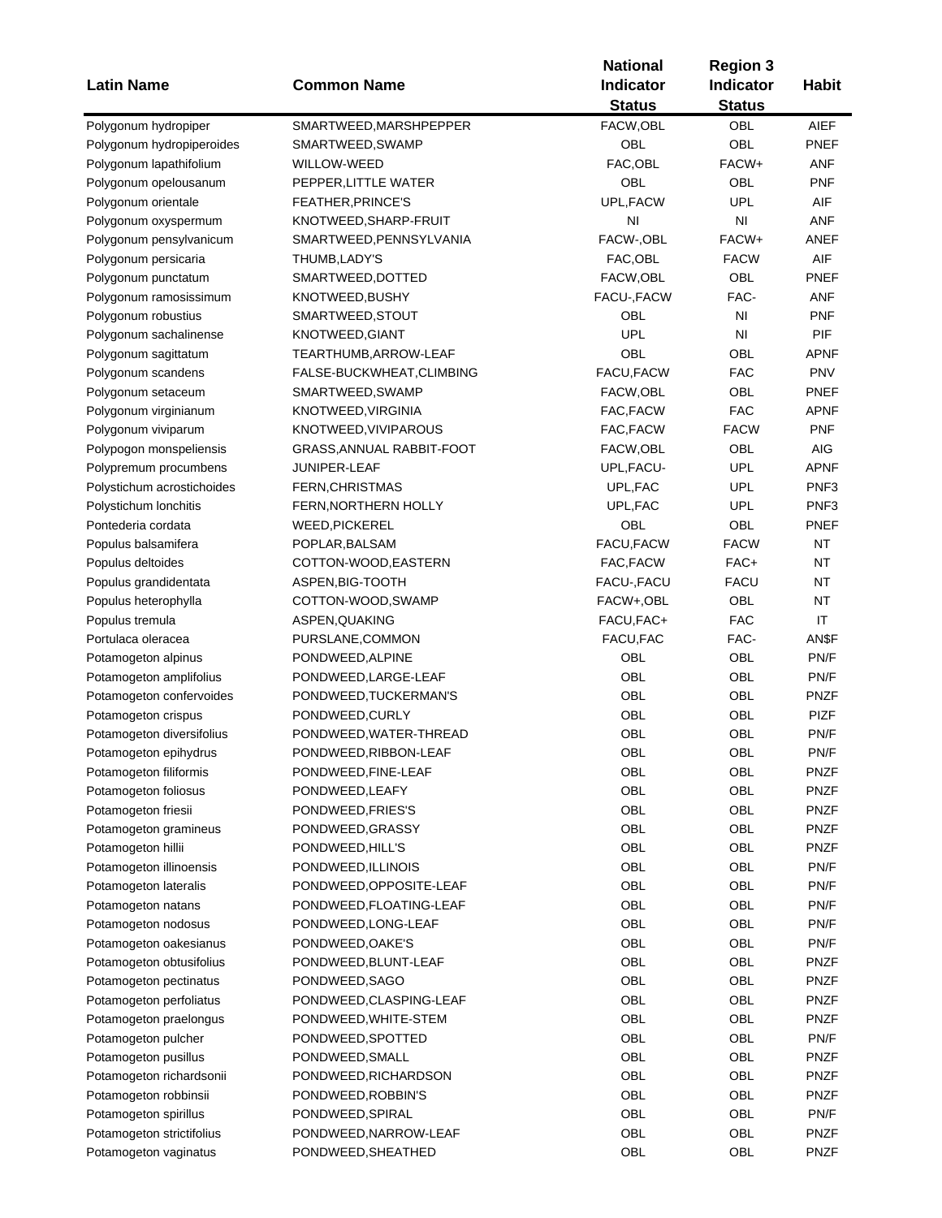| Latin Name | Common Name | National Indicator Status | Region 3 Indicator Status | Habit |
|---|---|---|---|---|
| Polygonum hydropiper | SMARTWEED,MARSHPEPPER | FACW,OBL | OBL | AIEF |
| Polygonum hydropiperoides | SMARTWEED,SWAMP | OBL | OBL | PNEF |
| Polygonum lapathifolium | WILLOW-WEED | FAC,OBL | FACW+ | ANF |
| Polygonum opelousanum | PEPPER,LITTLE WATER | OBL | OBL | PNF |
| Polygonum orientale | FEATHER,PRINCE'S | UPL,FACW | UPL | AIF |
| Polygonum oxyspermum | KNOTWEED,SHARP-FRUIT | NI | NI | ANF |
| Polygonum pensylvanicum | SMARTWEED,PENNSYLVANIA | FACW-,OBL | FACW+ | ANEF |
| Polygonum persicaria | THUMB,LADY'S | FAC,OBL | FACW | AIF |
| Polygonum punctatum | SMARTWEED,DOTTED | FACW,OBL | OBL | PNEF |
| Polygonum ramosissimum | KNOTWEED,BUSHY | FACU-,FACW | FAC- | ANF |
| Polygonum robustius | SMARTWEED,STOUT | OBL | NI | PNF |
| Polygonum sachalinense | KNOTWEED,GIANT | UPL | NI | PIF |
| Polygonum sagittatum | TEARTHUMB,ARROW-LEAF | OBL | OBL | APNF |
| Polygonum scandens | FALSE-BUCKWHEAT,CLIMBING | FACU,FACW | FAC | PNV |
| Polygonum setaceum | SMARTWEED,SWAMP | FACW,OBL | OBL | PNEF |
| Polygonum virginianum | KNOTWEED,VIRGINIA | FAC,FACW | FAC | APNF |
| Polygonum viviparum | KNOTWEED,VIVIPAROUS | FAC,FACW | FACW | PNF |
| Polypogon monspeliensis | GRASS,ANNUAL RABBIT-FOOT | FACW,OBL | OBL | AIG |
| Polypremum procumbens | JUNIPER-LEAF | UPL,FACU- | UPL | APNF |
| Polystichum acrostichoides | FERN,CHRISTMAS | UPL,FAC | UPL | PNF3 |
| Polystichum lonchitis | FERN,NORTHERN HOLLY | UPL,FAC | UPL | PNF3 |
| Pontederia cordata | WEED,PICKEREL | OBL | OBL | PNEF |
| Populus balsamifera | POPLAR,BALSAM | FACU,FACW | FACW | NT |
| Populus deltoides | COTTON-WOOD,EASTERN | FAC,FACW | FAC+ | NT |
| Populus grandidentata | ASPEN,BIG-TOOTH | FACU-,FACU | FACU | NT |
| Populus heterophylla | COTTON-WOOD,SWAMP | FACW+,OBL | OBL | NT |
| Populus tremula | ASPEN,QUAKING | FACU,FAC+ | FAC | IT |
| Portulaca oleracea | PURSLANE,COMMON | FACU,FAC | FAC- | AN$F |
| Potamogeton alpinus | PONDWEED,ALPINE | OBL | OBL | PN/F |
| Potamogeton amplifolius | PONDWEED,LARGE-LEAF | OBL | OBL | PN/F |
| Potamogeton confervoides | PONDWEED,TUCKERMAN'S | OBL | OBL | PNZF |
| Potamogeton crispus | PONDWEED,CURLY | OBL | OBL | PIZF |
| Potamogeton diversifolius | PONDWEED,WATER-THREAD | OBL | OBL | PN/F |
| Potamogeton epihydrus | PONDWEED,RIBBON-LEAF | OBL | OBL | PN/F |
| Potamogeton filiformis | PONDWEED,FINE-LEAF | OBL | OBL | PNZF |
| Potamogeton foliosus | PONDWEED,LEAFY | OBL | OBL | PNZF |
| Potamogeton friesii | PONDWEED,FRIES'S | OBL | OBL | PNZF |
| Potamogeton gramineus | PONDWEED,GRASSY | OBL | OBL | PNZF |
| Potamogeton hillii | PONDWEED,HILL'S | OBL | OBL | PNZF |
| Potamogeton illinoensis | PONDWEED,ILLINOIS | OBL | OBL | PN/F |
| Potamogeton lateralis | PONDWEED,OPPOSITE-LEAF | OBL | OBL | PN/F |
| Potamogeton natans | PONDWEED,FLOATING-LEAF | OBL | OBL | PN/F |
| Potamogeton nodosus | PONDWEED,LONG-LEAF | OBL | OBL | PN/F |
| Potamogeton oakesianus | PONDWEED,OAKE'S | OBL | OBL | PN/F |
| Potamogeton obtusifolius | PONDWEED,BLUNT-LEAF | OBL | OBL | PNZF |
| Potamogeton pectinatus | PONDWEED,SAGO | OBL | OBL | PNZF |
| Potamogeton perfoliatus | PONDWEED,CLASPING-LEAF | OBL | OBL | PNZF |
| Potamogeton praelongus | PONDWEED,WHITE-STEM | OBL | OBL | PNZF |
| Potamogeton pulcher | PONDWEED,SPOTTED | OBL | OBL | PN/F |
| Potamogeton pusillus | PONDWEED,SMALL | OBL | OBL | PNZF |
| Potamogeton richardsonii | PONDWEED,RICHARDSON | OBL | OBL | PNZF |
| Potamogeton robbinsii | PONDWEED,ROBBIN'S | OBL | OBL | PNZF |
| Potamogeton spirillus | PONDWEED,SPIRAL | OBL | OBL | PN/F |
| Potamogeton strictifolius | PONDWEED,NARROW-LEAF | OBL | OBL | PNZF |
| Potamogeton vaginatus | PONDWEED,SHEATHED | OBL | OBL | PNZF |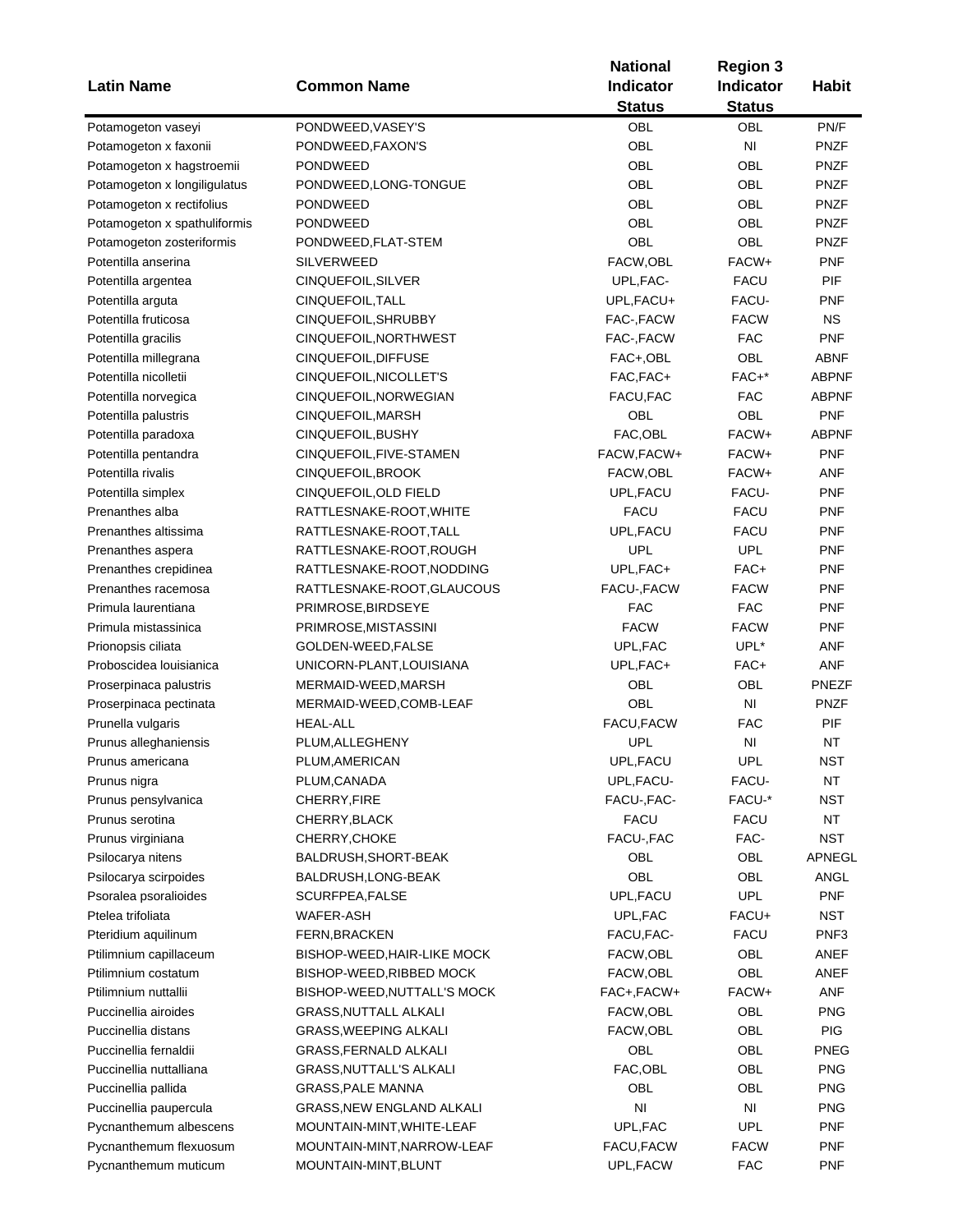| Latin Name | Common Name | National Indicator Status | Region 3 Indicator Status | Habit |
|---|---|---|---|---|
| Potamogeton vaseyi | PONDWEED,VASEY'S | OBL | OBL | PN/F |
| Potamogeton x faxonii | PONDWEED,FAXON'S | OBL | NI | PNZF |
| Potamogeton x hagstroemii | PONDWEED | OBL | OBL | PNZF |
| Potamogeton x longiligulatus | PONDWEED,LONG-TONGUE | OBL | OBL | PNZF |
| Potamogeton x rectifolius | PONDWEED | OBL | OBL | PNZF |
| Potamogeton x spathuliformis | PONDWEED | OBL | OBL | PNZF |
| Potamogeton zosteriformis | PONDWEED,FLAT-STEM | OBL | OBL | PNZF |
| Potentilla anserina | SILVERWEED | FACW,OBL | FACW+ | PNF |
| Potentilla argentea | CINQUEFOIL,SILVER | UPL,FAC- | FACU | PIF |
| Potentilla arguta | CINQUEFOIL,TALL | UPL,FACU+ | FACU- | PNF |
| Potentilla fruticosa | CINQUEFOIL,SHRUBBY | FAC-,FACW | FACW | NS |
| Potentilla gracilis | CINQUEFOIL,NORTHWEST | FAC-,FACW | FAC | PNF |
| Potentilla millegrana | CINQUEFOIL,DIFFUSE | FAC+,OBL | OBL | ABNF |
| Potentilla nicolletii | CINQUEFOIL,NICOLLET'S | FAC,FAC+ | FAC+* | ABPNF |
| Potentilla norvegica | CINQUEFOIL,NORWEGIAN | FACU,FAC | FAC | ABPNF |
| Potentilla palustris | CINQUEFOIL,MARSH | OBL | OBL | PNF |
| Potentilla paradoxa | CINQUEFOIL,BUSHY | FAC,OBL | FACW+ | ABPNF |
| Potentilla pentandra | CINQUEFOIL,FIVE-STAMEN | FACW,FACW+ | FACW+ | PNF |
| Potentilla rivalis | CINQUEFOIL,BROOK | FACW,OBL | FACW+ | ANF |
| Potentilla simplex | CINQUEFOIL,OLD FIELD | UPL,FACU | FACU- | PNF |
| Prenanthes alba | RATTLESNAKE-ROOT,WHITE | FACU | FACU | PNF |
| Prenanthes altissima | RATTLESNAKE-ROOT,TALL | UPL,FACU | FACU | PNF |
| Prenanthes aspera | RATTLESNAKE-ROOT,ROUGH | UPL | UPL | PNF |
| Prenanthes crepidinea | RATTLESNAKE-ROOT,NODDING | UPL,FAC+ | FAC+ | PNF |
| Prenanthes racemosa | RATTLESNAKE-ROOT,GLAUCOUS | FACU-,FACW | FACW | PNF |
| Primula laurentiana | PRIMROSE,BIRDSEYE | FAC | FAC | PNF |
| Primula mistassinica | PRIMROSE,MISTASSINI | FACW | FACW | PNF |
| Prionopsis ciliata | GOLDEN-WEED,FALSE | UPL,FAC | UPL* | ANF |
| Proboscidea louisianica | UNICORN-PLANT,LOUISIANA | UPL,FAC+ | FAC+ | ANF |
| Proserpinaca palustris | MERMAID-WEED,MARSH | OBL | OBL | PNEZF |
| Proserpinaca pectinata | MERMAID-WEED,COMB-LEAF | OBL | NI | PNZF |
| Prunella vulgaris | HEAL-ALL | FACU,FACW | FAC | PIF |
| Prunus alleghaniensis | PLUM,ALLEGHENY | UPL | NI | NT |
| Prunus americana | PLUM,AMERICAN | UPL,FACU | UPL | NST |
| Prunus nigra | PLUM,CANADA | UPL,FACU- | FACU- | NT |
| Prunus pensylvanica | CHERRY,FIRE | FACU-,FAC- | FACU-* | NST |
| Prunus serotina | CHERRY,BLACK | FACU | FACU | NT |
| Prunus virginiana | CHERRY,CHOKE | FACU-,FAC | FAC- | NST |
| Psilocarya nitens | BALDRUSH,SHORT-BEAK | OBL | OBL | APNEGL |
| Psilocarya scirpoides | BALDRUSH,LONG-BEAK | OBL | OBL | ANGL |
| Psoralea psoralioides | SCURFPEA,FALSE | UPL,FACU | UPL | PNF |
| Ptelea trifoliata | WAFER-ASH | UPL,FAC | FACU+ | NST |
| Pteridium aquilinum | FERN,BRACKEN | FACU,FAC- | FACU | PNF3 |
| Ptilimnium capillaceum | BISHOP-WEED,HAIR-LIKE MOCK | FACW,OBL | OBL | ANEF |
| Ptilimnium costatum | BISHOP-WEED,RIBBED MOCK | FACW,OBL | OBL | ANEF |
| Ptilimnium nuttallii | BISHOP-WEED,NUTTALL'S MOCK | FAC+,FACW+ | FACW+ | ANF |
| Puccinellia airoides | GRASS,NUTTALL ALKALI | FACW,OBL | OBL | PNG |
| Puccinellia distans | GRASS,WEEPING ALKALI | FACW,OBL | OBL | PIG |
| Puccinellia fernaldii | GRASS,FERNALD ALKALI | OBL | OBL | PNEG |
| Puccinellia nuttalliana | GRASS,NUTTALL'S ALKALI | FAC,OBL | OBL | PNG |
| Puccinellia pallida | GRASS,PALE MANNA | OBL | OBL | PNG |
| Puccinellia paupercula | GRASS,NEW ENGLAND ALKALI | NI | NI | PNG |
| Pycnanthemum albescens | MOUNTAIN-MINT,WHITE-LEAF | UPL,FAC | UPL | PNF |
| Pycnanthemum flexuosum | MOUNTAIN-MINT,NARROW-LEAF | FACU,FACW | FACW | PNF |
| Pycnanthemum muticum | MOUNTAIN-MINT,BLUNT | UPL,FACW | FAC | PNF |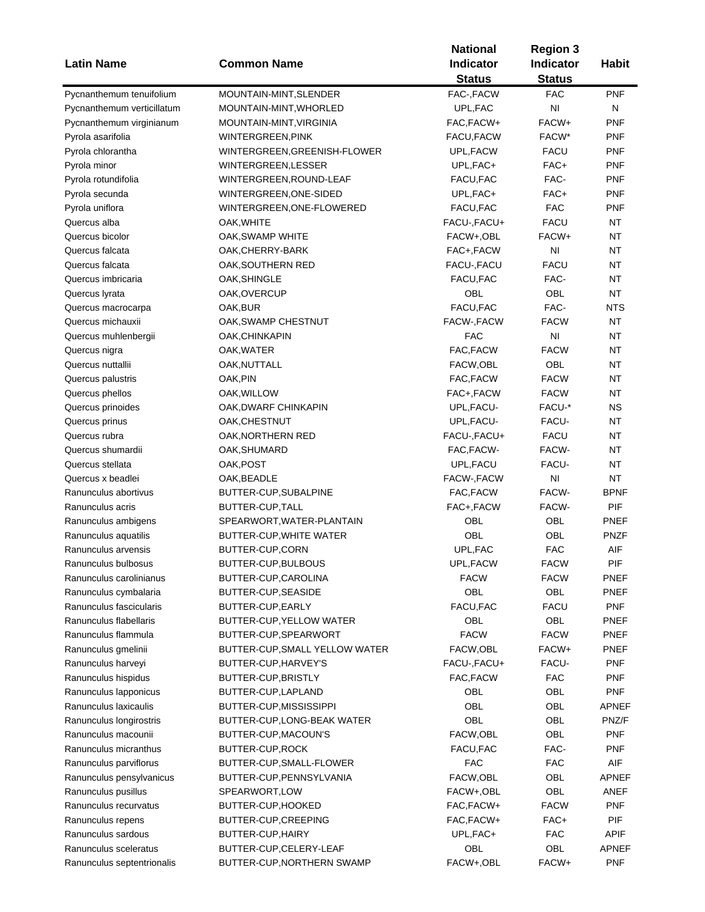| Latin Name | Common Name | National Indicator Status | Region 3 Indicator Status | Habit |
|---|---|---|---|---|
| Pycnanthemum tenuifolium | MOUNTAIN-MINT,SLENDER | FAC-,FACW | FAC | PNF |
| Pycnanthemum verticillatum | MOUNTAIN-MINT,WHORLED | UPL,FAC | NI | N |
| Pycnanthemum virginianum | MOUNTAIN-MINT,VIRGINIA | FAC,FACW+ | FACW+ | PNF |
| Pyrola asarifolia | WINTERGREEN,PINK | FACU,FACW | FACW* | PNF |
| Pyrola chlorantha | WINTERGREEN,GREENISH-FLOWER | UPL,FACW | FACU | PNF |
| Pyrola minor | WINTERGREEN,LESSER | UPL,FAC+ | FAC+ | PNF |
| Pyrola rotundifolia | WINTERGREEN,ROUND-LEAF | FACU,FAC | FAC- | PNF |
| Pyrola secunda | WINTERGREEN,ONE-SIDED | UPL,FAC+ | FAC+ | PNF |
| Pyrola uniflora | WINTERGREEN,ONE-FLOWERED | FACU,FAC | FAC | PNF |
| Quercus alba | OAK,WHITE | FACU-,FACU+ | FACU | NT |
| Quercus bicolor | OAK,SWAMP WHITE | FACW+,OBL | FACW+ | NT |
| Quercus falcata | OAK,CHERRY-BARK | FAC+,FACW | NI | NT |
| Quercus falcata | OAK,SOUTHERN RED | FACU-,FACU | FACU | NT |
| Quercus imbricaria | OAK,SHINGLE | FACU,FAC | FAC- | NT |
| Quercus lyrata | OAK,OVERCUP | OBL | OBL | NT |
| Quercus macrocarpa | OAK,BUR | FACU,FAC | FAC- | NTS |
| Quercus michauxii | OAK,SWAMP CHESTNUT | FACW-,FACW | FACW | NT |
| Quercus muhlenbergii | OAK,CHINKAPIN | FAC | NI | NT |
| Quercus nigra | OAK,WATER | FAC,FACW | FACW | NT |
| Quercus nuttallii | OAK,NUTTALL | FACW,OBL | OBL | NT |
| Quercus palustris | OAK,PIN | FAC,FACW | FACW | NT |
| Quercus phellos | OAK,WILLOW | FAC+,FACW | FACW | NT |
| Quercus prinoides | OAK,DWARF CHINKAPIN | UPL,FACU- | FACU-* | NS |
| Quercus prinus | OAK,CHESTNUT | UPL,FACU- | FACU- | NT |
| Quercus rubra | OAK,NORTHERN RED | FACU-,FACU+ | FACU | NT |
| Quercus shumardii | OAK,SHUMARD | FAC,FACW- | FACW- | NT |
| Quercus stellata | OAK,POST | UPL,FACU | FACU- | NT |
| Quercus x beadlei | OAK,BEADLE | FACW-,FACW | NI | NT |
| Ranunculus abortivus | BUTTER-CUP,SUBALPINE | FAC,FACW | FACW- | BPNF |
| Ranunculus acris | BUTTER-CUP,TALL | FAC+,FACW | FACW- | PIF |
| Ranunculus ambigens | SPEARWORT,WATER-PLANTAIN | OBL | OBL | PNEF |
| Ranunculus aquatilis | BUTTER-CUP,WHITE WATER | OBL | OBL | PNZF |
| Ranunculus arvensis | BUTTER-CUP,CORN | UPL,FAC | FAC | AIF |
| Ranunculus bulbosus | BUTTER-CUP,BULBOUS | UPL,FACW | FACW | PIF |
| Ranunculus carolinianus | BUTTER-CUP,CAROLINA | FACW | FACW | PNEF |
| Ranunculus cymbalaria | BUTTER-CUP,SEASIDE | OBL | OBL | PNEF |
| Ranunculus fascicularis | BUTTER-CUP,EARLY | FACU,FAC | FACU | PNF |
| Ranunculus flabellaris | BUTTER-CUP,YELLOW WATER | OBL | OBL | PNEF |
| Ranunculus flammula | BUTTER-CUP,SPEARWORT | FACW | FACW | PNEF |
| Ranunculus gmelinii | BUTTER-CUP,SMALL YELLOW WATER | FACW,OBL | FACW+ | PNEF |
| Ranunculus harveyi | BUTTER-CUP,HARVEY'S | FACU-,FACU+ | FACU- | PNF |
| Ranunculus hispidus | BUTTER-CUP,BRISTLY | FAC,FACW | FAC | PNF |
| Ranunculus lapponicus | BUTTER-CUP,LAPLAND | OBL | OBL | PNF |
| Ranunculus laxicaulis | BUTTER-CUP,MISSISSIPPI | OBL | OBL | APNEF |
| Ranunculus longirostris | BUTTER-CUP,LONG-BEAK WATER | OBL | OBL | PNZ/F |
| Ranunculus macounii | BUTTER-CUP,MACOUN'S | FACW,OBL | OBL | PNF |
| Ranunculus micranthus | BUTTER-CUP,ROCK | FACU,FAC | FAC- | PNF |
| Ranunculus parviflorus | BUTTER-CUP,SMALL-FLOWER | FAC | FAC | AIF |
| Ranunculus pensylvanicus | BUTTER-CUP,PENNSYLVANIA | FACW,OBL | OBL | APNEF |
| Ranunculus pusillus | SPEARWORT,LOW | FACW+,OBL | OBL | ANEF |
| Ranunculus recurvatus | BUTTER-CUP,HOOKED | FAC,FACW+ | FACW | PNF |
| Ranunculus repens | BUTTER-CUP,CREEPING | FAC,FACW+ | FAC+ | PIF |
| Ranunculus sardous | BUTTER-CUP,HAIRY | UPL,FAC+ | FAC | APIF |
| Ranunculus sceleratus | BUTTER-CUP,CELERY-LEAF | OBL | OBL | APNEF |
| Ranunculus septentrionalis | BUTTER-CUP,NORTHERN SWAMP | FACW+,OBL | FACW+ | PNF |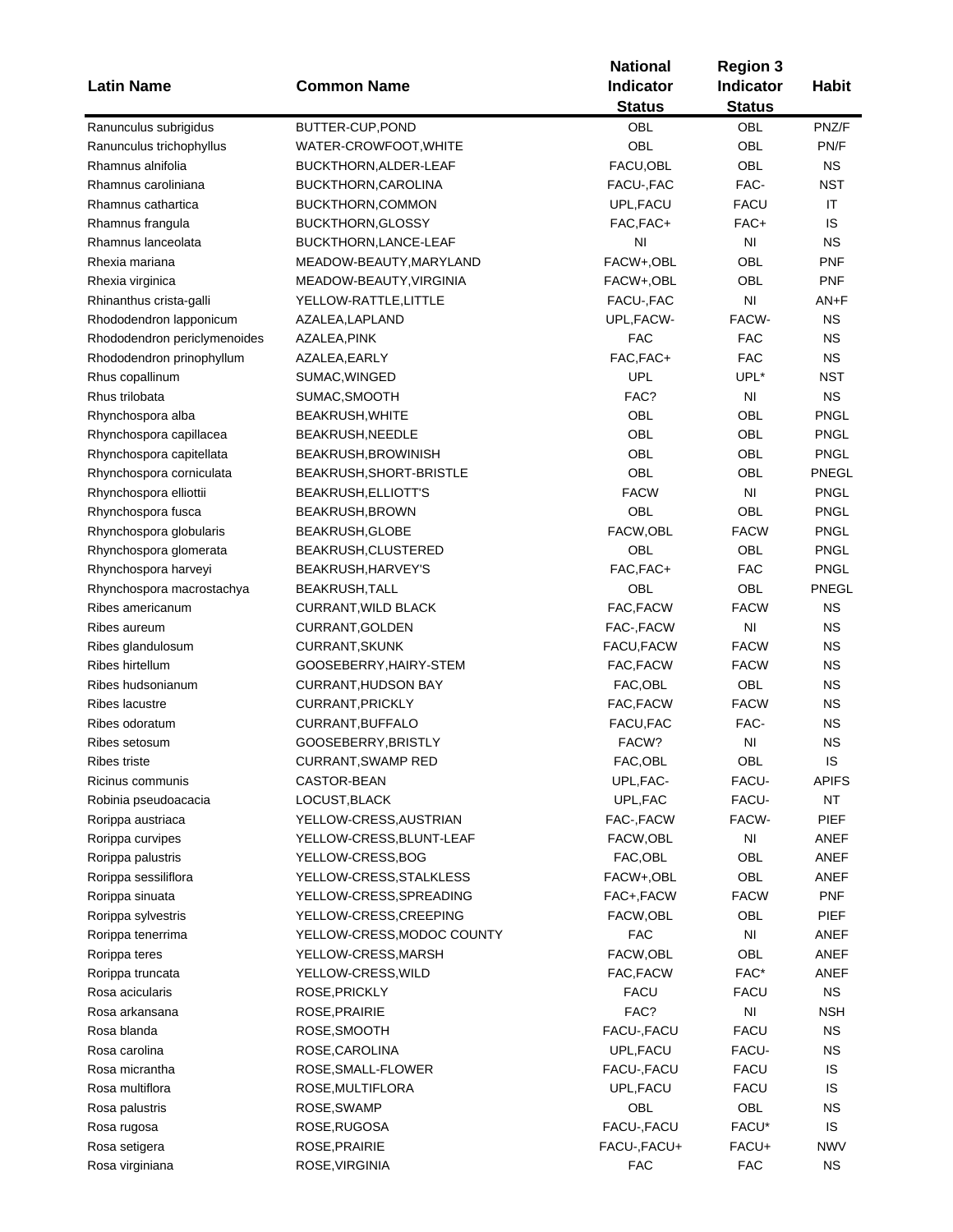| Latin Name | Common Name | National Indicator Status | Region 3 Indicator Status | Habit |
|---|---|---|---|---|
| Ranunculus subrigidus | BUTTER-CUP,POND | OBL | OBL | PNZ/F |
| Ranunculus trichophyllus | WATER-CROWFOOT,WHITE | OBL | OBL | PN/F |
| Rhamnus alnifolia | BUCKTHORN,ALDER-LEAF | FACU,OBL | OBL | NS |
| Rhamnus caroliniana | BUCKTHORN,CAROLINA | FACU-,FAC | FAC- | NST |
| Rhamnus cathartica | BUCKTHORN,COMMON | UPL,FACU | FACU | IT |
| Rhamnus frangula | BUCKTHORN,GLOSSY | FAC,FAC+ | FAC+ | IS |
| Rhamnus lanceolata | BUCKTHORN,LANCE-LEAF | NI | NI | NS |
| Rhexia mariana | MEADOW-BEAUTY,MARYLAND | FACW+,OBL | OBL | PNF |
| Rhexia virginica | MEADOW-BEAUTY,VIRGINIA | FACW+,OBL | OBL | PNF |
| Rhinanthus crista-galli | YELLOW-RATTLE,LITTLE | FACU-,FAC | NI | AN+F |
| Rhododendron lapponicum | AZALEA,LAPLAND | UPL,FACW- | FACW- | NS |
| Rhododendron periclymenoides | AZALEA,PINK | FAC | FAC | NS |
| Rhododendron prinophyllum | AZALEA,EARLY | FAC,FAC+ | FAC | NS |
| Rhus copallinum | SUMAC,WINGED | UPL | UPL* | NST |
| Rhus trilobata | SUMAC,SMOOTH | FAC? | NI | NS |
| Rhynchospora alba | BEAKRUSH,WHITE | OBL | OBL | PNGL |
| Rhynchospora capillacea | BEAKRUSH,NEEDLE | OBL | OBL | PNGL |
| Rhynchospora capitellata | BEAKRUSH,BROWINISH | OBL | OBL | PNGL |
| Rhynchospora corniculata | BEAKRUSH,SHORT-BRISTLE | OBL | OBL | PNEGL |
| Rhynchospora elliottii | BEAKRUSH,ELLIOTT'S | FACW | NI | PNGL |
| Rhynchospora fusca | BEAKRUSH,BROWN | OBL | OBL | PNGL |
| Rhynchospora globularis | BEAKRUSH,GLOBE | FACW,OBL | FACW | PNGL |
| Rhynchospora glomerata | BEAKRUSH,CLUSTERED | OBL | OBL | PNGL |
| Rhynchospora harveyi | BEAKRUSH,HARVEY'S | FAC,FAC+ | FAC | PNGL |
| Rhynchospora macrostachya | BEAKRUSH,TALL | OBL | OBL | PNEGL |
| Ribes americanum | CURRANT,WILD BLACK | FAC,FACW | FACW | NS |
| Ribes aureum | CURRANT,GOLDEN | FAC-,FACW | NI | NS |
| Ribes glandulosum | CURRANT,SKUNK | FACU,FACW | FACW | NS |
| Ribes hirtellum | GOOSEBERRY,HAIRY-STEM | FAC,FACW | FACW | NS |
| Ribes hudsonianum | CURRANT,HUDSON BAY | FAC,OBL | OBL | NS |
| Ribes lacustre | CURRANT,PRICKLY | FAC,FACW | FACW | NS |
| Ribes odoratum | CURRANT,BUFFALO | FACU,FAC | FAC- | NS |
| Ribes setosum | GOOSEBERRY,BRISTLY | FACW? | NI | NS |
| Ribes triste | CURRANT,SWAMP RED | FAC,OBL | OBL | IS |
| Ricinus communis | CASTOR-BEAN | UPL,FAC- | FACU- | APIFS |
| Robinia pseudoacacia | LOCUST,BLACK | UPL,FAC | FACU- | NT |
| Rorippa austriaca | YELLOW-CRESS,AUSTRIAN | FAC-,FACW | FACW- | PIEF |
| Rorippa curvipes | YELLOW-CRESS,BLUNT-LEAF | FACW,OBL | NI | ANEF |
| Rorippa palustris | YELLOW-CRESS,BOG | FAC,OBL | OBL | ANEF |
| Rorippa sessiliflora | YELLOW-CRESS,STALKLESS | FACW+,OBL | OBL | ANEF |
| Rorippa sinuata | YELLOW-CRESS,SPREADING | FAC+,FACW | FACW | PNF |
| Rorippa sylvestris | YELLOW-CRESS,CREEPING | FACW,OBL | OBL | PIEF |
| Rorippa tenerrima | YELLOW-CRESS,MODOC COUNTY | FAC | NI | ANEF |
| Rorippa teres | YELLOW-CRESS,MARSH | FACW,OBL | OBL | ANEF |
| Rorippa truncata | YELLOW-CRESS,WILD | FAC,FACW | FAC* | ANEF |
| Rosa acicularis | ROSE,PRICKLY | FACU | FACU | NS |
| Rosa arkansana | ROSE,PRAIRIE | FAC? | NI | NSH |
| Rosa blanda | ROSE,SMOOTH | FACU-,FACU | FACU | NS |
| Rosa carolina | ROSE,CAROLINA | UPL,FACU | FACU- | NS |
| Rosa micrantha | ROSE,SMALL-FLOWER | FACU-,FACU | FACU | IS |
| Rosa multiflora | ROSE,MULTIFLORA | UPL,FACU | FACU | IS |
| Rosa palustris | ROSE,SWAMP | OBL | OBL | NS |
| Rosa rugosa | ROSE,RUGOSA | FACU-,FACU | FACU* | IS |
| Rosa setigera | ROSE,PRAIRIE | FACU-,FACU+ | FACU+ | NWV |
| Rosa virginiana | ROSE,VIRGINIA | FAC | FAC | NS |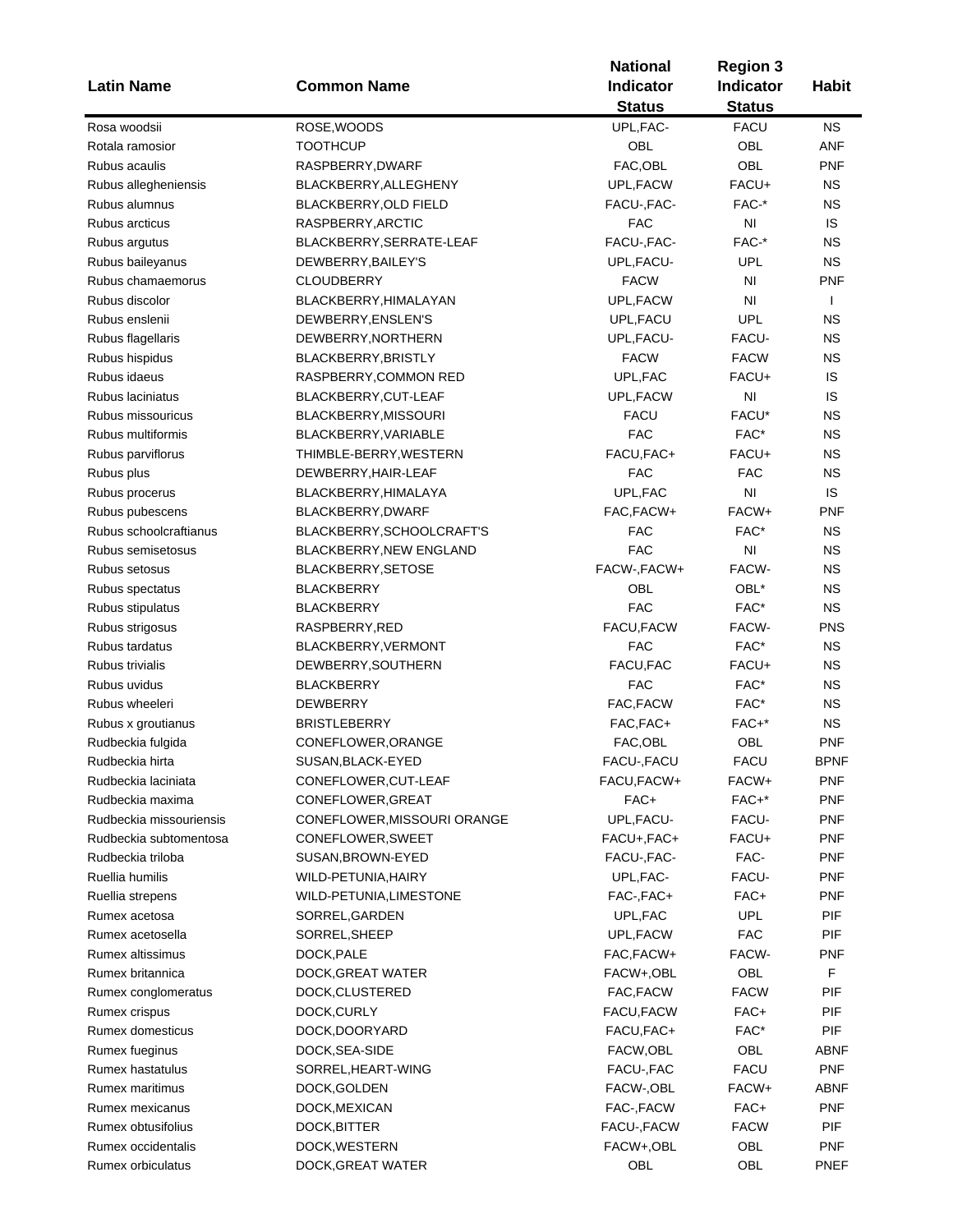| Latin Name | Common Name | National Indicator Status | Region 3 Indicator Status | Habit |
|---|---|---|---|---|
| Rosa woodsii | ROSE,WOODS | UPL,FAC- | FACU | NS |
| Rotala ramosior | TOOTHCUP | OBL | OBL | ANF |
| Rubus acaulis | RASPBERRY,DWARF | FAC,OBL | OBL | PNF |
| Rubus allegheniensis | BLACKBERRY,ALLEGHENY | UPL,FACW | FACU+ | NS |
| Rubus alumnus | BLACKBERRY,OLD FIELD | FACU-,FAC- | FAC-* | NS |
| Rubus arcticus | RASPBERRY,ARCTIC | FAC | NI | IS |
| Rubus argutus | BLACKBERRY,SERRATE-LEAF | FACU-,FAC- | FAC-* | NS |
| Rubus baileyanus | DEWBERRY,BAILEY'S | UPL,FACU- | UPL | NS |
| Rubus chamaemorus | CLOUDBERRY | FACW | NI | PNF |
| Rubus discolor | BLACKBERRY,HIMALAYAN | UPL,FACW | NI | I |
| Rubus enslenii | DEWBERRY,ENSLEN'S | UPL,FACU | UPL | NS |
| Rubus flagellaris | DEWBERRY,NORTHERN | UPL,FACU- | FACU- | NS |
| Rubus hispidus | BLACKBERRY,BRISTLY | FACW | FACW | NS |
| Rubus idaeus | RASPBERRY,COMMON RED | UPL,FAC | FACU+ | IS |
| Rubus laciniatus | BLACKBERRY,CUT-LEAF | UPL,FACW | NI | IS |
| Rubus missouricus | BLACKBERRY,MISSOURI | FACU | FACU* | NS |
| Rubus multiformis | BLACKBERRY,VARIABLE | FAC | FAC* | NS |
| Rubus parviflorus | THIMBLE-BERRY,WESTERN | FACU,FAC+ | FACU+ | NS |
| Rubus plus | DEWBERRY,HAIR-LEAF | FAC | FAC | NS |
| Rubus procerus | BLACKBERRY,HIMALAYA | UPL,FAC | NI | IS |
| Rubus pubescens | BLACKBERRY,DWARF | FAC,FACW+ | FACW+ | PNF |
| Rubus schoolcraftianus | BLACKBERRY,SCHOOLCRAFT'S | FAC | FAC* | NS |
| Rubus semisetosus | BLACKBERRY,NEW ENGLAND | FAC | NI | NS |
| Rubus setosus | BLACKBERRY,SETOSE | FACW-,FACW+ | FACW- | NS |
| Rubus spectatus | BLACKBERRY | OBL | OBL* | NS |
| Rubus stipulatus | BLACKBERRY | FAC | FAC* | NS |
| Rubus strigosus | RASPBERRY,RED | FACU,FACW | FACW- | PNS |
| Rubus tardatus | BLACKBERRY,VERMONT | FAC | FAC* | NS |
| Rubus trivialis | DEWBERRY,SOUTHERN | FACU,FAC | FACU+ | NS |
| Rubus uvidus | BLACKBERRY | FAC | FAC* | NS |
| Rubus wheeleri | DEWBERRY | FAC,FACW | FAC* | NS |
| Rubus x groutianus | BRISTLEBERRY | FAC,FAC+ | FAC+* | NS |
| Rudbeckia fulgida | CONEFLOWER,ORANGE | FAC,OBL | OBL | PNF |
| Rudbeckia hirta | SUSAN,BLACK-EYED | FACU-,FACU | FACU | BPNF |
| Rudbeckia laciniata | CONEFLOWER,CUT-LEAF | FACU,FACW+ | FACW+ | PNF |
| Rudbeckia maxima | CONEFLOWER,GREAT | FAC+ | FAC+* | PNF |
| Rudbeckia missouriensis | CONEFLOWER,MISSOURI ORANGE | UPL,FACU- | FACU- | PNF |
| Rudbeckia subtomentosa | CONEFLOWER,SWEET | FACU+,FAC+ | FACU+ | PNF |
| Rudbeckia triloba | SUSAN,BROWN-EYED | FACU-,FAC- | FAC- | PNF |
| Ruellia humilis | WILD-PETUNIA,HAIRY | UPL,FAC- | FACU- | PNF |
| Ruellia strepens | WILD-PETUNIA,LIMESTONE | FAC-,FAC+ | FAC+ | PNF |
| Rumex acetosa | SORREL,GARDEN | UPL,FAC | UPL | PIF |
| Rumex acetosella | SORREL,SHEEP | UPL,FACW | FAC | PIF |
| Rumex altissimus | DOCK,PALE | FAC,FACW+ | FACW- | PNF |
| Rumex britannica | DOCK,GREAT WATER | FACW+,OBL | OBL | F |
| Rumex conglomeratus | DOCK,CLUSTERED | FAC,FACW | FACW | PIF |
| Rumex crispus | DOCK,CURLY | FACU,FACW | FAC+ | PIF |
| Rumex domesticus | DOCK,DOORYARD | FACU,FAC+ | FAC* | PIF |
| Rumex fueginus | DOCK,SEA-SIDE | FACW,OBL | OBL | ABNF |
| Rumex hastatulus | SORREL,HEART-WING | FACU-,FAC | FACU | PNF |
| Rumex maritimus | DOCK,GOLDEN | FACW-,OBL | FACW+ | ABNF |
| Rumex mexicanus | DOCK,MEXICAN | FAC-,FACW | FAC+ | PNF |
| Rumex obtusifolius | DOCK,BITTER | FACU-,FACW | FACW | PIF |
| Rumex occidentalis | DOCK,WESTERN | FACW+,OBL | OBL | PNF |
| Rumex orbiculatus | DOCK,GREAT WATER | OBL | OBL | PNEF |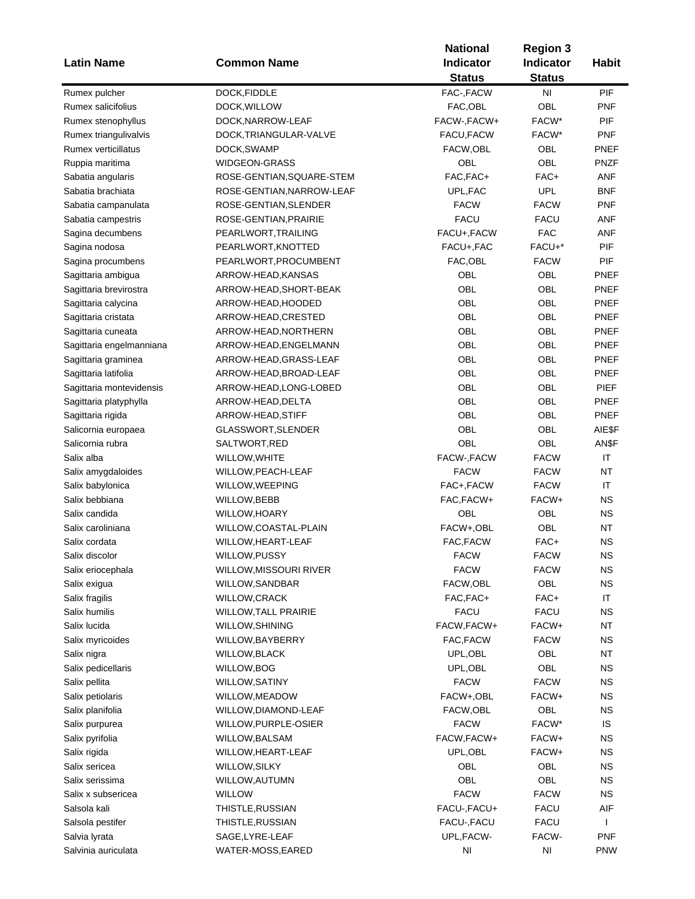| Latin Name | Common Name | National Indicator Status | Region 3 Indicator Status | Habit |
|---|---|---|---|---|
| Rumex pulcher | DOCK,FIDDLE | FAC-,FACW | NI | PIF |
| Rumex salicifolius | DOCK,WILLOW | FAC,OBL | OBL | PNF |
| Rumex stenophyllus | DOCK,NARROW-LEAF | FACW-,FACW+ | FACW* | PIF |
| Rumex triangulivalvis | DOCK,TRIANGULAR-VALVE | FACU,FACW | FACW* | PNF |
| Rumex verticillatus | DOCK,SWAMP | FACW,OBL | OBL | PNEF |
| Ruppia maritima | WIDGEON-GRASS | OBL | OBL | PNZF |
| Sabatia angularis | ROSE-GENTIAN,SQUARE-STEM | FAC,FAC+ | FAC+ | ANF |
| Sabatia brachiata | ROSE-GENTIAN,NARROW-LEAF | UPL,FAC | UPL | BNF |
| Sabatia campanulata | ROSE-GENTIAN,SLENDER | FACW | FACW | PNF |
| Sabatia campestris | ROSE-GENTIAN,PRAIRIE | FACU | FACU | ANF |
| Sagina decumbens | PEARLWORT,TRAILING | FACU+,FACW | FAC | ANF |
| Sagina nodosa | PEARLWORT,KNOTTED | FACU+,FAC | FACU+* | PIF |
| Sagina procumbens | PEARLWORT,PROCUMBENT | FAC,OBL | FACW | PIF |
| Sagittaria ambigua | ARROW-HEAD,KANSAS | OBL | OBL | PNEF |
| Sagittaria brevirostra | ARROW-HEAD,SHORT-BEAK | OBL | OBL | PNEF |
| Sagittaria calycina | ARROW-HEAD,HOODED | OBL | OBL | PNEF |
| Sagittaria cristata | ARROW-HEAD,CRESTED | OBL | OBL | PNEF |
| Sagittaria cuneata | ARROW-HEAD,NORTHERN | OBL | OBL | PNEF |
| Sagittaria engelmanniana | ARROW-HEAD,ENGELMANN | OBL | OBL | PNEF |
| Sagittaria graminea | ARROW-HEAD,GRASS-LEAF | OBL | OBL | PNEF |
| Sagittaria latifolia | ARROW-HEAD,BROAD-LEAF | OBL | OBL | PNEF |
| Sagittaria montevidensis | ARROW-HEAD,LONG-LOBED | OBL | OBL | PIEF |
| Sagittaria platyphylla | ARROW-HEAD,DELTA | OBL | OBL | PNEF |
| Sagittaria rigida | ARROW-HEAD,STIFF | OBL | OBL | PNEF |
| Salicornia europaea | GLASSWORT,SLENDER | OBL | OBL | AIE$F |
| Salicornia rubra | SALTWORT,RED | OBL | OBL | AN$F |
| Salix alba | WILLOW,WHITE | FACW-,FACW | FACW | IT |
| Salix amygdaloides | WILLOW,PEACH-LEAF | FACW | FACW | NT |
| Salix babylonica | WILLOW,WEEPING | FAC+,FACW | FACW | IT |
| Salix bebbiana | WILLOW,BEBB | FAC,FACW+ | FACW+ | NS |
| Salix candida | WILLOW,HOARY | OBL | OBL | NS |
| Salix caroliniana | WILLOW,COASTAL-PLAIN | FACW+,OBL | OBL | NT |
| Salix cordata | WILLOW,HEART-LEAF | FAC,FACW | FAC+ | NS |
| Salix discolor | WILLOW,PUSSY | FACW | FACW | NS |
| Salix eriocephala | WILLOW,MISSOURI RIVER | FACW | FACW | NS |
| Salix exigua | WILLOW,SANDBAR | FACW,OBL | OBL | NS |
| Salix fragilis | WILLOW,CRACK | FAC,FAC+ | FAC+ | IT |
| Salix humilis | WILLOW,TALL PRAIRIE | FACU | FACU | NS |
| Salix lucida | WILLOW,SHINING | FACW,FACW+ | FACW+ | NT |
| Salix myricoides | WILLOW,BAYBERRY | FAC,FACW | FACW | NS |
| Salix nigra | WILLOW,BLACK | UPL,OBL | OBL | NT |
| Salix pedicellaris | WILLOW,BOG | UPL,OBL | OBL | NS |
| Salix pellita | WILLOW,SATINY | FACW | FACW | NS |
| Salix petiolaris | WILLOW,MEADOW | FACW+,OBL | FACW+ | NS |
| Salix planifolia | WILLOW,DIAMOND-LEAF | FACW,OBL | OBL | NS |
| Salix purpurea | WILLOW,PURPLE-OSIER | FACW | FACW* | IS |
| Salix pyrifolia | WILLOW,BALSAM | FACW,FACW+ | FACW+ | NS |
| Salix rigida | WILLOW,HEART-LEAF | UPL,OBL | FACW+ | NS |
| Salix sericea | WILLOW,SILKY | OBL | OBL | NS |
| Salix serissima | WILLOW,AUTUMN | OBL | OBL | NS |
| Salix x subsericea | WILLOW | FACW | FACW | NS |
| Salsola kali | THISTLE,RUSSIAN | FACU-,FACU+ | FACU | AIF |
| Salsola pestifer | THISTLE,RUSSIAN | FACU-,FACU | FACU | I |
| Salvia lyrata | SAGE,LYRE-LEAF | UPL,FACW- | FACW- | PNF |
| Salvinia auriculata | WATER-MOSS,EARED | NI | NI | PNW |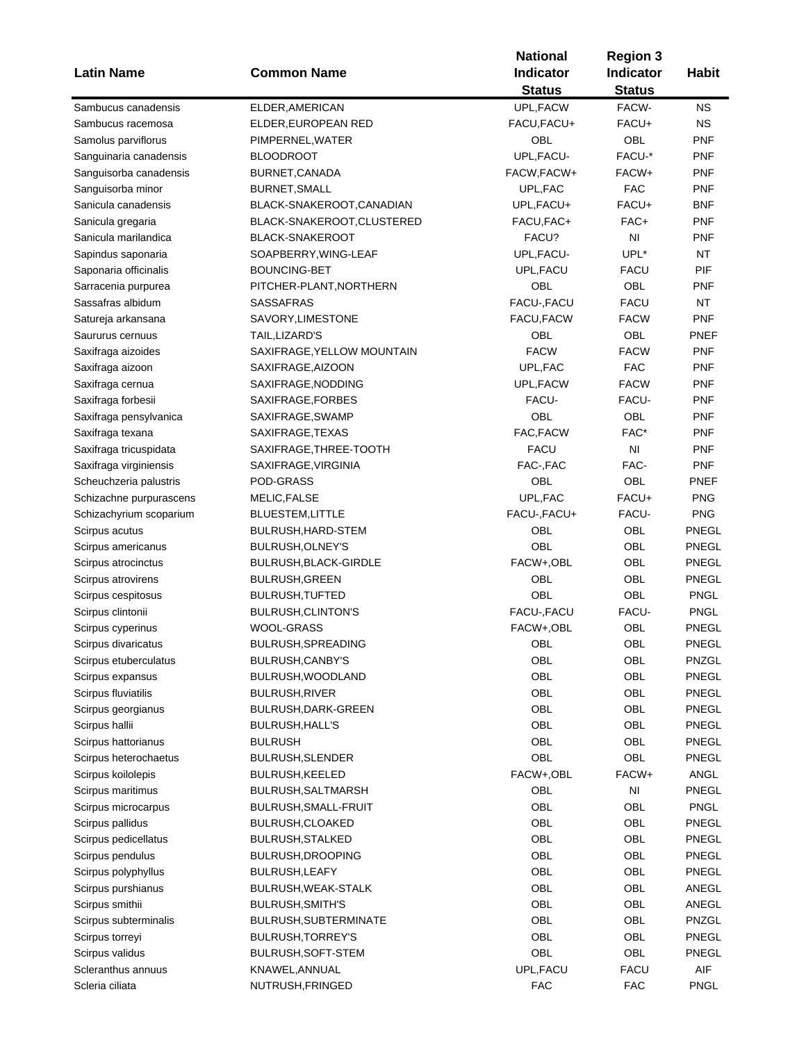| Latin Name | Common Name | National Indicator Status | Region 3 Indicator Status | Habit |
|---|---|---|---|---|
| Sambucus canadensis | ELDER,AMERICAN | UPL,FACW | FACW- | NS |
| Sambucus racemosa | ELDER,EUROPEAN RED | FACU,FACU+ | FACU+ | NS |
| Samolus parviflorus | PIMPERNEL,WATER | OBL | OBL | PNF |
| Sanguinaria canadensis | BLOODROOT | UPL,FACU- | FACU-* | PNF |
| Sanguisorba canadensis | BURNET,CANADA | FACW,FACW+ | FACW+ | PNF |
| Sanguisorba minor | BURNET,SMALL | UPL,FAC | FAC | PNF |
| Sanicula canadensis | BLACK-SNAKEROOT,CANADIAN | UPL,FACU+ | FACU+ | BNF |
| Sanicula gregaria | BLACK-SNAKEROOT,CLUSTERED | FACU,FAC+ | FAC+ | PNF |
| Sanicula marilandica | BLACK-SNAKEROOT | FACU? | NI | PNF |
| Sapindus saponaria | SOAPBERRY,WING-LEAF | UPL,FACU- | UPL* | NT |
| Saponaria officinalis | BOUNCING-BET | UPL,FACU | FACU | PIF |
| Sarracenia purpurea | PITCHER-PLANT,NORTHERN | OBL | OBL | PNF |
| Sassafras albidum | SASSAFRAS | FACU-,FACU | FACU | NT |
| Satureja arkansana | SAVORY,LIMESTONE | FACU,FACW | FACW | PNF |
| Saururus cernuus | TAIL,LIZARD'S | OBL | OBL | PNEF |
| Saxifraga aizoides | SAXIFRAGE,YELLOW MOUNTAIN | FACW | FACW | PNF |
| Saxifraga aizoon | SAXIFRAGE,AIZOON | UPL,FAC | FAC | PNF |
| Saxifraga cernua | SAXIFRAGE,NODDING | UPL,FACW | FACW | PNF |
| Saxifraga forbesii | SAXIFRAGE,FORBES | FACU- | FACU- | PNF |
| Saxifraga pensylvanica | SAXIFRAGE,SWAMP | OBL | OBL | PNF |
| Saxifraga texana | SAXIFRAGE,TEXAS | FAC,FACW | FAC* | PNF |
| Saxifraga tricuspidata | SAXIFRAGE,THREE-TOOTH | FACU | NI | PNF |
| Saxifraga virginiensis | SAXIFRAGE,VIRGINIA | FAC-,FAC | FAC- | PNF |
| Scheuchzeria palustris | POD-GRASS | OBL | OBL | PNEF |
| Schizachne purpurascens | MELIC,FALSE | UPL,FAC | FACU+ | PNG |
| Schizachyrium scoparium | BLUESTEM,LITTLE | FACU-,FACU+ | FACU- | PNG |
| Scirpus acutus | BULRUSH,HARD-STEM | OBL | OBL | PNEGL |
| Scirpus americanus | BULRUSH,OLNEY'S | OBL | OBL | PNEGL |
| Scirpus atrocinctus | BULRUSH,BLACK-GIRDLE | FACW+,OBL | OBL | PNEGL |
| Scirpus atrovirens | BULRUSH,GREEN | OBL | OBL | PNEGL |
| Scirpus cespitosus | BULRUSH,TUFTED | OBL | OBL | PNGL |
| Scirpus clintonii | BULRUSH,CLINTON'S | FACU-,FACU | FACU- | PNGL |
| Scirpus cyperinus | WOOL-GRASS | FACW+,OBL | OBL | PNEGL |
| Scirpus divaricatus | BULRUSH,SPREADING | OBL | OBL | PNEGL |
| Scirpus etuberculatus | BULRUSH,CANBY'S | OBL | OBL | PNZGL |
| Scirpus expansus | BULRUSH,WOODLAND | OBL | OBL | PNEGL |
| Scirpus fluviatilis | BULRUSH,RIVER | OBL | OBL | PNEGL |
| Scirpus georgianus | BULRUSH,DARK-GREEN | OBL | OBL | PNEGL |
| Scirpus hallii | BULRUSH,HALL'S | OBL | OBL | PNEGL |
| Scirpus hattorianus | BULRUSH | OBL | OBL | PNEGL |
| Scirpus heterochaetus | BULRUSH,SLENDER | OBL | OBL | PNEGL |
| Scirpus koilolepis | BULRUSH,KEELED | FACW+,OBL | FACW+ | ANGL |
| Scirpus maritimus | BULRUSH,SALTMARSH | OBL | NI | PNEGL |
| Scirpus microcarpus | BULRUSH,SMALL-FRUIT | OBL | OBL | PNGL |
| Scirpus pallidus | BULRUSH,CLOAKED | OBL | OBL | PNEGL |
| Scirpus pedicellatus | BULRUSH,STALKED | OBL | OBL | PNEGL |
| Scirpus pendulus | BULRUSH,DROOPING | OBL | OBL | PNEGL |
| Scirpus polyphyllus | BULRUSH,LEAFY | OBL | OBL | PNEGL |
| Scirpus purshianus | BULRUSH,WEAK-STALK | OBL | OBL | ANEGL |
| Scirpus smithii | BULRUSH,SMITH'S | OBL | OBL | ANEGL |
| Scirpus subterminalis | BULRUSH,SUBTERMINATE | OBL | OBL | PNZGL |
| Scirpus torreyi | BULRUSH,TORREY'S | OBL | OBL | PNEGL |
| Scirpus validus | BULRUSH,SOFT-STEM | OBL | OBL | PNEGL |
| Scleranthus annuus | KNAWEL,ANNUAL | UPL,FACU | FACU | AIF |
| Scleria ciliata | NUTRUSH,FRINGED | FAC | FAC | PNGL |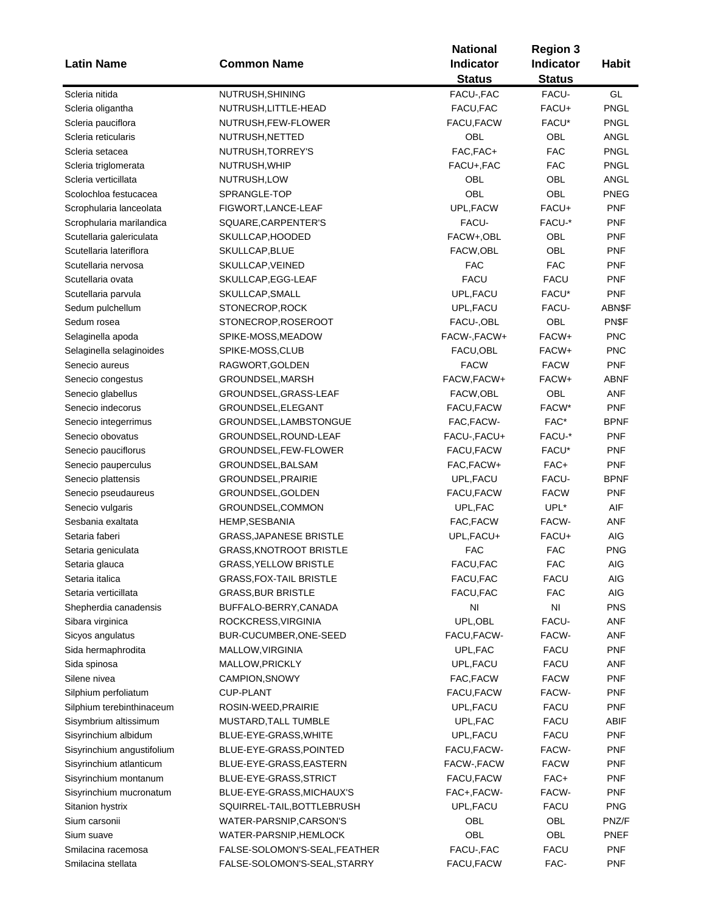| Latin Name | Common Name | National Indicator Status | Region 3 Indicator Status | Habit |
|---|---|---|---|---|
| Scleria nitida | NUTRUSH,SHINING | FACU-,FAC | FACU- | GL |
| Scleria oligantha | NUTRUSH,LITTLE-HEAD | FACU,FAC | FACU+ | PNGL |
| Scleria pauciflora | NUTRUSH,FEW-FLOWER | FACU,FACW | FACU* | PNGL |
| Scleria reticularis | NUTRUSH,NETTED | OBL | OBL | ANGL |
| Scleria setacea | NUTRUSH,TORREY'S | FAC,FAC+ | FAC | PNGL |
| Scleria triglomerata | NUTRUSH,WHIP | FACU+,FAC | FAC | PNGL |
| Scleria verticillata | NUTRUSH,LOW | OBL | OBL | ANGL |
| Scolochloa festucacea | SPRANGLE-TOP | OBL | OBL | PNEG |
| Scrophularia lanceolata | FIGWORT,LANCE-LEAF | UPL,FACW | FACU+ | PNF |
| Scrophularia marilandica | SQUARE,CARPENTER'S | FACU- | FACU-* | PNF |
| Scutellaria galericulata | SKULLCAP,HOODED | FACW+,OBL | OBL | PNF |
| Scutellaria lateriflora | SKULLCAP,BLUE | FACW,OBL | OBL | PNF |
| Scutellaria nervosa | SKULLCAP,VEINED | FAC | FAC | PNF |
| Scutellaria ovata | SKULLCAP,EGG-LEAF | FACU | FACU | PNF |
| Scutellaria parvula | SKULLCAP,SMALL | UPL,FACU | FACU* | PNF |
| Sedum pulchellum | STONECROP,ROCK | UPL,FACU | FACU- | ABN$F |
| Sedum rosea | STONECROP,ROSEROOT | FACU-,OBL | OBL | PN$F |
| Selaginella apoda | SPIKE-MOSS,MEADOW | FACW-,FACW+ | FACW+ | PNC |
| Selaginella selaginoides | SPIKE-MOSS,CLUB | FACU,OBL | FACW+ | PNC |
| Senecio aureus | RAGWORT,GOLDEN | FACW | FACW | PNF |
| Senecio congestus | GROUNDSEL,MARSH | FACW,FACW+ | FACW+ | ABNF |
| Senecio glabellus | GROUNDSEL,GRASS-LEAF | FACW,OBL | OBL | ANF |
| Senecio indecorus | GROUNDSEL,ELEGANT | FACU,FACW | FACW* | PNF |
| Senecio integerrimus | GROUNDSEL,LAMBSTONGUE | FAC,FACW- | FAC* | BPNF |
| Senecio obovatus | GROUNDSEL,ROUND-LEAF | FACU-,FACU+ | FACU-* | PNF |
| Senecio pauciflorus | GROUNDSEL,FEW-FLOWER | FACU,FACW | FACU* | PNF |
| Senecio pauperculus | GROUNDSEL,BALSAM | FAC,FACW+ | FAC+ | PNF |
| Senecio plattensis | GROUNDSEL,PRAIRIE | UPL,FACU | FACU- | BPNF |
| Senecio pseudaureus | GROUNDSEL,GOLDEN | FACU,FACW | FACW | PNF |
| Senecio vulgaris | GROUNDSEL,COMMON | UPL,FAC | UPL* | AIF |
| Sesbania exaltata | HEMP,SESBANIA | FAC,FACW | FACW- | ANF |
| Setaria faberi | GRASS,JAPANESE BRISTLE | UPL,FACU+ | FACU+ | AIG |
| Setaria geniculata | GRASS,KNOTROOT BRISTLE | FAC | FAC | PNG |
| Setaria glauca | GRASS,YELLOW BRISTLE | FACU,FAC | FAC | AIG |
| Setaria italica | GRASS,FOX-TAIL BRISTLE | FACU,FAC | FACU | AIG |
| Setaria verticillata | GRASS,BUR BRISTLE | FACU,FAC | FAC | AIG |
| Shepherdia canadensis | BUFFALO-BERRY,CANADA | NI | NI | PNS |
| Sibara virginica | ROCKCRESS,VIRGINIA | UPL,OBL | FACU- | ANF |
| Sicyos angulatus | BUR-CUCUMBER,ONE-SEED | FACU,FACW- | FACW- | ANF |
| Sida hermaphrodita | MALLOW,VIRGINIA | UPL,FAC | FACU | PNF |
| Sida spinosa | MALLOW,PRICKLY | UPL,FACU | FACU | ANF |
| Silene nivea | CAMPION,SNOWY | FAC,FACW | FACW | PNF |
| Silphium perfoliatum | CUP-PLANT | FACU,FACW | FACW- | PNF |
| Silphium terebinthinaceum | ROSIN-WEED,PRAIRIE | UPL,FACU | FACU | PNF |
| Sisymbrium altissimum | MUSTARD,TALL TUMBLE | UPL,FAC | FACU | ABIF |
| Sisyrinchium albidum | BLUE-EYE-GRASS,WHITE | UPL,FACU | FACU | PNF |
| Sisyrinchium angustifolium | BLUE-EYE-GRASS,POINTED | FACU,FACW- | FACW- | PNF |
| Sisyrinchium atlanticum | BLUE-EYE-GRASS,EASTERN | FACW-,FACW | FACW | PNF |
| Sisyrinchium montanum | BLUE-EYE-GRASS,STRICT | FACU,FACW | FAC+ | PNF |
| Sisyrinchium mucronatum | BLUE-EYE-GRASS,MICHAUX'S | FAC+,FACW- | FACW- | PNF |
| Sitanion hystrix | SQUIRREL-TAIL,BOTTLEBRUSH | UPL,FACU | FACU | PNG |
| Sium carsonii | WATER-PARSNIP,CARSON'S | OBL | OBL | PNZ/F |
| Sium suave | WATER-PARSNIP,HEMLOCK | OBL | OBL | PNEF |
| Smilacina racemosa | FALSE-SOLOMON'S-SEAL,FEATHER | FACU-,FAC | FACU | PNF |
| Smilacina stellata | FALSE-SOLOMON'S-SEAL,STARRY | FACU,FACW | FAC- | PNF |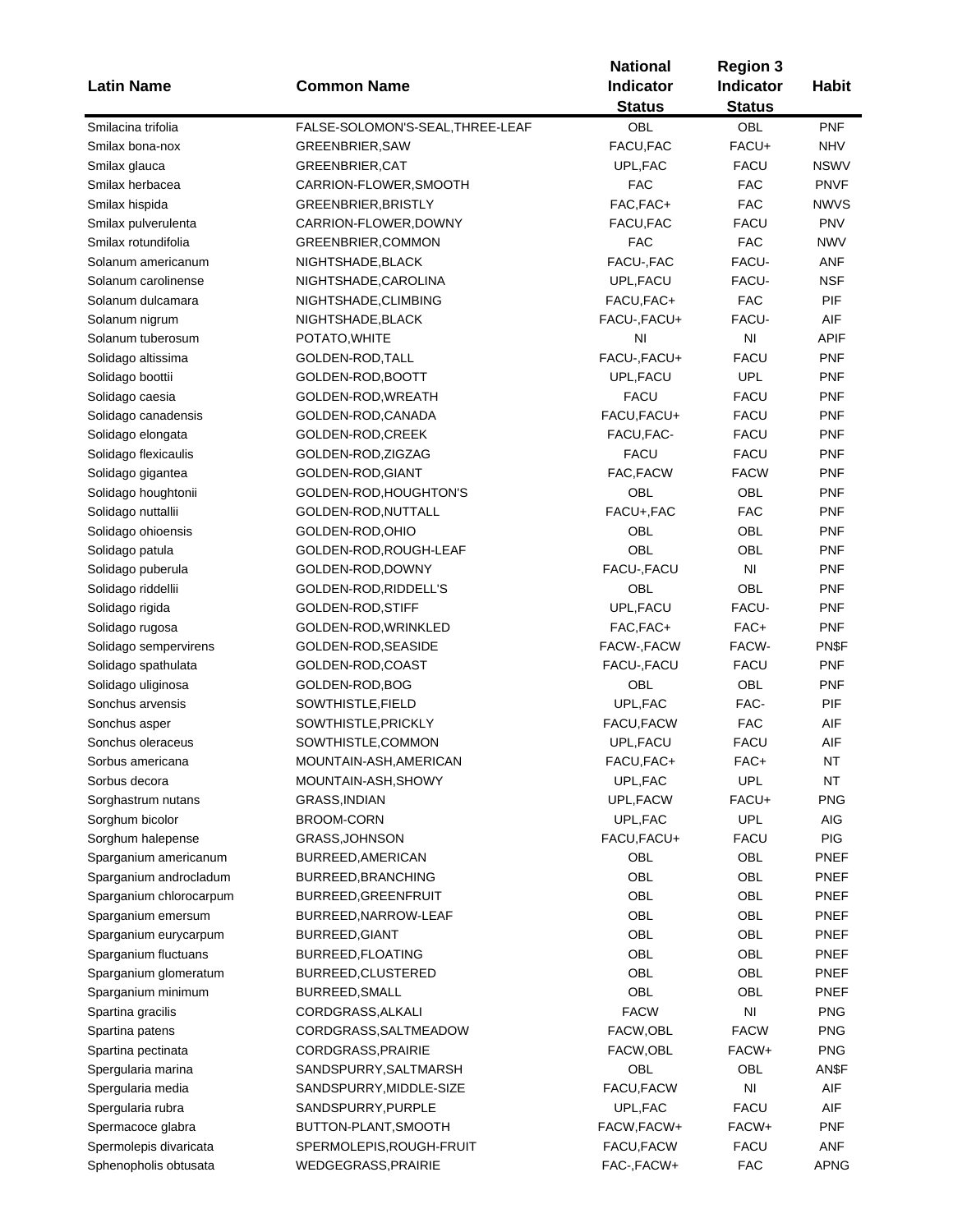| Latin Name | Common Name | National Indicator Status | Region 3 Indicator Status | Habit |
|---|---|---|---|---|
| Smilacina trifolia | FALSE-SOLOMON'S-SEAL,THREE-LEAF | OBL | OBL | PNF |
| Smilax bona-nox | GREENBRIER,SAW | FACU,FAC | FACU+ | NHV |
| Smilax glauca | GREENBRIER,CAT | UPL,FAC | FACU | NSWV |
| Smilax herbacea | CARRION-FLOWER,SMOOTH | FAC | FAC | PNVF |
| Smilax hispida | GREENBRIER,BRISTLY | FAC,FAC+ | FAC | NWVS |
| Smilax pulverulenta | CARRION-FLOWER,DOWNY | FACU,FAC | FACU | PNV |
| Smilax rotundifolia | GREENBRIER,COMMON | FAC | FAC | NWV |
| Solanum americanum | NIGHTSHADE,BLACK | FACU-,FAC | FACU- | ANF |
| Solanum carolinense | NIGHTSHADE,CAROLINA | UPL,FACU | FACU- | NSF |
| Solanum dulcamara | NIGHTSHADE,CLIMBING | FACU,FAC+ | FAC | PIF |
| Solanum nigrum | NIGHTSHADE,BLACK | FACU-,FACU+ | FACU- | AIF |
| Solanum tuberosum | POTATO,WHITE | NI | NI | APIF |
| Solidago altissima | GOLDEN-ROD,TALL | FACU-,FACU+ | FACU | PNF |
| Solidago boottii | GOLDEN-ROD,BOOTT | UPL,FACU | UPL | PNF |
| Solidago caesia | GOLDEN-ROD,WREATH | FACU | FACU | PNF |
| Solidago canadensis | GOLDEN-ROD,CANADA | FACU,FACU+ | FACU | PNF |
| Solidago elongata | GOLDEN-ROD,CREEK | FACU,FAC- | FACU | PNF |
| Solidago flexicaulis | GOLDEN-ROD,ZIGZAG | FACU | FACU | PNF |
| Solidago gigantea | GOLDEN-ROD,GIANT | FAC,FACW | FACW | PNF |
| Solidago houghtonii | GOLDEN-ROD,HOUGHTON'S | OBL | OBL | PNF |
| Solidago nuttallii | GOLDEN-ROD,NUTTALL | FACU+,FAC | FAC | PNF |
| Solidago ohioensis | GOLDEN-ROD,OHIO | OBL | OBL | PNF |
| Solidago patula | GOLDEN-ROD,ROUGH-LEAF | OBL | OBL | PNF |
| Solidago puberula | GOLDEN-ROD,DOWNY | FACU-,FACU | NI | PNF |
| Solidago riddellii | GOLDEN-ROD,RIDDELL'S | OBL | OBL | PNF |
| Solidago rigida | GOLDEN-ROD,STIFF | UPL,FACU | FACU- | PNF |
| Solidago rugosa | GOLDEN-ROD,WRINKLED | FAC,FAC+ | FAC+ | PNF |
| Solidago sempervirens | GOLDEN-ROD,SEASIDE | FACW-,FACW | FACW- | PN$F |
| Solidago spathulata | GOLDEN-ROD,COAST | FACU-,FACU | FACU | PNF |
| Solidago uliginosa | GOLDEN-ROD,BOG | OBL | OBL | PNF |
| Sonchus arvensis | SOWTHISTLE,FIELD | UPL,FAC | FAC- | PIF |
| Sonchus asper | SOWTHISTLE,PRICKLY | FACU,FACW | FAC | AIF |
| Sonchus oleraceus | SOWTHISTLE,COMMON | UPL,FACU | FACU | AIF |
| Sorbus americana | MOUNTAIN-ASH,AMERICAN | FACU,FAC+ | FAC+ | NT |
| Sorbus decora | MOUNTAIN-ASH,SHOWY | UPL,FAC | UPL | NT |
| Sorghastrum nutans | GRASS,INDIAN | UPL,FACW | FACU+ | PNG |
| Sorghum bicolor | BROOM-CORN | UPL,FAC | UPL | AIG |
| Sorghum halepense | GRASS,JOHNSON | FACU,FACU+ | FACU | PIG |
| Sparganium americanum | BURREED,AMERICAN | OBL | OBL | PNEF |
| Sparganium androcladum | BURREED,BRANCHING | OBL | OBL | PNEF |
| Sparganium chlorocarpum | BURREED,GREENFRUIT | OBL | OBL | PNEF |
| Sparganium emersum | BURREED,NARROW-LEAF | OBL | OBL | PNEF |
| Sparganium eurycarpum | BURREED,GIANT | OBL | OBL | PNEF |
| Sparganium fluctuans | BURREED,FLOATING | OBL | OBL | PNEF |
| Sparganium glomeratum | BURREED,CLUSTERED | OBL | OBL | PNEF |
| Sparganium minimum | BURREED,SMALL | OBL | OBL | PNEF |
| Spartina gracilis | CORDGRASS,ALKALI | FACW | NI | PNG |
| Spartina patens | CORDGRASS,SALTMEADOW | FACW,OBL | FACW | PNG |
| Spartina pectinata | CORDGRASS,PRAIRIE | FACW,OBL | FACW+ | PNG |
| Spergularia marina | SANDSPURRY,SALTMARSH | OBL | OBL | AN$F |
| Spergularia media | SANDSPURRY,MIDDLE-SIZE | FACU,FACW | NI | AIF |
| Spergularia rubra | SANDSPURRY,PURPLE | UPL,FAC | FACU | AIF |
| Spermacoce glabra | BUTTON-PLANT,SMOOTH | FACW,FACW+ | FACW+ | PNF |
| Spermolepis divaricata | SPERMOLEPIS,ROUGH-FRUIT | FACU,FACW | FACU | ANF |
| Sphenopholis obtusata | WEDGEGRASS,PRAIRIE | FAC-,FACW+ | FAC | APNG |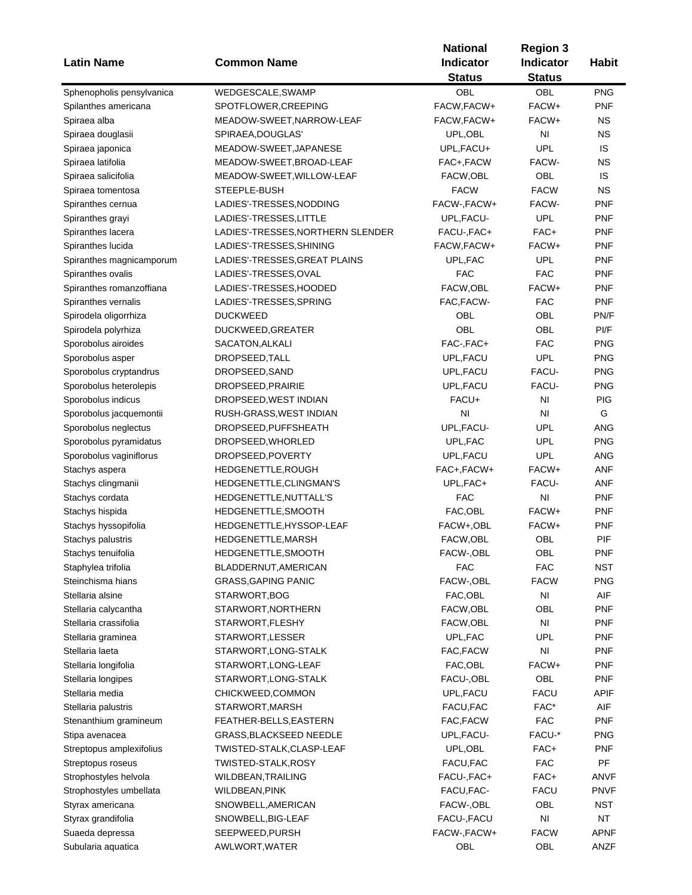| Latin Name | Common Name | National Indicator Status | Region 3 Indicator Status | Habit |
|---|---|---|---|---|
| Sphenopholis pensylvanica | WEDGESCALE,SWAMP | OBL | OBL | PNG |
| Spilanthes americana | SPOTFLOWER,CREEPING | FACW,FACW+ | FACW+ | PNF |
| Spiraea alba | MEADOW-SWEET,NARROW-LEAF | FACW,FACW+ | FACW+ | NS |
| Spiraea douglasii | SPIRAEA,DOUGLAS' | UPL,OBL | NI | NS |
| Spiraea japonica | MEADOW-SWEET,JAPANESE | UPL,FACU+ | UPL | IS |
| Spiraea latifolia | MEADOW-SWEET,BROAD-LEAF | FAC+,FACW | FACW- | NS |
| Spiraea salicifolia | MEADOW-SWEET,WILLOW-LEAF | FACW,OBL | OBL | IS |
| Spiraea tomentosa | STEEPLE-BUSH | FACW | FACW | NS |
| Spiranthes cernua | LADIES'-TRESSES,NODDING | FACW-,FACW+ | FACW- | PNF |
| Spiranthes grayi | LADIES'-TRESSES,LITTLE | UPL,FACU- | UPL | PNF |
| Spiranthes lacera | LADIES'-TRESSES,NORTHERN SLENDER | FACU-,FAC+ | FAC+ | PNF |
| Spiranthes lucida | LADIES'-TRESSES,SHINING | FACW,FACW+ | FACW+ | PNF |
| Spiranthes magnicamporum | LADIES'-TRESSES,GREAT PLAINS | UPL,FAC | UPL | PNF |
| Spiranthes ovalis | LADIES'-TRESSES,OVAL | FAC | FAC | PNF |
| Spiranthes romanzoffiana | LADIES'-TRESSES,HOODED | FACW,OBL | FACW+ | PNF |
| Spiranthes vernalis | LADIES'-TRESSES,SPRING | FAC,FACW- | FAC | PNF |
| Spirodela oligorrhiza | DUCKWEED | OBL | OBL | PN/F |
| Spirodela polyrhiza | DUCKWEED,GREATER | OBL | OBL | PI/F |
| Sporobolus airoides | SACATON,ALKALI | FAC-,FAC+ | FAC | PNG |
| Sporobolus asper | DROPSEED,TALL | UPL,FACU | UPL | PNG |
| Sporobolus cryptandrus | DROPSEED,SAND | UPL,FACU | FACU- | PNG |
| Sporobolus heterolepis | DROPSEED,PRAIRIE | UPL,FACU | FACU- | PNG |
| Sporobolus indicus | DROPSEED,WEST INDIAN | FACU+ | NI | PIG |
| Sporobolus jacquemontii | RUSH-GRASS,WEST INDIAN | NI | NI | G |
| Sporobolus neglectus | DROPSEED,PUFFSHEATH | UPL,FACU- | UPL | ANG |
| Sporobolus pyramidatus | DROPSEED,WHORLED | UPL,FAC | UPL | PNG |
| Sporobolus vaginiflorus | DROPSEED,POVERTY | UPL,FACU | UPL | ANG |
| Stachys aspera | HEDGENETTLE,ROUGH | FAC+,FACW+ | FACW+ | ANF |
| Stachys clingmanii | HEDGENETTLE,CLINGMAN'S | UPL,FAC+ | FACU- | ANF |
| Stachys cordata | HEDGENETTLE,NUTTALL'S | FAC | NI | PNF |
| Stachys hispida | HEDGENETTLE,SMOOTH | FAC,OBL | FACW+ | PNF |
| Stachys hyssopifolia | HEDGENETTLE,HYSSOP-LEAF | FACW+,OBL | FACW+ | PNF |
| Stachys palustris | HEDGENETTLE,MARSH | FACW,OBL | OBL | PIF |
| Stachys tenuifolia | HEDGENETTLE,SMOOTH | FACW-,OBL | OBL | PNF |
| Staphylea trifolia | BLADDERNUT,AMERICAN | FAC | FAC | NST |
| Steinchisma hians | GRASS,GAPING PANIC | FACW-,OBL | FACW | PNG |
| Stellaria alsine | STARWORT,BOG | FAC,OBL | NI | AIF |
| Stellaria calycantha | STARWORT,NORTHERN | FACW,OBL | OBL | PNF |
| Stellaria crassifolia | STARWORT,FLESHY | FACW,OBL | NI | PNF |
| Stellaria graminea | STARWORT,LESSER | UPL,FAC | UPL | PNF |
| Stellaria laeta | STARWORT,LONG-STALK | FAC,FACW | NI | PNF |
| Stellaria longifolia | STARWORT,LONG-LEAF | FAC,OBL | FACW+ | PNF |
| Stellaria longipes | STARWORT,LONG-STALK | FACU-,OBL | OBL | PNF |
| Stellaria media | CHICKWEED,COMMON | UPL,FACU | FACU | APIF |
| Stellaria palustris | STARWORT,MARSH | FACU,FAC | FAC* | AIF |
| Stenanthium gramineum | FEATHER-BELLS,EASTERN | FAC,FACW | FAC | PNF |
| Stipa avenacea | GRASS,BLACKSEED NEEDLE | UPL,FACU- | FACU-* | PNG |
| Streptopus amplexifolius | TWISTED-STALK,CLASP-LEAF | UPL,OBL | FAC+ | PNF |
| Streptopus roseus | TWISTED-STALK,ROSY | FACU,FAC | FAC | PF |
| Strophostyles helvola | WILDBEAN,TRAILING | FACU-,FAC+ | FAC+ | ANVF |
| Strophostyles umbellata | WILDBEAN,PINK | FACU,FAC- | FACU | PNVF |
| Styrax americana | SNOWBELL,AMERICAN | FACW-,OBL | OBL | NST |
| Styrax grandifolia | SNOWBELL,BIG-LEAF | FACU-,FACU | NI | NT |
| Suaeda depressa | SEEPWEED,PURSH | FACW-,FACW+ | FACW | APNF |
| Subularia aquatica | AWLWORT,WATER | OBL | OBL | ANZF |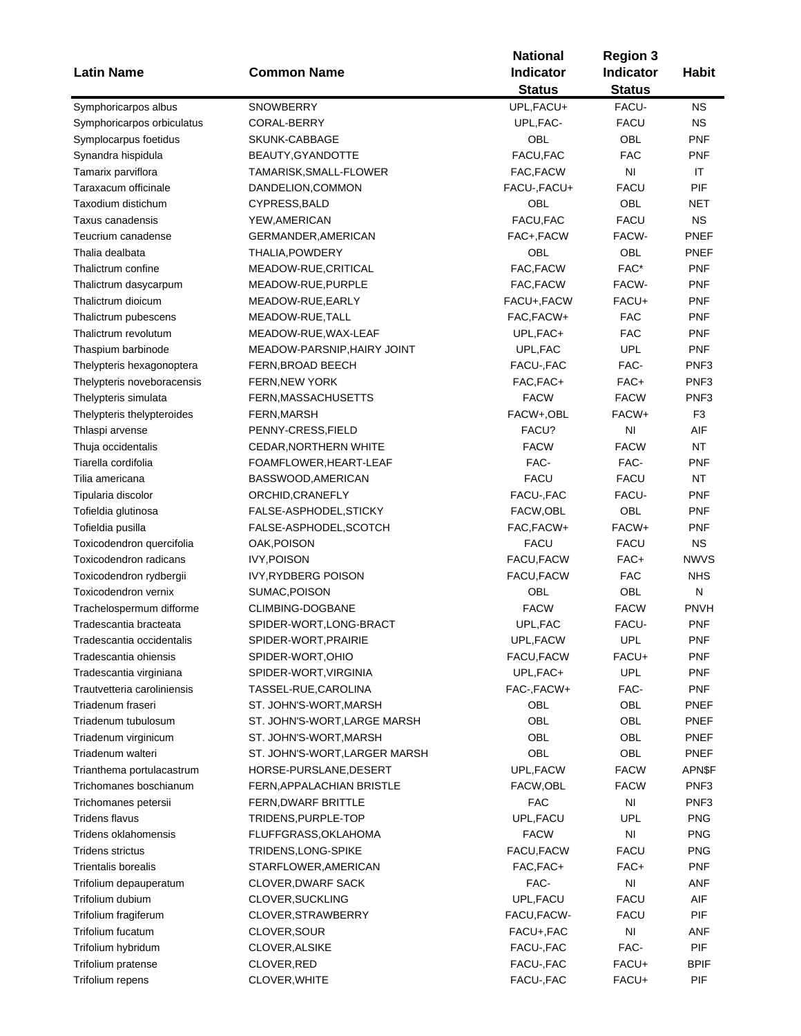| Latin Name | Common Name | National Indicator Status | Region 3 Indicator Status | Habit |
|---|---|---|---|---|
| Symphoricarpos albus | SNOWBERRY | UPL,FACU+ | FACU- | NS |
| Symphoricarpos orbiculatus | CORAL-BERRY | UPL,FAC- | FACU | NS |
| Symplocarpus foetidus | SKUNK-CABBAGE | OBL | OBL | PNF |
| Synandra hispidula | BEAUTY,GYANDOTTE | FACU,FAC | FAC | PNF |
| Tamarix parviflora | TAMARISK,SMALL-FLOWER | FAC,FACW | NI | IT |
| Taraxacum officinale | DANDELION,COMMON | FACU-,FACU+ | FACU | PIF |
| Taxodium distichum | CYPRESS,BALD | OBL | OBL | NET |
| Taxus canadensis | YEW,AMERICAN | FACU,FAC | FACU | NS |
| Teucrium canadense | GERMANDER,AMERICAN | FAC+,FACW | FACW- | PNEF |
| Thalia dealbata | THALIA,POWDERY | OBL | OBL | PNEF |
| Thalictrum confine | MEADOW-RUE,CRITICAL | FAC,FACW | FAC* | PNF |
| Thalictrum dasycarpum | MEADOW-RUE,PURPLE | FAC,FACW | FACW- | PNF |
| Thalictrum dioicum | MEADOW-RUE,EARLY | FACU+,FACW | FACU+ | PNF |
| Thalictrum pubescens | MEADOW-RUE,TALL | FAC,FACW+ | FAC | PNF |
| Thalictrum revolutum | MEADOW-RUE,WAX-LEAF | UPL,FAC+ | FAC | PNF |
| Thaspium barbinode | MEADOW-PARSNIP,HAIRY JOINT | UPL,FAC | UPL | PNF |
| Thelypteris hexagonoptera | FERN,BROAD BEECH | FACU-,FAC | FAC- | PNF3 |
| Thelypteris noveboracensis | FERN,NEW YORK | FAC,FAC+ | FAC+ | PNF3 |
| Thelypteris simulata | FERN,MASSACHUSETTS | FACW | FACW | PNF3 |
| Thelypteris thelypteroides | FERN,MARSH | FACW+,OBL | FACW+ | F3 |
| Thlaspi arvense | PENNY-CRESS,FIELD | FACU? | NI | AIF |
| Thuja occidentalis | CEDAR,NORTHERN WHITE | FACW | FACW | NT |
| Tiarella cordifolia | FOAMFLOWER,HEART-LEAF | FAC- | FAC- | PNF |
| Tilia americana | BASSWOOD,AMERICAN | FACU | FACU | NT |
| Tipularia discolor | ORCHID,CRANEFLY | FACU-,FAC | FACU- | PNF |
| Tofieldia glutinosa | FALSE-ASPHODEL,STICKY | FACW,OBL | OBL | PNF |
| Tofieldia pusilla | FALSE-ASPHODEL,SCOTCH | FAC,FACW+ | FACW+ | PNF |
| Toxicodendron quercifolia | OAK,POISON | FACU | FACU | NS |
| Toxicodendron radicans | IVY,POISON | FACU,FACW | FAC+ | NWVS |
| Toxicodendron rydbergii | IVY,RYDBERG POISON | FACU,FACW | FAC | NHS |
| Toxicodendron vernix | SUMAC,POISON | OBL | OBL | N |
| Trachelospermum difforme | CLIMBING-DOGBANE | FACW | FACW | PNVH |
| Tradescantia bracteata | SPIDER-WORT,LONG-BRACT | UPL,FAC | FACU- | PNF |
| Tradescantia occidentalis | SPIDER-WORT,PRAIRIE | UPL,FACW | UPL | PNF |
| Tradescantia ohiensis | SPIDER-WORT,OHIO | FACU,FACW | FACU+ | PNF |
| Tradescantia virginiana | SPIDER-WORT,VIRGINIA | UPL,FAC+ | UPL | PNF |
| Trautvetteria caroliniensis | TASSEL-RUE,CAROLINA | FAC-,FACW+ | FAC- | PNF |
| Triadenum fraseri | ST. JOHN'S-WORT,MARSH | OBL | OBL | PNEF |
| Triadenum tubulosum | ST. JOHN'S-WORT,LARGE MARSH | OBL | OBL | PNEF |
| Triadenum virginicum | ST. JOHN'S-WORT,MARSH | OBL | OBL | PNEF |
| Triadenum walteri | ST. JOHN'S-WORT,LARGER MARSH | OBL | OBL | PNEF |
| Trianthema portulacastrum | HORSE-PURSLANE,DESERT | UPL,FACW | FACW | APN$F |
| Trichomanes boschianum | FERN,APPALACHIAN BRISTLE | FACW,OBL | FACW | PNF3 |
| Trichomanes petersii | FERN,DWARF BRITTLE | FAC | NI | PNF3 |
| Tridens flavus | TRIDENS,PURPLE-TOP | UPL,FACU | UPL | PNG |
| Tridens oklahomensis | FLUFFGRASS,OKLAHOMA | FACW | NI | PNG |
| Tridens strictus | TRIDENS,LONG-SPIKE | FACU,FACW | FACU | PNG |
| Trientalis borealis | STARFLOWER,AMERICAN | FAC,FAC+ | FAC+ | PNF |
| Trifolium depauperatum | CLOVER,DWARF SACK | FAC- | NI | ANF |
| Trifolium dubium | CLOVER,SUCKLING | UPL,FACU | FACU | AIF |
| Trifolium fragiferum | CLOVER,STRAWBERRY | FACU,FACW- | FACU | PIF |
| Trifolium fucatum | CLOVER,SOUR | FACU+,FAC | NI | ANF |
| Trifolium hybridum | CLOVER,ALSIKE | FACU-,FAC | FAC- | PIF |
| Trifolium pratense | CLOVER,RED | FACU-,FAC | FACU+ | BPIF |
| Trifolium repens | CLOVER,WHITE | FACU-,FAC | FACU+ | PIF |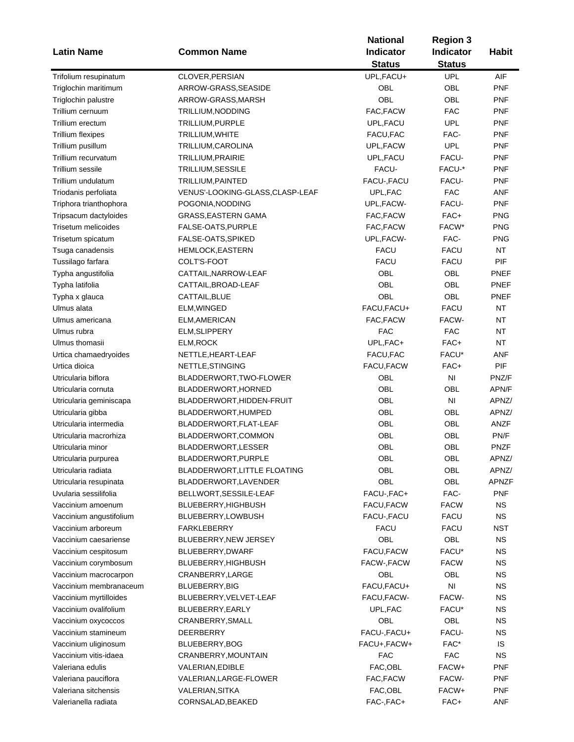| Latin Name | Common Name | National Indicator Status | Region 3 Indicator Status | Habit |
|---|---|---|---|---|
| Trifolium resupinatum | CLOVER,PERSIAN | UPL,FACU+ | UPL | AIF |
| Triglochin maritimum | ARROW-GRASS,SEASIDE | OBL | OBL | PNF |
| Triglochin palustre | ARROW-GRASS,MARSH | OBL | OBL | PNF |
| Trillium cernuum | TRILLIUM,NODDING | FAC,FACW | FAC | PNF |
| Trillium erectum | TRILLIUM,PURPLE | UPL,FACU | UPL | PNF |
| Trillium flexipes | TRILLIUM,WHITE | FACU,FAC | FAC- | PNF |
| Trillium pusillum | TRILLIUM,CAROLINA | UPL,FACW | UPL | PNF |
| Trillium recurvatum | TRILLIUM,PRAIRIE | UPL,FACU | FACU- | PNF |
| Trillium sessile | TRILLIUM,SESSILE | FACU- | FACU-* | PNF |
| Trillium undulatum | TRILLIUM,PAINTED | FACU-,FACU | FACU- | PNF |
| Triodanis perfoliata | VENUS'-LOOKING-GLASS,CLASP-LEAF | UPL,FAC | FAC | ANF |
| Triphora trianthophora | POGONIA,NODDING | UPL,FACW- | FACU- | PNF |
| Tripsacum dactyloides | GRASS,EASTERN GAMA | FAC,FACW | FAC+ | PNG |
| Trisetum melicoides | FALSE-OATS,PURPLE | FAC,FACW | FACW* | PNG |
| Trisetum spicatum | FALSE-OATS,SPIKED | UPL,FACW- | FAC- | PNG |
| Tsuga canadensis | HEMLOCK,EASTERN | FACU | FACU | NT |
| Tussilago farfara | COLT'S-FOOT | FACU | FACU | PIF |
| Typha angustifolia | CATTAIL,NARROW-LEAF | OBL | OBL | PNEF |
| Typha latifolia | CATTAIL,BROAD-LEAF | OBL | OBL | PNEF |
| Typha x glauca | CATTAIL,BLUE | OBL | OBL | PNEF |
| Ulmus alata | ELM,WINGED | FACU,FACU+ | FACU | NT |
| Ulmus americana | ELM,AMERICAN | FAC,FACW | FACW- | NT |
| Ulmus rubra | ELM,SLIPPERY | FAC | FAC | NT |
| Ulmus thomasii | ELM,ROCK | UPL,FAC+ | FAC+ | NT |
| Urtica chamaedryoides | NETTLE,HEART-LEAF | FACU,FAC | FACU* | ANF |
| Urtica dioica | NETTLE,STINGING | FACU,FACW | FAC+ | PIF |
| Utricularia biflora | BLADDERWORT,TWO-FLOWER | OBL | NI | PNZ/F |
| Utricularia cornuta | BLADDERWORT,HORNED | OBL | OBL | APN/F |
| Utricularia geminiscapa | BLADDERWORT,HIDDEN-FRUIT | OBL | NI | APNZ/ |
| Utricularia gibba | BLADDERWORT,HUMPED | OBL | OBL | APNZ/ |
| Utricularia intermedia | BLADDERWORT,FLAT-LEAF | OBL | OBL | ANZF |
| Utricularia macrorhiza | BLADDERWORT,COMMON | OBL | OBL | PN/F |
| Utricularia minor | BLADDERWORT,LESSER | OBL | OBL | PNZF |
| Utricularia purpurea | BLADDERWORT,PURPLE | OBL | OBL | APNZ/ |
| Utricularia radiata | BLADDERWORT,LITTLE FLOATING | OBL | OBL | APNZ/ |
| Utricularia resupinata | BLADDERWORT,LAVENDER | OBL | OBL | APNZF |
| Uvularia sessilifolia | BELLWORT,SESSILE-LEAF | FACU-,FAC+ | FAC- | PNF |
| Vaccinium amoenum | BLUEBERRY,HIGHBUSH | FACU,FACW | FACW | NS |
| Vaccinium angustifolium | BLUEBERRY,LOWBUSH | FACU-,FACU | FACU | NS |
| Vaccinium arboreum | FARKLEBERRY | FACU | FACU | NST |
| Vaccinium caesariense | BLUEBERRY,NEW JERSEY | OBL | OBL | NS |
| Vaccinium cespitosum | BLUEBERRY,DWARF | FACU,FACW | FACU* | NS |
| Vaccinium corymbosum | BLUEBERRY,HIGHBUSH | FACW-,FACW | FACW | NS |
| Vaccinium macrocarpon | CRANBERRY,LARGE | OBL | OBL | NS |
| Vaccinium membranaceum | BLUEBERRY,BIG | FACU,FACU+ | NI | NS |
| Vaccinium myrtilloides | BLUEBERRY,VELVET-LEAF | FACU,FACW- | FACW- | NS |
| Vaccinium ovalifolium | BLUEBERRY,EARLY | UPL,FAC | FACU* | NS |
| Vaccinium oxycoccos | CRANBERRY,SMALL | OBL | OBL | NS |
| Vaccinium stamineum | DEERBERRY | FACU-,FACU+ | FACU- | NS |
| Vaccinium uliginosum | BLUEBERRY,BOG | FACU+,FACW+ | FAC* | IS |
| Vaccinium vitis-idaea | CRANBERRY,MOUNTAIN | FAC | FAC | NS |
| Valeriana edulis | VALERIAN,EDIBLE | FAC,OBL | FACW+ | PNF |
| Valeriana pauciflora | VALERIAN,LARGE-FLOWER | FAC,FACW | FACW- | PNF |
| Valeriana sitchensis | VALERIAN,SITKA | FAC,OBL | FACW+ | PNF |
| Valerianella radiata | CORNSALAD,BEAKED | FAC-,FAC+ | FAC+ | ANF |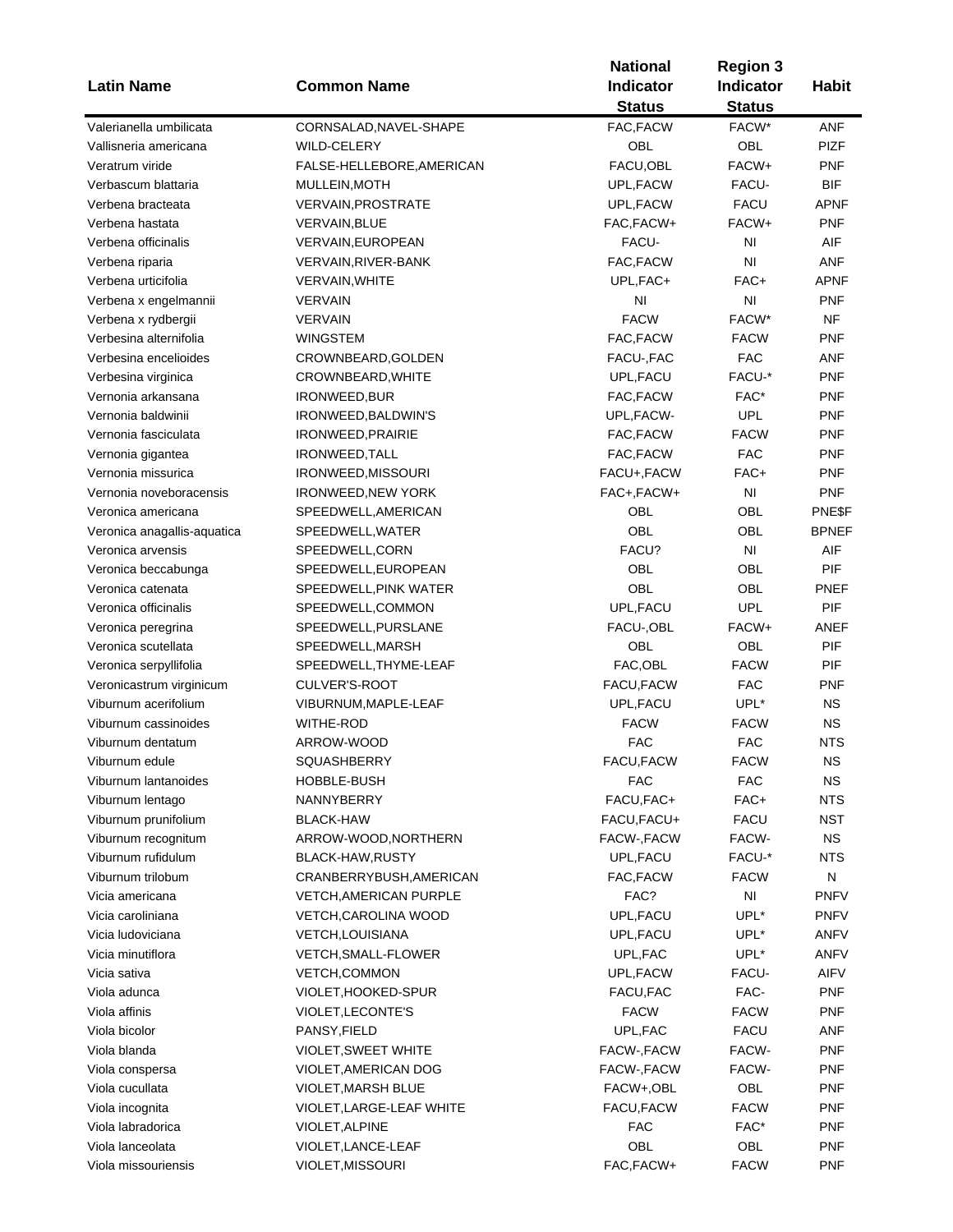| Latin Name | Common Name | National Indicator Status | Region 3 Indicator Status | Habit |
|---|---|---|---|---|
| Valerianella umbilicata | CORNSALAD,NAVEL-SHAPE | FAC,FACW | FACW* | ANF |
| Vallisneria americana | WILD-CELERY | OBL | OBL | PIZF |
| Veratrum viride | FALSE-HELLEBORE,AMERICAN | FACU,OBL | FACW+ | PNF |
| Verbascum blattaria | MULLEIN,MOTH | UPL,FACW | FACU- | BIF |
| Verbena bracteata | VERVAIN,PROSTRATE | UPL,FACW | FACU | APNF |
| Verbena hastata | VERVAIN,BLUE | FAC,FACW+ | FACW+ | PNF |
| Verbena officinalis | VERVAIN,EUROPEAN | FACU- | NI | AIF |
| Verbena riparia | VERVAIN,RIVER-BANK | FAC,FACW | NI | ANF |
| Verbena urticifolia | VERVAIN,WHITE | UPL,FAC+ | FAC+ | APNF |
| Verbena x engelmannii | VERVAIN | NI | NI | PNF |
| Verbena x rydbergii | VERVAIN | FACW | FACW* | NF |
| Verbesina alternifolia | WINGSTEM | FAC,FACW | FACW | PNF |
| Verbesina encelioides | CROWNBEARD,GOLDEN | FACU-,FAC | FAC | ANF |
| Verbesina virginica | CROWNBEARD,WHITE | UPL,FACU | FACU-* | PNF |
| Vernonia arkansana | IRONWEED,BUR | FAC,FACW | FAC* | PNF |
| Vernonia baldwinii | IRONWEED,BALDWIN'S | UPL,FACW- | UPL | PNF |
| Vernonia fasciculata | IRONWEED,PRAIRIE | FAC,FACW | FACW | PNF |
| Vernonia gigantea | IRONWEED,TALL | FAC,FACW | FAC | PNF |
| Vernonia missurica | IRONWEED,MISSOURI | FACU+,FACW | FAC+ | PNF |
| Vernonia noveboracensis | IRONWEED,NEW YORK | FAC+,FACW+ | NI | PNF |
| Veronica americana | SPEEDWELL,AMERICAN | OBL | OBL | PNE$F |
| Veronica anagallis-aquatica | SPEEDWELL,WATER | OBL | OBL | BPNEF |
| Veronica arvensis | SPEEDWELL,CORN | FACU? | NI | AIF |
| Veronica beccabunga | SPEEDWELL,EUROPEAN | OBL | OBL | PIF |
| Veronica catenata | SPEEDWELL,PINK WATER | OBL | OBL | PNEF |
| Veronica officinalis | SPEEDWELL,COMMON | UPL,FACU | UPL | PIF |
| Veronica peregrina | SPEEDWELL,PURSLANE | FACU-,OBL | FACW+ | ANEF |
| Veronica scutellata | SPEEDWELL,MARSH | OBL | OBL | PIF |
| Veronica serpyllifolia | SPEEDWELL,THYME-LEAF | FAC,OBL | FACW | PIF |
| Veronicastrum virginicum | CULVER'S-ROOT | FACU,FACW | FAC | PNF |
| Viburnum acerifolium | VIBURNUM,MAPLE-LEAF | UPL,FACU | UPL* | NS |
| Viburnum cassinoides | WITHE-ROD | FACW | FACW | NS |
| Viburnum dentatum | ARROW-WOOD | FAC | FAC | NTS |
| Viburnum edule | SQUASHBERRY | FACU,FACW | FACW | NS |
| Viburnum lantanoides | HOBBLE-BUSH | FAC | FAC | NS |
| Viburnum lentago | NANNYBERRY | FACU,FAC+ | FAC+ | NTS |
| Viburnum prunifolium | BLACK-HAW | FACU,FACU+ | FACU | NST |
| Viburnum recognitum | ARROW-WOOD,NORTHERN | FACW-,FACW | FACW- | NS |
| Viburnum rufidulum | BLACK-HAW,RUSTY | UPL,FACU | FACU-* | NTS |
| Viburnum trilobum | CRANBERRYBUSH,AMERICAN | FAC,FACW | FACW | N |
| Vicia americana | VETCH,AMERICAN PURPLE | FAC? | NI | PNFV |
| Vicia caroliniana | VETCH,CAROLINA WOOD | UPL,FACU | UPL* | PNFV |
| Vicia ludoviciana | VETCH,LOUISIANA | UPL,FACU | UPL* | ANFV |
| Vicia minutiflora | VETCH,SMALL-FLOWER | UPL,FAC | UPL* | ANFV |
| Vicia sativa | VETCH,COMMON | UPL,FACW | FACU- | AIFV |
| Viola adunca | VIOLET,HOOKED-SPUR | FACU,FAC | FAC- | PNF |
| Viola affinis | VIOLET,LECONTE'S | FACW | FACW | PNF |
| Viola bicolor | PANSY,FIELD | UPL,FAC | FACU | ANF |
| Viola blanda | VIOLET,SWEET WHITE | FACW-,FACW | FACW- | PNF |
| Viola conspersa | VIOLET,AMERICAN DOG | FACW-,FACW | FACW- | PNF |
| Viola cucullata | VIOLET,MARSH BLUE | FACW+,OBL | OBL | PNF |
| Viola incognita | VIOLET,LARGE-LEAF WHITE | FACU,FACW | FACW | PNF |
| Viola labradorica | VIOLET,ALPINE | FAC | FAC* | PNF |
| Viola lanceolata | VIOLET,LANCE-LEAF | OBL | OBL | PNF |
| Viola missouriensis | VIOLET,MISSOURI | FAC,FACW+ | FACW | PNF |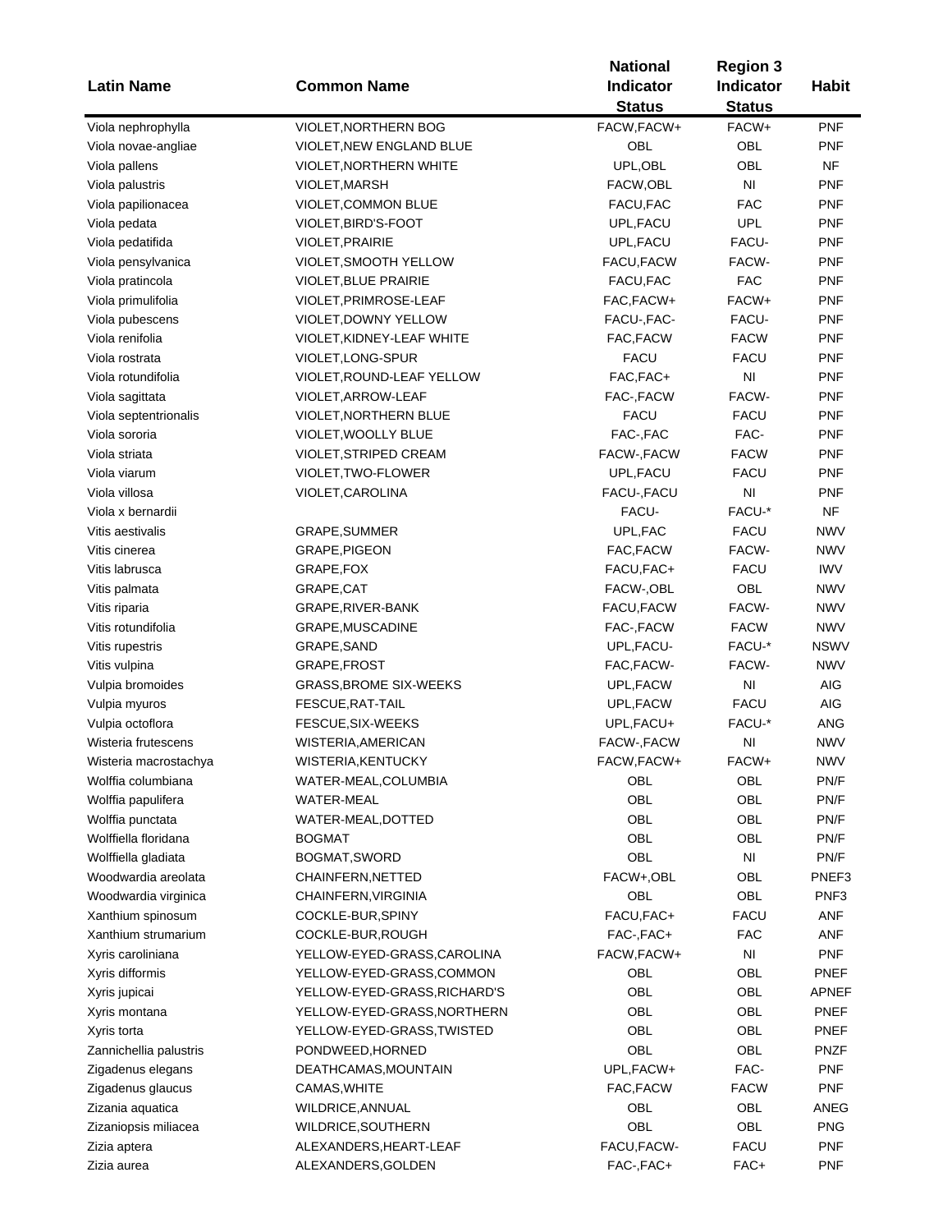| Latin Name | Common Name | National Indicator Status | Region 3 Indicator Status | Habit |
|---|---|---|---|---|
| Viola nephrophylla | VIOLET,NORTHERN BOG | FACW,FACW+ | FACW+ | PNF |
| Viola novae-angliae | VIOLET,NEW ENGLAND BLUE | OBL | OBL | PNF |
| Viola pallens | VIOLET,NORTHERN WHITE | UPL,OBL | OBL | NF |
| Viola palustris | VIOLET,MARSH | FACW,OBL | NI | PNF |
| Viola papilionacea | VIOLET,COMMON BLUE | FACU,FAC | FAC | PNF |
| Viola pedata | VIOLET,BIRD'S-FOOT | UPL,FACU | UPL | PNF |
| Viola pedatifida | VIOLET,PRAIRIE | UPL,FACU | FACU- | PNF |
| Viola pensylvanica | VIOLET,SMOOTH YELLOW | FACU,FACW | FACW- | PNF |
| Viola pratincola | VIOLET,BLUE PRAIRIE | FACU,FAC | FAC | PNF |
| Viola primulifolia | VIOLET,PRIMROSE-LEAF | FAC,FACW+ | FACW+ | PNF |
| Viola pubescens | VIOLET,DOWNY YELLOW | FACU-,FAC- | FACU- | PNF |
| Viola renifolia | VIOLET,KIDNEY-LEAF WHITE | FAC,FACW | FACW | PNF |
| Viola rostrata | VIOLET,LONG-SPUR | FACU | FACU | PNF |
| Viola rotundifolia | VIOLET,ROUND-LEAF YELLOW | FAC,FAC+ | NI | PNF |
| Viola sagittata | VIOLET,ARROW-LEAF | FAC-,FACW | FACW- | PNF |
| Viola septentrionalis | VIOLET,NORTHERN BLUE | FACU | FACU | PNF |
| Viola sororia | VIOLET,WOOLLY BLUE | FAC-,FAC | FAC- | PNF |
| Viola striata | VIOLET,STRIPED CREAM | FACW-,FACW | FACW | PNF |
| Viola viarum | VIOLET,TWO-FLOWER | UPL,FACU | FACU | PNF |
| Viola villosa | VIOLET,CAROLINA | FACU-,FACU | NI | PNF |
| Viola x bernardii | | FACU- | FACU-* | NF |
| Vitis aestivalis | GRAPE,SUMMER | UPL,FAC | FACU | NWV |
| Vitis cinerea | GRAPE,PIGEON | FAC,FACW | FACW- | NWV |
| Vitis labrusca | GRAPE,FOX | FACU,FAC+ | FACU | IWV |
| Vitis palmata | GRAPE,CAT | FACW-,OBL | OBL | NWV |
| Vitis riparia | GRAPE,RIVER-BANK | FACU,FACW | FACW- | NWV |
| Vitis rotundifolia | GRAPE,MUSCADINE | FAC-,FACW | FACW | NWV |
| Vitis rupestris | GRAPE,SAND | UPL,FACU- | FACU-* | NSWV |
| Vitis vulpina | GRAPE,FROST | FAC,FACW- | FACW- | NWV |
| Vulpia bromoides | GRASS,BROME SIX-WEEKS | UPL,FACW | NI | AIG |
| Vulpia myuros | FESCUE,RAT-TAIL | UPL,FACW | FACU | AIG |
| Vulpia octoflora | FESCUE,SIX-WEEKS | UPL,FACU+ | FACU-* | ANG |
| Wisteria frutescens | WISTERIA,AMERICAN | FACW-,FACW | NI | NWV |
| Wisteria macrostachya | WISTERIA,KENTUCKY | FACW,FACW+ | FACW+ | NWV |
| Wolffia columbiana | WATER-MEAL,COLUMBIA | OBL | OBL | PN/F |
| Wolffia papulifera | WATER-MEAL | OBL | OBL | PN/F |
| Wolffia punctata | WATER-MEAL,DOTTED | OBL | OBL | PN/F |
| Wolffiella floridana | BOGMAT | OBL | OBL | PN/F |
| Wolffiella gladiata | BOGMAT,SWORD | OBL | NI | PN/F |
| Woodwardia areolata | CHAINFERN,NETTED | FACW+,OBL | OBL | PNEF3 |
| Woodwardia virginica | CHAINFERN,VIRGINIA | OBL | OBL | PNF3 |
| Xanthium spinosum | COCKLE-BUR,SPINY | FACU,FAC+ | FACU | ANF |
| Xanthium strumarium | COCKLE-BUR,ROUGH | FAC-,FAC+ | FAC | ANF |
| Xyris caroliniana | YELLOW-EYED-GRASS,CAROLINA | FACW,FACW+ | NI | PNF |
| Xyris difformis | YELLOW-EYED-GRASS,COMMON | OBL | OBL | PNEF |
| Xyris jupicai | YELLOW-EYED-GRASS,RICHARD'S | OBL | OBL | APNEF |
| Xyris montana | YELLOW-EYED-GRASS,NORTHERN | OBL | OBL | PNEF |
| Xyris torta | YELLOW-EYED-GRASS,TWISTED | OBL | OBL | PNEF |
| Zannichellia palustris | PONDWEED,HORNED | OBL | OBL | PNZF |
| Zigadenus elegans | DEATHCAMAS,MOUNTAIN | UPL,FACW+ | FAC- | PNF |
| Zigadenus glaucus | CAMAS,WHITE | FAC,FACW | FACW | PNF |
| Zizania aquatica | WILDRICE,ANNUAL | OBL | OBL | ANEG |
| Zizaniopsis miliacea | WILDRICE,SOUTHERN | OBL | OBL | PNG |
| Zizia aptera | ALEXANDERS,HEART-LEAF | FACU,FACW- | FACU | PNF |
| Zizia aurea | ALEXANDERS,GOLDEN | FAC-,FAC+ | FAC+ | PNF |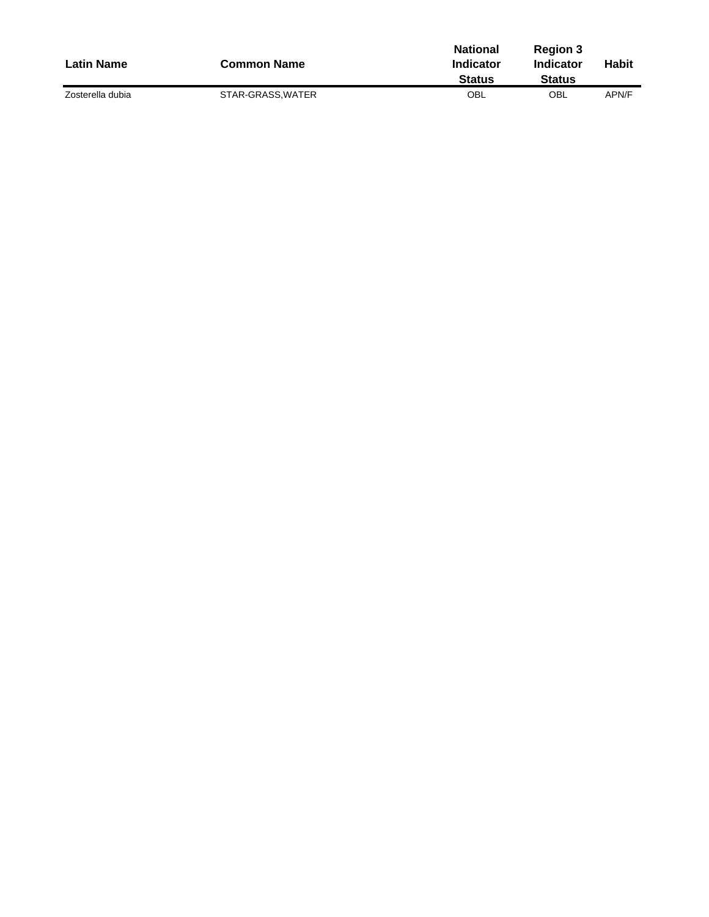| Latin Name | Common Name | National Indicator Status | Region 3 Indicator Status | Habit |
|---|---|---|---|---|
| Zosterella dubia | STAR-GRASS,WATER | OBL | OBL | APN/F |